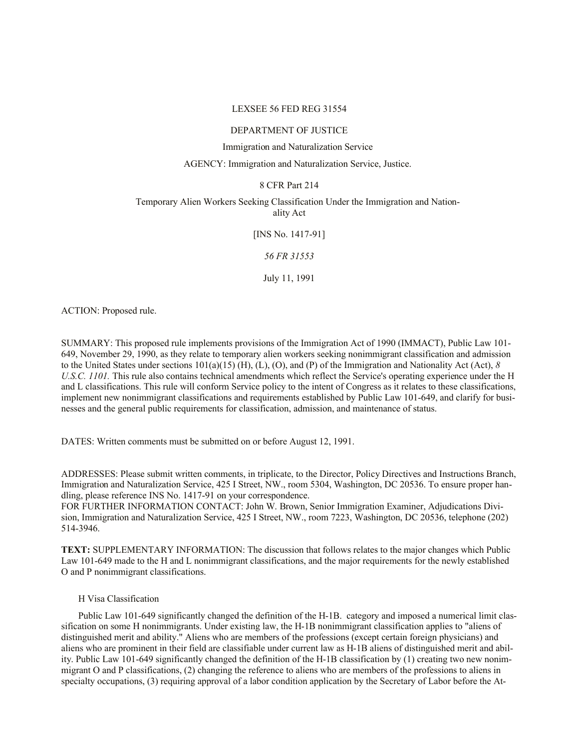LEXSEE 56 FED REG 31554

DEPARTMENT OF JUSTICE

Immigration and Naturalization Service

AGENCY: Immigration and Naturalization Service, Justice.

8 CFR Part 214

Temporary Alien Workers Seeking Classification Under the Immigration and Nationality Act

[INS No. 1417-91]

*56 FR 31553*

July 11, 1991

ACTION: Proposed rule.

SUMMARY: This proposed rule implements provisions of the Immigration Act of 1990 (IMMACT), Public Law 101-649, November 29, 1990, as they relate to temporary alien workers seeking nonimmigrant classification and admission to the United States under sections 101(a)(15) (H), (L), (O), and (P) of the Immigration and Nationality Act (Act), *8 U.S.C. 1101.* This rule also contains technical amendments which reflect the Service's operating experience under the H and L classifications. This rule will conform Service policy to the intent of Congress as it relates to these classifications, implement new nonimmigrant classifications and requirements established by Public Law 101-649, and clarify for businesses and the general public requirements for classification, admission, and maintenance of status.

DATES: Written comments must be submitted on or before August 12, 1991.

ADDRESSES: Please submit written comments, in triplicate, to the Director, Policy Directives and Instructions Branch, Immigration and Naturalization Service, 425 I Street, NW., room 5304, Washington, DC 20536. To ensure proper handling, please reference INS No. 1417-91 on your correspondence.
FOR FURTHER INFORMATION CONTACT: John W. Brown, Senior Immigration Examiner, Adjudications Division, Immigration and Naturalization Service, 425 I Street, NW., room 7223, Washington, DC 20536, telephone (202) 514-3946.

**TEXT:** SUPPLEMENTARY INFORMATION: The discussion that follows relates to the major changes which Public Law 101-649 made to the H and L nonimmigrant classifications, and the major requirements for the newly established O and P nonimmigrant classifications.

H Visa Classification

Public Law 101-649 significantly changed the definition of the H-1B. category and imposed a numerical limit classification on some H nonimmigrants. Under existing law, the H-1B nonimmigrant classification applies to "aliens of distinguished merit and ability." Aliens who are members of the professions (except certain foreign physicians) and aliens who are prominent in their field are classifiable under current law as H-1B aliens of distinguished merit and ability. Public Law 101-649 significantly changed the definition of the H-1B classification by (1) creating two new nonimmigrant O and P classifications, (2) changing the reference to aliens who are members of the professions to aliens in specialty occupations, (3) requiring approval of a labor condition application by the Secretary of Labor before the At-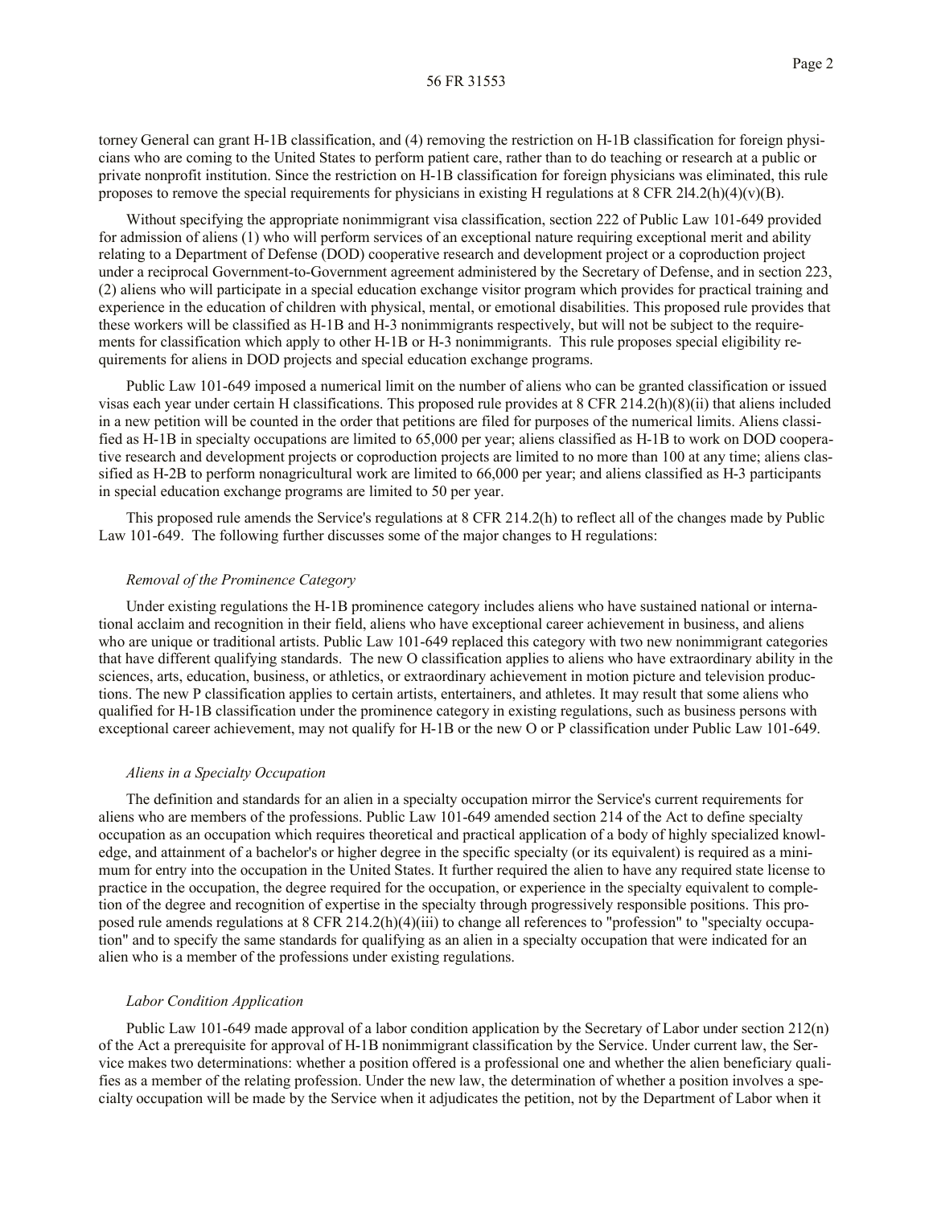torney General can grant H-1B classification, and (4) removing the restriction on H-1B classification for foreign physicians who are coming to the United States to perform patient care, rather than to do teaching or research at a public or private nonprofit institution. Since the restriction on H-1B classification for foreign physicians was eliminated, this rule proposes to remove the special requirements for physicians in existing H regulations at 8 CFR 214.2(h)(4)(v)(B).

Without specifying the appropriate nonimmigrant visa classification, section 222 of Public Law 101-649 provided for admission of aliens (1) who will perform services of an exceptional nature requiring exceptional merit and ability relating to a Department of Defense (DOD) cooperative research and development project or a coproduction project under a reciprocal Government-to-Government agreement administered by the Secretary of Defense, and in section 223, (2) aliens who will participate in a special education exchange visitor program which provides for practical training and experience in the education of children with physical, mental, or emotional disabilities. This proposed rule provides that these workers will be classified as H-1B and H-3 nonimmigrants respectively, but will not be subject to the requirements for classification which apply to other H-1B or H-3 nonimmigrants. This rule proposes special eligibility requirements for aliens in DOD projects and special education exchange programs.

Public Law 101-649 imposed a numerical limit on the number of aliens who can be granted classification or issued visas each year under certain H classifications. This proposed rule provides at 8 CFR 214.2(h)(8)(ii) that aliens included in a new petition will be counted in the order that petitions are filed for purposes of the numerical limits. Aliens classified as H-1B in specialty occupations are limited to 65,000 per year; aliens classified as H-1B to work on DOD cooperative research and development projects or coproduction projects are limited to no more than 100 at any time; aliens classified as H-2B to perform nonagricultural work are limited to 66,000 per year; and aliens classified as H-3 participants in special education exchange programs are limited to 50 per year.

This proposed rule amends the Service's regulations at 8 CFR 214.2(h) to reflect all of the changes made by Public Law 101-649. The following further discusses some of the major changes to H regulations:

*Removal of the Prominence Category*

Under existing regulations the H-1B prominence category includes aliens who have sustained national or international acclaim and recognition in their field, aliens who have exceptional career achievement in business, and aliens who are unique or traditional artists. Public Law 101-649 replaced this category with two new nonimmigrant categories that have different qualifying standards. The new O classification applies to aliens who have extraordinary ability in the sciences, arts, education, business, or athletics, or extraordinary achievement in motion picture and television productions. The new P classification applies to certain artists, entertainers, and athletes. It may result that some aliens who qualified for H-1B classification under the prominence category in existing regulations, such as business persons with exceptional career achievement, may not qualify for H-1B or the new O or P classification under Public Law 101-649.

*Aliens in a Specialty Occupation*

The definition and standards for an alien in a specialty occupation mirror the Service's current requirements for aliens who are members of the professions. Public Law 101-649 amended section 214 of the Act to define specialty occupation as an occupation which requires theoretical and practical application of a body of highly specialized knowledge, and attainment of a bachelor's or higher degree in the specific specialty (or its equivalent) is required as a minimum for entry into the occupation in the United States. It further required the alien to have any required state license to practice in the occupation, the degree required for the occupation, or experience in the specialty equivalent to completion of the degree and recognition of expertise in the specialty through progressively responsible positions. This proposed rule amends regulations at 8 CFR 214.2(h)(4)(iii) to change all references to "profession" to "specialty occupation" and to specify the same standards for qualifying as an alien in a specialty occupation that were indicated for an alien who is a member of the professions under existing regulations.

*Labor Condition Application*

Public Law 101-649 made approval of a labor condition application by the Secretary of Labor under section 212(n) of the Act a prerequisite for approval of H-1B nonimmigrant classification by the Service. Under current law, the Service makes two determinations: whether a position offered is a professional one and whether the alien beneficiary qualifies as a member of the relating profession. Under the new law, the determination of whether a position involves a specialty occupation will be made by the Service when it adjudicates the petition, not by the Department of Labor when it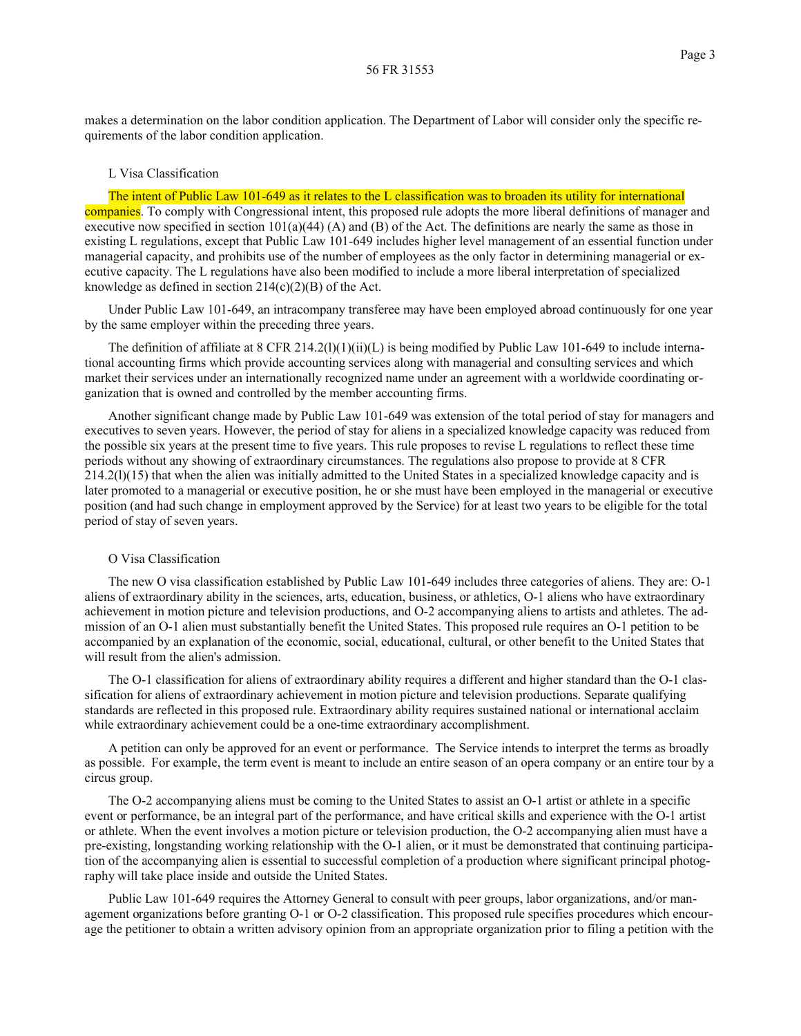makes a determination on the labor condition application. The Department of Labor will consider only the specific requirements of the labor condition application.

## L Visa Classification

The intent of Public Law 101-649 as it relates to the L classification was to broaden its utility for international companies. To comply with Congressional intent, this proposed rule adopts the more liberal definitions of manager and executive now specified in section 101(a)(44) (A) and (B) of the Act. The definitions are nearly the same as those in existing L regulations, except that Public Law 101-649 includes higher level management of an essential function under managerial capacity, and prohibits use of the number of employees as the only factor in determining managerial or executive capacity. The L regulations have also been modified to include a more liberal interpretation of specialized knowledge as defined in section 214(c)(2)(B) of the Act.

Under Public Law 101-649, an intracompany transferee may have been employed abroad continuously for one year by the same employer within the preceding three years.

The definition of affiliate at 8 CFR 214.2(l)(1)(ii)(L) is being modified by Public Law 101-649 to include international accounting firms which provide accounting services along with managerial and consulting services and which market their services under an internationally recognized name under an agreement with a worldwide coordinating organization that is owned and controlled by the member accounting firms.

Another significant change made by Public Law 101-649 was extension of the total period of stay for managers and executives to seven years. However, the period of stay for aliens in a specialized knowledge capacity was reduced from the possible six years at the present time to five years. This rule proposes to revise L regulations to reflect these time periods without any showing of extraordinary circumstances. The regulations also propose to provide at 8 CFR 214.2(l)(15) that when the alien was initially admitted to the United States in a specialized knowledge capacity and is later promoted to a managerial or executive position, he or she must have been employed in the managerial or executive position (and had such change in employment approved by the Service) for at least two years to be eligible for the total period of stay of seven years.

## O Visa Classification

The new O visa classification established by Public Law 101-649 includes three categories of aliens. They are: O-1 aliens of extraordinary ability in the sciences, arts, education, business, or athletics, O-1 aliens who have extraordinary achievement in motion picture and television productions, and O-2 accompanying aliens to artists and athletes. The admission of an O-1 alien must substantially benefit the United States. This proposed rule requires an O-1 petition to be accompanied by an explanation of the economic, social, educational, cultural, or other benefit to the United States that will result from the alien's admission.

The O-1 classification for aliens of extraordinary ability requires a different and higher standard than the O-1 classification for aliens of extraordinary achievement in motion picture and television productions. Separate qualifying standards are reflected in this proposed rule. Extraordinary ability requires sustained national or international acclaim while extraordinary achievement could be a one-time extraordinary accomplishment.

A petition can only be approved for an event or performance. The Service intends to interpret the terms as broadly as possible. For example, the term event is meant to include an entire season of an opera company or an entire tour by a circus group.

The O-2 accompanying aliens must be coming to the United States to assist an O-1 artist or athlete in a specific event or performance, be an integral part of the performance, and have critical skills and experience with the O-1 artist or athlete. When the event involves a motion picture or television production, the O-2 accompanying alien must have a pre-existing, longstanding working relationship with the O-1 alien, or it must be demonstrated that continuing participation of the accompanying alien is essential to successful completion of a production where significant principal photography will take place inside and outside the United States.

Public Law 101-649 requires the Attorney General to consult with peer groups, labor organizations, and/or management organizations before granting O-1 or O-2 classification. This proposed rule specifies procedures which encourage the petitioner to obtain a written advisory opinion from an appropriate organization prior to filing a petition with the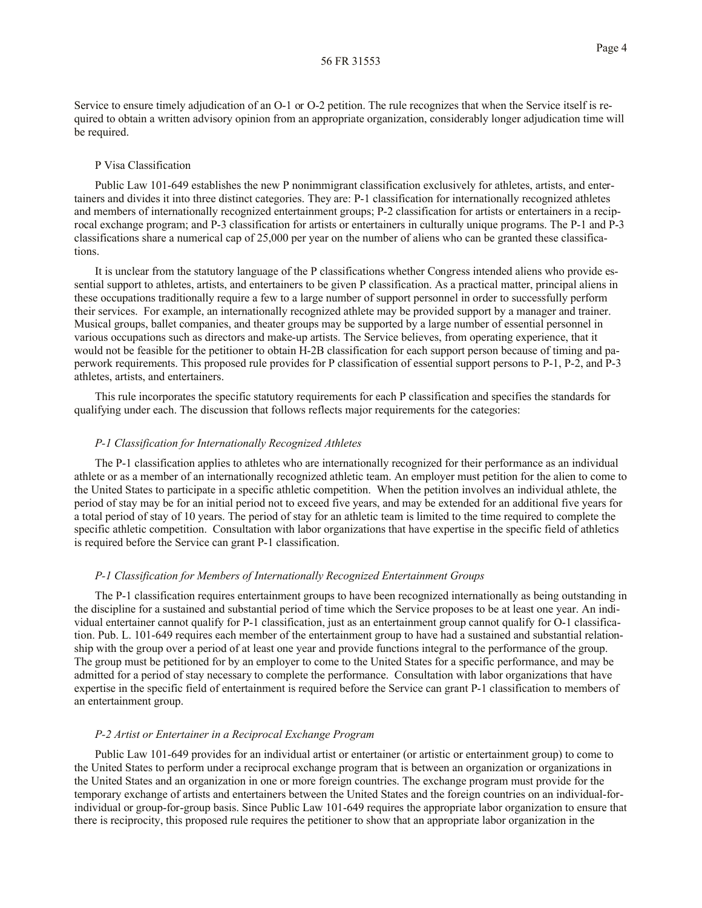Service to ensure timely adjudication of an O-1 or O-2 petition. The rule recognizes that when the Service itself is required to obtain a written advisory opinion from an appropriate organization, considerably longer adjudication time will be required.

P Visa Classification

Public Law 101-649 establishes the new P nonimmigrant classification exclusively for athletes, artists, and entertainers and divides it into three distinct categories. They are: P-1 classification for internationally recognized athletes and members of internationally recognized entertainment groups; P-2 classification for artists or entertainers in a reciprocal exchange program; and P-3 classification for artists or entertainers in culturally unique programs. The P-1 and P-3 classifications share a numerical cap of 25,000 per year on the number of aliens who can be granted these classifications.

It is unclear from the statutory language of the P classifications whether Congress intended aliens who provide essential support to athletes, artists, and entertainers to be given P classification. As a practical matter, principal aliens in these occupations traditionally require a few to a large number of support personnel in order to successfully perform their services. For example, an internationally recognized athlete may be provided support by a manager and trainer. Musical groups, ballet companies, and theater groups may be supported by a large number of essential personnel in various occupations such as directors and make-up artists. The Service believes, from operating experience, that it would not be feasible for the petitioner to obtain H-2B classification for each support person because of timing and paperwork requirements. This proposed rule provides for P classification of essential support persons to P-1, P-2, and P-3 athletes, artists, and entertainers.

This rule incorporates the specific statutory requirements for each P classification and specifies the standards for qualifying under each. The discussion that follows reflects major requirements for the categories:

*P-1 Classification for Internationally Recognized Athletes*

The P-1 classification applies to athletes who are internationally recognized for their performance as an individual athlete or as a member of an internationally recognized athletic team. An employer must petition for the alien to come to the United States to participate in a specific athletic competition. When the petition involves an individual athlete, the period of stay may be for an initial period not to exceed five years, and may be extended for an additional five years for a total period of stay of 10 years. The period of stay for an athletic team is limited to the time required to complete the specific athletic competition. Consultation with labor organizations that have expertise in the specific field of athletics is required before the Service can grant P-1 classification.

*P-1 Classification for Members of Internationally Recognized Entertainment Groups*

The P-1 classification requires entertainment groups to have been recognized internationally as being outstanding in the discipline for a sustained and substantial period of time which the Service proposes to be at least one year. An individual entertainer cannot qualify for P-1 classification, just as an entertainment group cannot qualify for O-1 classification. Pub. L. 101-649 requires each member of the entertainment group to have had a sustained and substantial relationship with the group over a period of at least one year and provide functions integral to the performance of the group. The group must be petitioned for by an employer to come to the United States for a specific performance, and may be admitted for a period of stay necessary to complete the performance. Consultation with labor organizations that have expertise in the specific field of entertainment is required before the Service can grant P-1 classification to members of an entertainment group.

*P-2 Artist or Entertainer in a Reciprocal Exchange Program*

Public Law 101-649 provides for an individual artist or entertainer (or artistic or entertainment group) to come to the United States to perform under a reciprocal exchange program that is between an organization or organizations in the United States and an organization in one or more foreign countries. The exchange program must provide for the temporary exchange of artists and entertainers between the United States and the foreign countries on an individual-for-individual or group-for-group basis. Since Public Law 101-649 requires the appropriate labor organization to ensure that there is reciprocity, this proposed rule requires the petitioner to show that an appropriate labor organization in the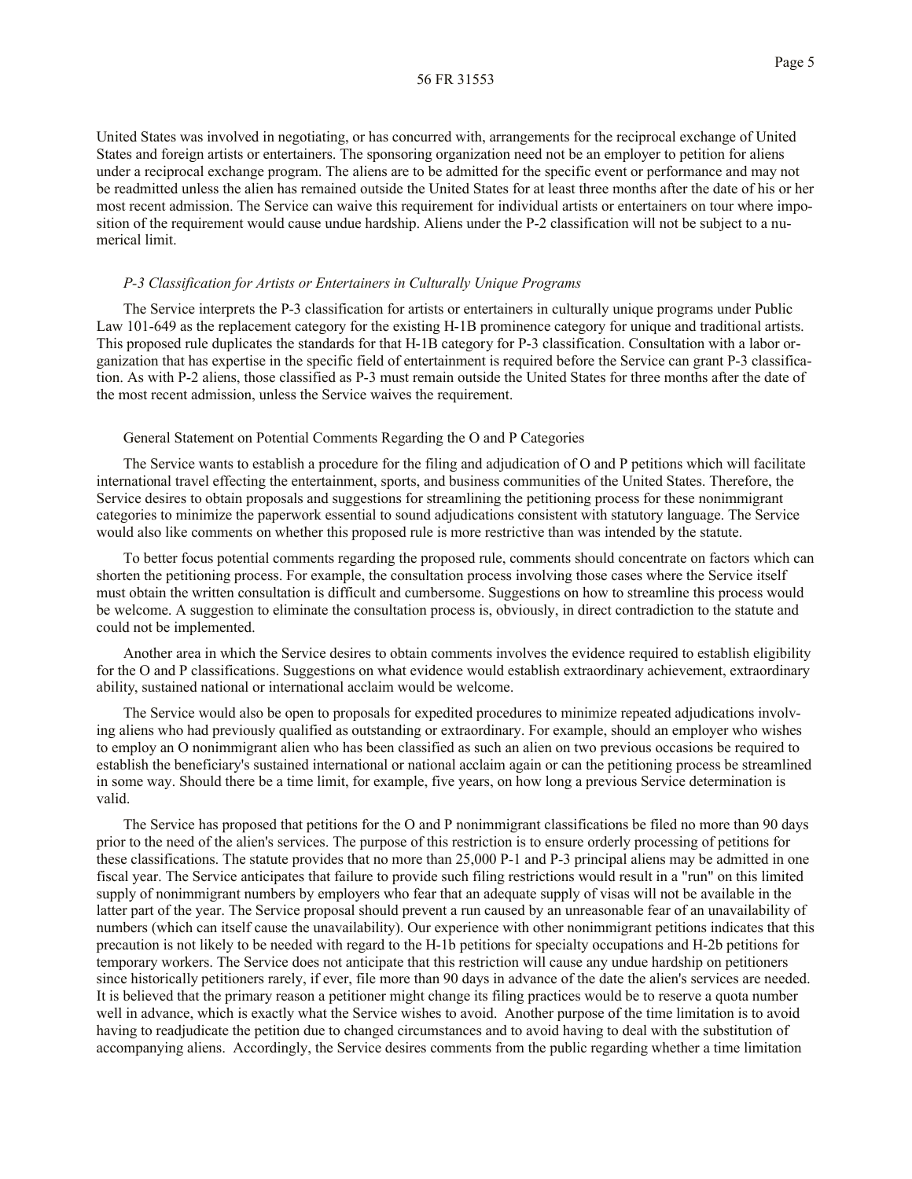United States was involved in negotiating, or has concurred with, arrangements for the reciprocal exchange of United States and foreign artists or entertainers. The sponsoring organization need not be an employer to petition for aliens under a reciprocal exchange program. The aliens are to be admitted for the specific event or performance and may not be readmitted unless the alien has remained outside the United States for at least three months after the date of his or her most recent admission. The Service can waive this requirement for individual artists or entertainers on tour where imposition of the requirement would cause undue hardship. Aliens under the P-2 classification will not be subject to a numerical limit.

*P-3 Classification for Artists or Entertainers in Culturally Unique Programs*

The Service interprets the P-3 classification for artists or entertainers in culturally unique programs under Public Law 101-649 as the replacement category for the existing H-1B prominence category for unique and traditional artists. This proposed rule duplicates the standards for that H-1B category for P-3 classification. Consultation with a labor organization that has expertise in the specific field of entertainment is required before the Service can grant P-3 classification. As with P-2 aliens, those classified as P-3 must remain outside the United States for three months after the date of the most recent admission, unless the Service waives the requirement.

General Statement on Potential Comments Regarding the O and P Categories

The Service wants to establish a procedure for the filing and adjudication of O and P petitions which will facilitate international travel effecting the entertainment, sports, and business communities of the United States. Therefore, the Service desires to obtain proposals and suggestions for streamlining the petitioning process for these nonimmigrant categories to minimize the paperwork essential to sound adjudications consistent with statutory language. The Service would also like comments on whether this proposed rule is more restrictive than was intended by the statute.

To better focus potential comments regarding the proposed rule, comments should concentrate on factors which can shorten the petitioning process. For example, the consultation process involving those cases where the Service itself must obtain the written consultation is difficult and cumbersome. Suggestions on how to streamline this process would be welcome. A suggestion to eliminate the consultation process is, obviously, in direct contradiction to the statute and could not be implemented.

Another area in which the Service desires to obtain comments involves the evidence required to establish eligibility for the O and P classifications. Suggestions on what evidence would establish extraordinary achievement, extraordinary ability, sustained national or international acclaim would be welcome.

The Service would also be open to proposals for expedited procedures to minimize repeated adjudications involving aliens who had previously qualified as outstanding or extraordinary. For example, should an employer who wishes to employ an O nonimmigrant alien who has been classified as such an alien on two previous occasions be required to establish the beneficiary's sustained international or national acclaim again or can the petitioning process be streamlined in some way. Should there be a time limit, for example, five years, on how long a previous Service determination is valid.

The Service has proposed that petitions for the O and P nonimmigrant classifications be filed no more than 90 days prior to the need of the alien's services. The purpose of this restriction is to ensure orderly processing of petitions for these classifications. The statute provides that no more than 25,000 P-1 and P-3 principal aliens may be admitted in one fiscal year. The Service anticipates that failure to provide such filing restrictions would result in a "run" on this limited supply of nonimmigrant numbers by employers who fear that an adequate supply of visas will not be available in the latter part of the year. The Service proposal should prevent a run caused by an unreasonable fear of an unavailability of numbers (which can itself cause the unavailability). Our experience with other nonimmigrant petitions indicates that this precaution is not likely to be needed with regard to the H-1b petitions for specialty occupations and H-2b petitions for temporary workers. The Service does not anticipate that this restriction will cause any undue hardship on petitioners since historically petitioners rarely, if ever, file more than 90 days in advance of the date the alien's services are needed. It is believed that the primary reason a petitioner might change its filing practices would be to reserve a quota number well in advance, which is exactly what the Service wishes to avoid. Another purpose of the time limitation is to avoid having to readjudicate the petition due to changed circumstances and to avoid having to deal with the substitution of accompanying aliens. Accordingly, the Service desires comments from the public regarding whether a time limitation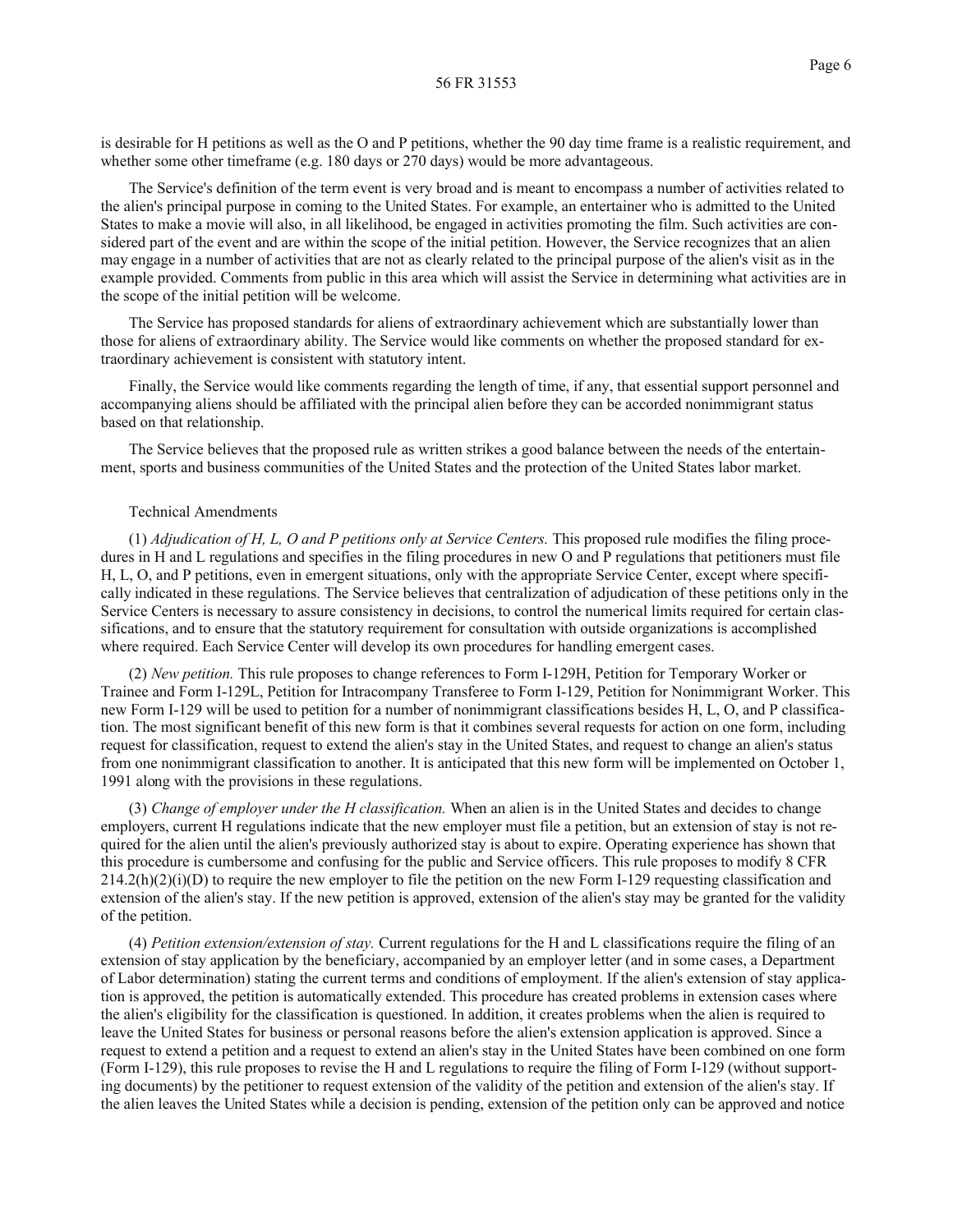is desirable for H petitions as well as the O and P petitions, whether the 90 day time frame is a realistic requirement, and whether some other timeframe (e.g. 180 days or 270 days) would be more advantageous.

The Service's definition of the term event is very broad and is meant to encompass a number of activities related to the alien's principal purpose in coming to the United States. For example, an entertainer who is admitted to the United States to make a movie will also, in all likelihood, be engaged in activities promoting the film. Such activities are considered part of the event and are within the scope of the initial petition. However, the Service recognizes that an alien may engage in a number of activities that are not as clearly related to the principal purpose of the alien's visit as in the example provided. Comments from public in this area which will assist the Service in determining what activities are in the scope of the initial petition will be welcome.

The Service has proposed standards for aliens of extraordinary achievement which are substantially lower than those for aliens of extraordinary ability. The Service would like comments on whether the proposed standard for extraordinary achievement is consistent with statutory intent.

Finally, the Service would like comments regarding the length of time, if any, that essential support personnel and accompanying aliens should be affiliated with the principal alien before they can be accorded nonimmigrant status based on that relationship.

The Service believes that the proposed rule as written strikes a good balance between the needs of the entertainment, sports and business communities of the United States and the protection of the United States labor market.

Technical Amendments

(1) *Adjudication of H, L, O and P petitions only at Service Centers.* This proposed rule modifies the filing procedures in H and L regulations and specifies in the filing procedures in new O and P regulations that petitioners must file H, L, O, and P petitions, even in emergent situations, only with the appropriate Service Center, except where specifically indicated in these regulations. The Service believes that centralization of adjudication of these petitions only in the Service Centers is necessary to assure consistency in decisions, to control the numerical limits required for certain classifications, and to ensure that the statutory requirement for consultation with outside organizations is accomplished where required. Each Service Center will develop its own procedures for handling emergent cases.

(2) *New petition.* This rule proposes to change references to Form I-129H, Petition for Temporary Worker or Trainee and Form I-129L, Petition for Intracompany Transferee to Form I-129, Petition for Nonimmigrant Worker. This new Form I-129 will be used to petition for a number of nonimmigrant classifications besides H, L, O, and P classification. The most significant benefit of this new form is that it combines several requests for action on one form, including request for classification, request to extend the alien's stay in the United States, and request to change an alien's status from one nonimmigrant classification to another. It is anticipated that this new form will be implemented on October 1, 1991 along with the provisions in these regulations.

(3) *Change of employer under the H classification.* When an alien is in the United States and decides to change employers, current H regulations indicate that the new employer must file a petition, but an extension of stay is not required for the alien until the alien's previously authorized stay is about to expire. Operating experience has shown that this procedure is cumbersome and confusing for the public and Service officers. This rule proposes to modify 8 CFR 214.2(h)(2)(i)(D) to require the new employer to file the petition on the new Form I-129 requesting classification and extension of the alien's stay. If the new petition is approved, extension of the alien's stay may be granted for the validity of the petition.

(4) *Petition extension/extension of stay.* Current regulations for the H and L classifications require the filing of an extension of stay application by the beneficiary, accompanied by an employer letter (and in some cases, a Department of Labor determination) stating the current terms and conditions of employment. If the alien's extension of stay application is approved, the petition is automatically extended. This procedure has created problems in extension cases where the alien's eligibility for the classification is questioned. In addition, it creates problems when the alien is required to leave the United States for business or personal reasons before the alien's extension application is approved. Since a request to extend a petition and a request to extend an alien's stay in the United States have been combined on one form (Form I-129), this rule proposes to revise the H and L regulations to require the filing of Form I-129 (without supporting documents) by the petitioner to request extension of the validity of the petition and extension of the alien's stay. If the alien leaves the United States while a decision is pending, extension of the petition only can be approved and notice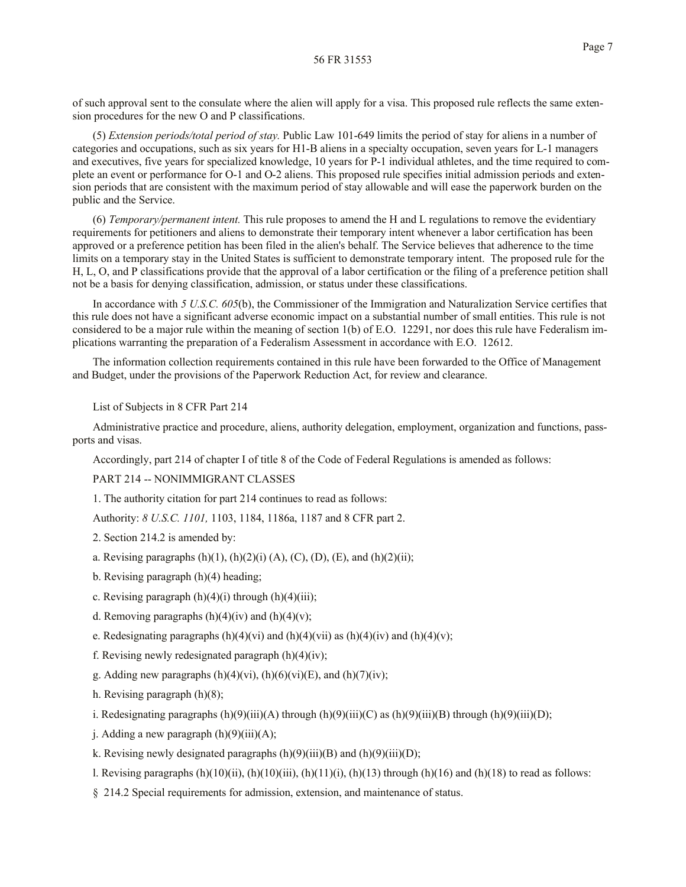of such approval sent to the consulate where the alien will apply for a visa. This proposed rule reflects the same extension procedures for the new O and P classifications.

(5) *Extension periods/total period of stay.* Public Law 101-649 limits the period of stay for aliens in a number of categories and occupations, such as six years for H1-B aliens in a specialty occupation, seven years for L-1 managers and executives, five years for specialized knowledge, 10 years for P-1 individual athletes, and the time required to complete an event or performance for O-1 and O-2 aliens. This proposed rule specifies initial admission periods and extension periods that are consistent with the maximum period of stay allowable and will ease the paperwork burden on the public and the Service.

(6) *Temporary/permanent intent.* This rule proposes to amend the H and L regulations to remove the evidentiary requirements for petitioners and aliens to demonstrate their temporary intent whenever a labor certification has been approved or a preference petition has been filed in the alien's behalf. The Service believes that adherence to the time limits on a temporary stay in the United States is sufficient to demonstrate temporary intent. The proposed rule for the H, L, O, and P classifications provide that the approval of a labor certification or the filing of a preference petition shall not be a basis for denying classification, admission, or status under these classifications.

In accordance with *5 U.S.C. 605*(b), the Commissioner of the Immigration and Naturalization Service certifies that this rule does not have a significant adverse economic impact on a substantial number of small entities. This rule is not considered to be a major rule within the meaning of section 1(b) of E.O. 12291, nor does this rule have Federalism implications warranting the preparation of a Federalism Assessment in accordance with E.O. 12612.

The information collection requirements contained in this rule have been forwarded to the Office of Management and Budget, under the provisions of the Paperwork Reduction Act, for review and clearance.

List of Subjects in 8 CFR Part 214

Administrative practice and procedure, aliens, authority delegation, employment, organization and functions, passports and visas.

Accordingly, part 214 of chapter I of title 8 of the Code of Federal Regulations is amended as follows:

PART 214 -- NONIMMIGRANT CLASSES

1. The authority citation for part 214 continues to read as follows:

Authority: *8 U.S.C. 1101,* 1103, 1184, 1186a, 1187 and 8 CFR part 2.

2. Section 214.2 is amended by:

a. Revising paragraphs (h)(1), (h)(2)(i) (A), (C), (D), (E), and (h)(2)(ii);

b. Revising paragraph (h)(4) heading;

c. Revising paragraph (h)(4)(i) through (h)(4)(iii);

d. Removing paragraphs (h)(4)(iv) and (h)(4)(v);

e. Redesignating paragraphs (h)(4)(vi) and (h)(4)(vii) as (h)(4)(iv) and (h)(4)(v);

f. Revising newly redesignated paragraph (h)(4)(iv);

g. Adding new paragraphs (h)(4)(vi), (h)(6)(vi)(E), and (h)(7)(iv);

h. Revising paragraph (h)(8);

i. Redesignating paragraphs (h)(9)(iii)(A) through (h)(9)(iii)(C) as (h)(9)(iii)(B) through (h)(9)(iii)(D);

j. Adding a new paragraph (h)(9)(iii)(A);

k. Revising newly designated paragraphs (h)(9)(iii)(B) and (h)(9)(iii)(D);

l. Revising paragraphs (h)(10)(ii), (h)(10)(iii), (h)(11)(i), (h)(13) through (h)(16) and (h)(18) to read as follows:

§ 214.2 Special requirements for admission, extension, and maintenance of status.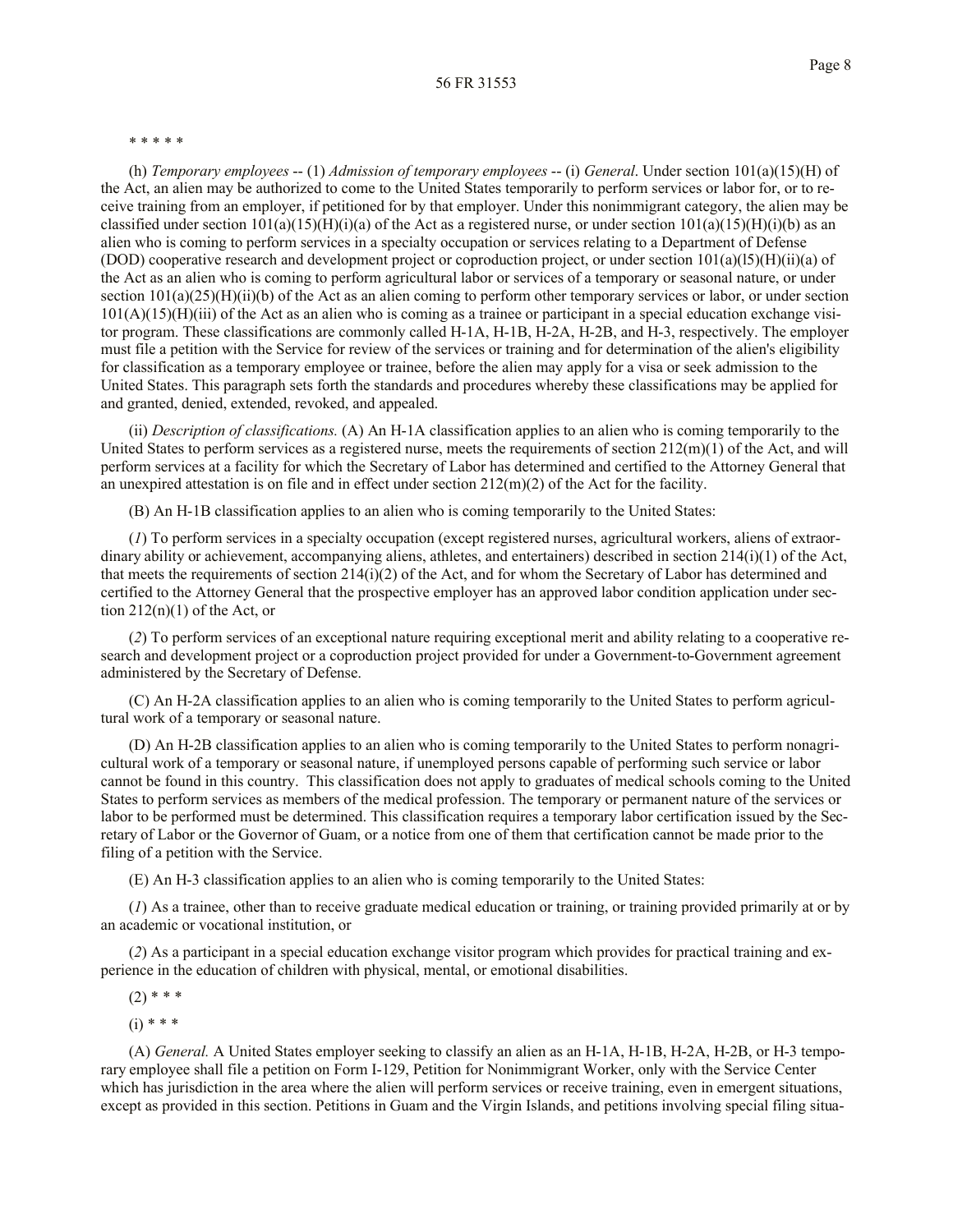56 FR 31553

* * * * *

(h) *Temporary employees* -- (1) *Admission of temporary employees* -- (i) *General*. Under section 101(a)(15)(H) of the Act, an alien may be authorized to come to the United States temporarily to perform services or labor for, or to receive training from an employer, if petitioned for by that employer. Under this nonimmigrant category, the alien may be classified under section 101(a)(15)(H)(i)(a) of the Act as a registered nurse, or under section 101(a)(15)(H)(i)(b) as an alien who is coming to perform services in a specialty occupation or services relating to a Department of Defense (DOD) cooperative research and development project or coproduction project, or under section 101(a)(l5)(H)(ii)(a) of the Act as an alien who is coming to perform agricultural labor or services of a temporary or seasonal nature, or under section 101(a)(25)(H)(ii)(b) of the Act as an alien coming to perform other temporary services or labor, or under section 101(A)(15)(H)(iii) of the Act as an alien who is coming as a trainee or participant in a special education exchange visitor program. These classifications are commonly called H-1A, H-1B, H-2A, H-2B, and H-3, respectively. The employer must file a petition with the Service for review of the services or training and for determination of the alien's eligibility for classification as a temporary employee or trainee, before the alien may apply for a visa or seek admission to the United States. This paragraph sets forth the standards and procedures whereby these classifications may be applied for and granted, denied, extended, revoked, and appealed.

(ii) *Description of classifications.* (A) An H-1A classification applies to an alien who is coming temporarily to the United States to perform services as a registered nurse, meets the requirements of section 212(m)(1) of the Act, and will perform services at a facility for which the Secretary of Labor has determined and certified to the Attorney General that an unexpired attestation is on file and in effect under section 212(m)(2) of the Act for the facility.

(B) An H-1B classification applies to an alien who is coming temporarily to the United States:

(*1*) To perform services in a specialty occupation (except registered nurses, agricultural workers, aliens of extraordinary ability or achievement, accompanying aliens, athletes, and entertainers) described in section 214(i)(1) of the Act, that meets the requirements of section 214(i)(2) of the Act, and for whom the Secretary of Labor has determined and certified to the Attorney General that the prospective employer has an approved labor condition application under section 212(n)(1) of the Act, or

(*2*) To perform services of an exceptional nature requiring exceptional merit and ability relating to a cooperative research and development project or a coproduction project provided for under a Government-to-Government agreement administered by the Secretary of Defense.

(C) An H-2A classification applies to an alien who is coming temporarily to the United States to perform agricultural work of a temporary or seasonal nature.

(D) An H-2B classification applies to an alien who is coming temporarily to the United States to perform nonagricultural work of a temporary or seasonal nature, if unemployed persons capable of performing such service or labor cannot be found in this country. This classification does not apply to graduates of medical schools coming to the United States to perform services as members of the medical profession. The temporary or permanent nature of the services or labor to be performed must be determined. This classification requires a temporary labor certification issued by the Secretary of Labor or the Governor of Guam, or a notice from one of them that certification cannot be made prior to the filing of a petition with the Service.

(E) An H-3 classification applies to an alien who is coming temporarily to the United States:

(*1*) As a trainee, other than to receive graduate medical education or training, or training provided primarily at or by an academic or vocational institution, or

(*2*) As a participant in a special education exchange visitor program which provides for practical training and experience in the education of children with physical, mental, or emotional disabilities.

(2) * * *

(i) * * *

(A) *General.* A United States employer seeking to classify an alien as an H-1A, H-1B, H-2A, H-2B, or H-3 temporary employee shall file a petition on Form I-129, Petition for Nonimmigrant Worker, only with the Service Center which has jurisdiction in the area where the alien will perform services or receive training, even in emergent situations, except as provided in this section. Petitions in Guam and the Virgin Islands, and petitions involving special filing situa-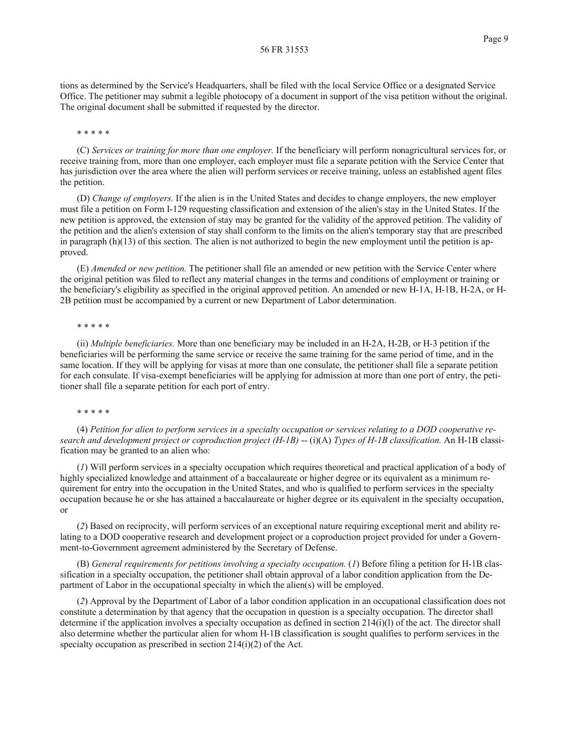tions as determined by the Service's Headquarters, shall be filed with the local Service Office or a designated Service Office. The petitioner may submit a legible photocopy of a document in support of the visa petition without the original. The original document shall be submitted if requested by the director.

* * * * *

(C) *Services or training for more than one employer.* If the beneficiary will perform nonagricultural services for, or receive training from, more than one employer, each employer must file a separate petition with the Service Center that has jurisdiction over the area where the alien will perform services or receive training, unless an established agent files the petition.

(D) *Change of employers.* If the alien is in the United States and decides to change employers, the new employer must file a petition on Form I-129 requesting classification and extension of the alien's stay in the United States. If the new petition is approved, the extension of stay may be granted for the validity of the approved petition. The validity of the petition and the alien's extension of stay shall conform to the limits on the alien's temporary stay that are prescribed in paragraph (h)(13) of this section. The alien is not authorized to begin the new employment until the petition is approved.

(E) *Amended or new petition.* The petitioner shall file an amended or new petition with the Service Center where the original petition was filed to reflect any material changes in the terms and conditions of employment or training or the beneficiary's eligibility as specified in the original approved petition. An amended or new H-1A, H-1B, H-2A, or H-2B petition must be accompanied by a current or new Department of Labor determination.

* * * * *

(ii) *Multiple beneficiaries.* More than one beneficiary may be included in an H-2A, H-2B, or H-3 petition if the beneficiaries will be performing the same service or receive the same training for the same period of time, and in the same location. If they will be applying for visas at more than one consulate, the petitioner shall file a separate petition for each consulate. If visa-exempt beneficiaries will be applying for admission at more than one port of entry, the petitioner shall file a separate petition for each port of entry.

* * * * *

(4) *Petition for alien to perform services in a specialty occupation or services relating to a DOD cooperative research and development project or coproduction project (H-1B)* -- (i)(A) *Types of H-1B classification.* An H-1B classification may be granted to an alien who:

(*1*) Will perform services in a specialty occupation which requires theoretical and practical application of a body of highly specialized knowledge and attainment of a baccalaureate or higher degree or its equivalent as a minimum requirement for entry into the occupation in the United States, and who is qualified to perform services in the specialty occupation because he or she has attained a baccalaureate or higher degree or its equivalent in the specialty occupation, or

(*2*) Based on reciprocity, will perform services of an exceptional nature requiring exceptional merit and ability relating to a DOD cooperative research and development project or a coproduction project provided for under a Government-to-Government agreement administered by the Secretary of Defense.

(B) *General requirements for petitions involving a specialty occupation.* (*1*) Before filing a petition for H-1B classification in a specialty occupation, the petitioner shall obtain approval of a labor condition application from the Department of Labor in the occupational specialty in which the alien(s) will be employed.

(*2*) Approval by the Department of Labor of a labor condition application in an occupational classification does not constitute a determination by that agency that the occupation in question is a specialty occupation. The director shall determine if the application involves a specialty occupation as defined in section 214(i)(l) of the act. The director shall also determine whether the particular alien for whom H-1B classification is sought qualifies to perform services in the specialty occupation as prescribed in section 214(i)(2) of the Act.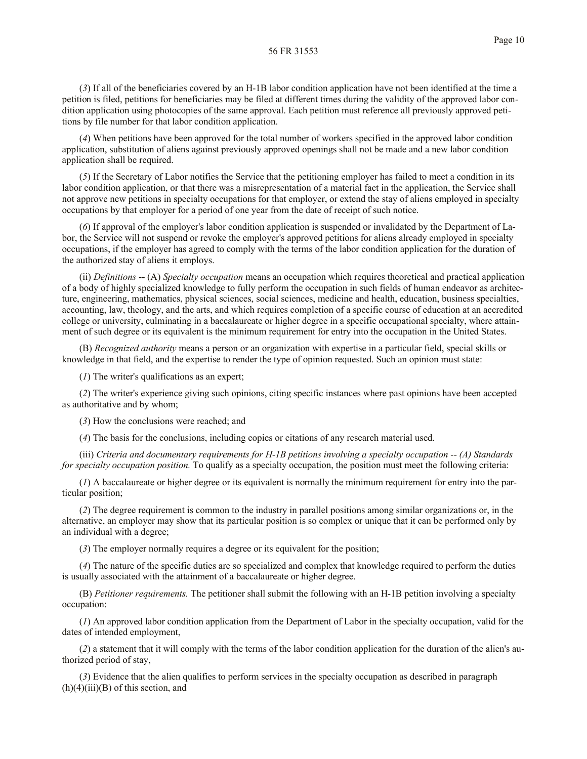(*3*) If all of the beneficiaries covered by an H-1B labor condition application have not been identified at the time a petition is filed, petitions for beneficiaries may be filed at different times during the validity of the approved labor condition application using photocopies of the same approval. Each petition must reference all previously approved petitions by file number for that labor condition application.

(*4*) When petitions have been approved for the total number of workers specified in the approved labor condition application, substitution of aliens against previously approved openings shall not be made and a new labor condition application shall be required.

(*5*) If the Secretary of Labor notifies the Service that the petitioning employer has failed to meet a condition in its labor condition application, or that there was a misrepresentation of a material fact in the application, the Service shall not approve new petitions in specialty occupations for that employer, or extend the stay of aliens employed in specialty occupations by that employer for a period of one year from the date of receipt of such notice.

(*6*) If approval of the employer's labor condition application is suspended or invalidated by the Department of Labor, the Service will not suspend or revoke the employer's approved petitions for aliens already employed in specialty occupations, if the employer has agreed to comply with the terms of the labor condition application for the duration of the authorized stay of aliens it employs.

(ii) *Definitions* -- (A) *Specialty occupation* means an occupation which requires theoretical and practical application of a body of highly specialized knowledge to fully perform the occupation in such fields of human endeavor as architecture, engineering, mathematics, physical sciences, social sciences, medicine and health, education, business specialties, accounting, law, theology, and the arts, and which requires completion of a specific course of education at an accredited college or university, culminating in a baccalaureate or higher degree in a specific occupational specialty, where attainment of such degree or its equivalent is the minimum requirement for entry into the occupation in the United States.

(B) *Recognized authority* means a person or an organization with expertise in a particular field, special skills or knowledge in that field, and the expertise to render the type of opinion requested. Such an opinion must state:

(*1*) The writer's qualifications as an expert;

(*2*) The writer's experience giving such opinions, citing specific instances where past opinions have been accepted as authoritative and by whom;

(*3*) How the conclusions were reached; and

(*4*) The basis for the conclusions, including copies or citations of any research material used.

(iii) *Criteria and documentary requirements for H-1B petitions involving a specialty occupation -- (A) Standards for specialty occupation position.* To qualify as a specialty occupation, the position must meet the following criteria:

(*1*) A baccalaureate or higher degree or its equivalent is normally the minimum requirement for entry into the particular position;

(*2*) The degree requirement is common to the industry in parallel positions among similar organizations or, in the alternative, an employer may show that its particular position is so complex or unique that it can be performed only by an individual with a degree;

(*3*) The employer normally requires a degree or its equivalent for the position;

(*4*) The nature of the specific duties are so specialized and complex that knowledge required to perform the duties is usually associated with the attainment of a baccalaureate or higher degree.

(B) *Petitioner requirements.* The petitioner shall submit the following with an H-1B petition involving a specialty occupation:

(*1*) An approved labor condition application from the Department of Labor in the specialty occupation, valid for the dates of intended employment,

(*2*) a statement that it will comply with the terms of the labor condition application for the duration of the alien's authorized period of stay,

(*3*) Evidence that the alien qualifies to perform services in the specialty occupation as described in paragraph (h)(4)(iii)(B) of this section, and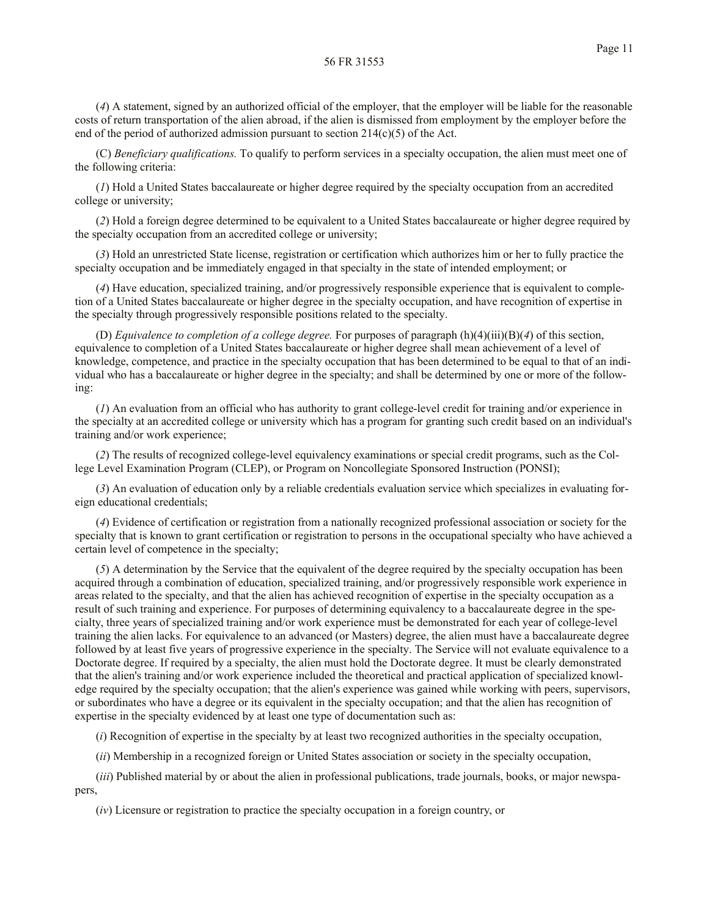(*4*) A statement, signed by an authorized official of the employer, that the employer will be liable for the reasonable costs of return transportation of the alien abroad, if the alien is dismissed from employment by the employer before the end of the period of authorized admission pursuant to section 214(c)(5) of the Act.

(C) *Beneficiary qualifications.* To qualify to perform services in a specialty occupation, the alien must meet one of the following criteria:

(*1*) Hold a United States baccalaureate or higher degree required by the specialty occupation from an accredited college or university;

(*2*) Hold a foreign degree determined to be equivalent to a United States baccalaureate or higher degree required by the specialty occupation from an accredited college or university;

(*3*) Hold an unrestricted State license, registration or certification which authorizes him or her to fully practice the specialty occupation and be immediately engaged in that specialty in the state of intended employment; or

(*4*) Have education, specialized training, and/or progressively responsible experience that is equivalent to completion of a United States baccalaureate or higher degree in the specialty occupation, and have recognition of expertise in the specialty through progressively responsible positions related to the specialty.

(D) *Equivalence to completion of a college degree.* For purposes of paragraph (h)(4)(iii)(B)(*4*) of this section, equivalence to completion of a United States baccalaureate or higher degree shall mean achievement of a level of knowledge, competence, and practice in the specialty occupation that has been determined to be equal to that of an individual who has a baccalaureate or higher degree in the specialty; and shall be determined by one or more of the following:

(*1*) An evaluation from an official who has authority to grant college-level credit for training and/or experience in the specialty at an accredited college or university which has a program for granting such credit based on an individual's training and/or work experience;

(*2*) The results of recognized college-level equivalency examinations or special credit programs, such as the College Level Examination Program (CLEP), or Program on Noncollegiate Sponsored Instruction (PONSI);

(*3*) An evaluation of education only by a reliable credentials evaluation service which specializes in evaluating foreign educational credentials;

(*4*) Evidence of certification or registration from a nationally recognized professional association or society for the specialty that is known to grant certification or registration to persons in the occupational specialty who have achieved a certain level of competence in the specialty;

(*5*) A determination by the Service that the equivalent of the degree required by the specialty occupation has been acquired through a combination of education, specialized training, and/or progressively responsible work experience in areas related to the specialty, and that the alien has achieved recognition of expertise in the specialty occupation as a result of such training and experience. For purposes of determining equivalency to a baccalaureate degree in the specialty, three years of specialized training and/or work experience must be demonstrated for each year of college-level training the alien lacks. For equivalence to an advanced (or Masters) degree, the alien must have a baccalaureate degree followed by at least five years of progressive experience in the specialty. The Service will not evaluate equivalence to a Doctorate degree. If required by a specialty, the alien must hold the Doctorate degree. It must be clearly demonstrated that the alien's training and/or work experience included the theoretical and practical application of specialized knowledge required by the specialty occupation; that the alien's experience was gained while working with peers, supervisors, or subordinates who have a degree or its equivalent in the specialty occupation; and that the alien has recognition of expertise in the specialty evidenced by at least one type of documentation such as:

(*i*) Recognition of expertise in the specialty by at least two recognized authorities in the specialty occupation,

(*ii*) Membership in a recognized foreign or United States association or society in the specialty occupation,

(*iii*) Published material by or about the alien in professional publications, trade journals, books, or major newspapers,

(*iv*) Licensure or registration to practice the specialty occupation in a foreign country, or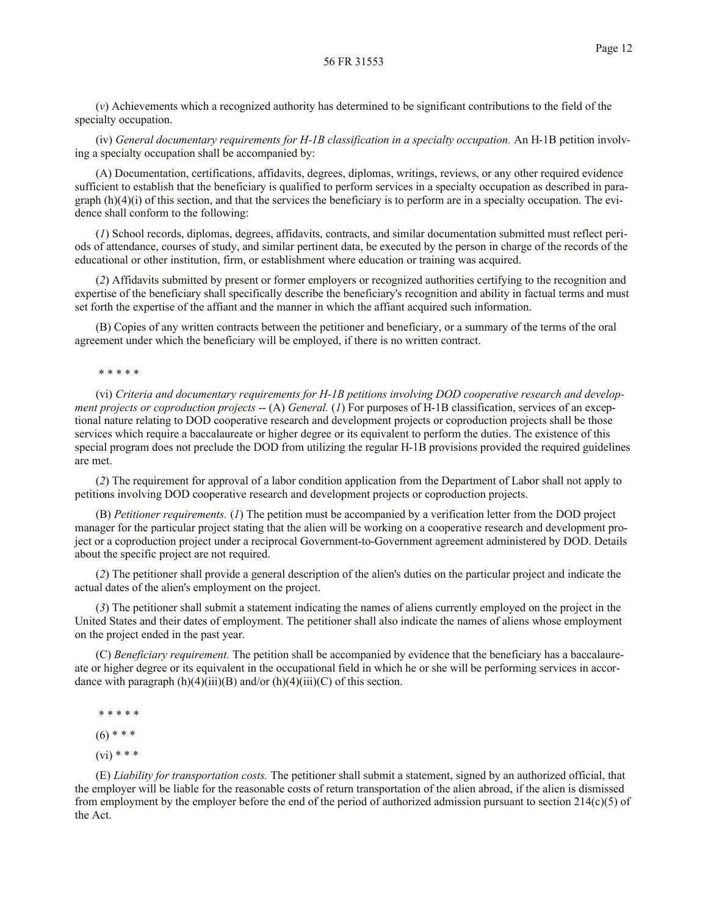(*v*) Achievements which a recognized authority has determined to be significant contributions to the field of the specialty occupation.

(iv) *General documentary requirements for H-1B classification in a specialty occupation.* An H-1B petition involving a specialty occupation shall be accompanied by:

(A) Documentation, certifications, affidavits, degrees, diplomas, writings, reviews, or any other required evidence sufficient to establish that the beneficiary is qualified to perform services in a specialty occupation as described in paragraph (h)(4)(i) of this section, and that the services the beneficiary is to perform are in a specialty occupation. The evidence shall conform to the following:

(*1*) School records, diplomas, degrees, affidavits, contracts, and similar documentation submitted must reflect periods of attendance, courses of study, and similar pertinent data, be executed by the person in charge of the records of the educational or other institution, firm, or establishment where education or training was acquired.

(*2*) Affidavits submitted by present or former employers or recognized authorities certifying to the recognition and expertise of the beneficiary shall specifically describe the beneficiary's recognition and ability in factual terms and must set forth the expertise of the affiant and the manner in which the affiant acquired such information.

(B) Copies of any written contracts between the petitioner and beneficiary, or a summary of the terms of the oral agreement under which the beneficiary will be employed, if there is no written contract.

\* \* \* \* \*

(vi) *Criteria and documentary requirements for H-1B petitions involving DOD cooperative research and development projects or coproduction projects* -- (A) *General.* (*1*) For purposes of H-1B classification, services of an exceptional nature relating to DOD cooperative research and development projects or coproduction projects shall be those services which require a baccalaureate or higher degree or its equivalent to perform the duties. The existence of this special program does not preclude the DOD from utilizing the regular H-1B provisions provided the required guidelines are met.

(*2*) The requirement for approval of a labor condition application from the Department of Labor shall not apply to petitions involving DOD cooperative research and development projects or coproduction projects.

(B) *Petitioner requirements.* (*1*) The petition must be accompanied by a verification letter from the DOD project manager for the particular project stating that the alien will be working on a cooperative research and development project or a coproduction project under a reciprocal Government-to-Government agreement administered by DOD. Details about the specific project are not required.

(*2*) The petitioner shall provide a general description of the alien's duties on the particular project and indicate the actual dates of the alien's employment on the project.

(*3*) The petitioner shall submit a statement indicating the names of aliens currently employed on the project in the United States and their dates of employment. The petitioner shall also indicate the names of aliens whose employment on the project ended in the past year.

(C) *Beneficiary requirement.* The petition shall be accompanied by evidence that the beneficiary has a baccalaureate or higher degree or its equivalent in the occupational field in which he or she will be performing services in accordance with paragraph (h)(4)(iii)(B) and/or (h)(4)(iii)(C) of this section.

\* \* \* \* \*

(6) \* \* \*

(vi) \* \* \*

(E) *Liability for transportation costs.* The petitioner shall submit a statement, signed by an authorized official, that the employer will be liable for the reasonable costs of return transportation of the alien abroad, if the alien is dismissed from employment by the employer before the end of the period of authorized admission pursuant to section 214(c)(5) of the Act.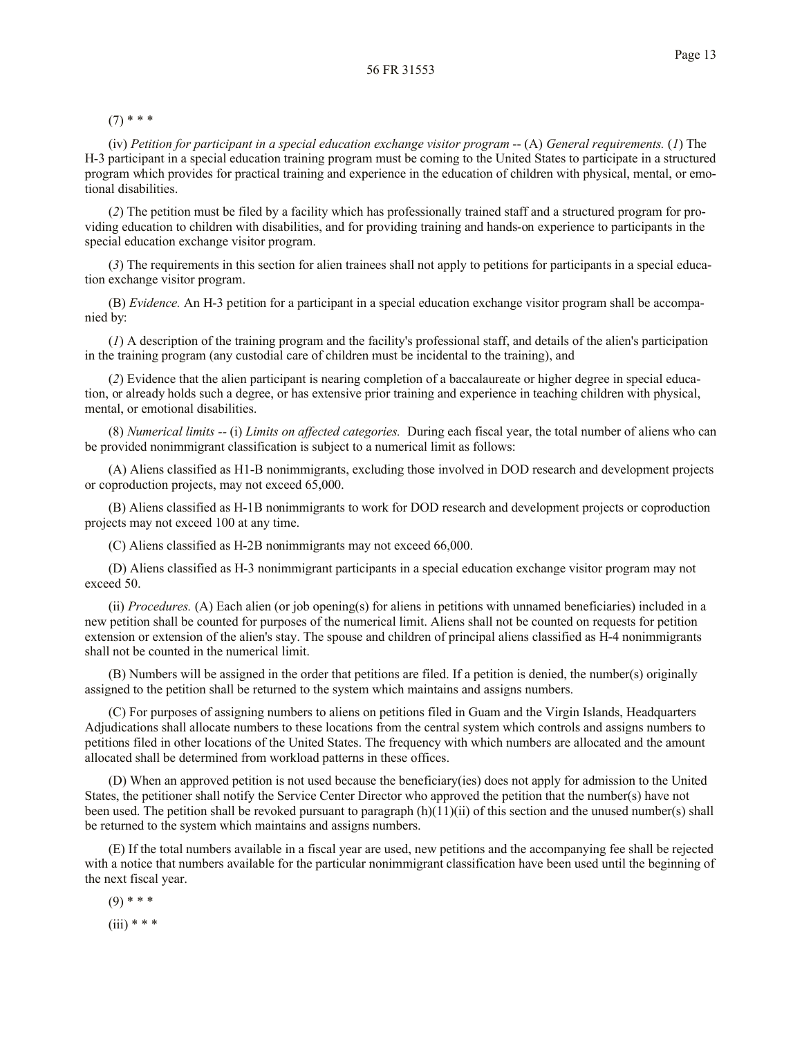(7) * * *

(iv) *Petition for participant in a special education exchange visitor program* -- (A) *General requirements.* (*1*) The H-3 participant in a special education training program must be coming to the United States to participate in a structured program which provides for practical training and experience in the education of children with physical, mental, or emotional disabilities.

(*2*) The petition must be filed by a facility which has professionally trained staff and a structured program for providing education to children with disabilities, and for providing training and hands-on experience to participants in the special education exchange visitor program.

(*3*) The requirements in this section for alien trainees shall not apply to petitions for participants in a special education exchange visitor program.

(B) *Evidence.* An H-3 petition for a participant in a special education exchange visitor program shall be accompanied by:

(*1*) A description of the training program and the facility's professional staff, and details of the alien's participation in the training program (any custodial care of children must be incidental to the training), and

(*2*) Evidence that the alien participant is nearing completion of a baccalaureate or higher degree in special education, or already holds such a degree, or has extensive prior training and experience in teaching children with physical, mental, or emotional disabilities.

(8) *Numerical limits* -- (i) *Limits on affected categories.* During each fiscal year, the total number of aliens who can be provided nonimmigrant classification is subject to a numerical limit as follows:

(A) Aliens classified as H1-B nonimmigrants, excluding those involved in DOD research and development projects or coproduction projects, may not exceed 65,000.

(B) Aliens classified as H-1B nonimmigrants to work for DOD research and development projects or coproduction projects may not exceed 100 at any time.

(C) Aliens classified as H-2B nonimmigrants may not exceed 66,000.

(D) Aliens classified as H-3 nonimmigrant participants in a special education exchange visitor program may not exceed 50.

(ii) *Procedures.* (A) Each alien (or job opening(s) for aliens in petitions with unnamed beneficiaries) included in a new petition shall be counted for purposes of the numerical limit. Aliens shall not be counted on requests for petition extension or extension of the alien's stay. The spouse and children of principal aliens classified as H-4 nonimmigrants shall not be counted in the numerical limit.

(B) Numbers will be assigned in the order that petitions are filed. If a petition is denied, the number(s) originally assigned to the petition shall be returned to the system which maintains and assigns numbers.

(C) For purposes of assigning numbers to aliens on petitions filed in Guam and the Virgin Islands, Headquarters Adjudications shall allocate numbers to these locations from the central system which controls and assigns numbers to petitions filed in other locations of the United States. The frequency with which numbers are allocated and the amount allocated shall be determined from workload patterns in these offices.

(D) When an approved petition is not used because the beneficiary(ies) does not apply for admission to the United States, the petitioner shall notify the Service Center Director who approved the petition that the number(s) have not been used. The petition shall be revoked pursuant to paragraph (h)(11)(ii) of this section and the unused number(s) shall be returned to the system which maintains and assigns numbers.

(E) If the total numbers available in a fiscal year are used, new petitions and the accompanying fee shall be rejected with a notice that numbers available for the particular nonimmigrant classification have been used until the beginning of the next fiscal year.

(9) * * *

(iii) * * *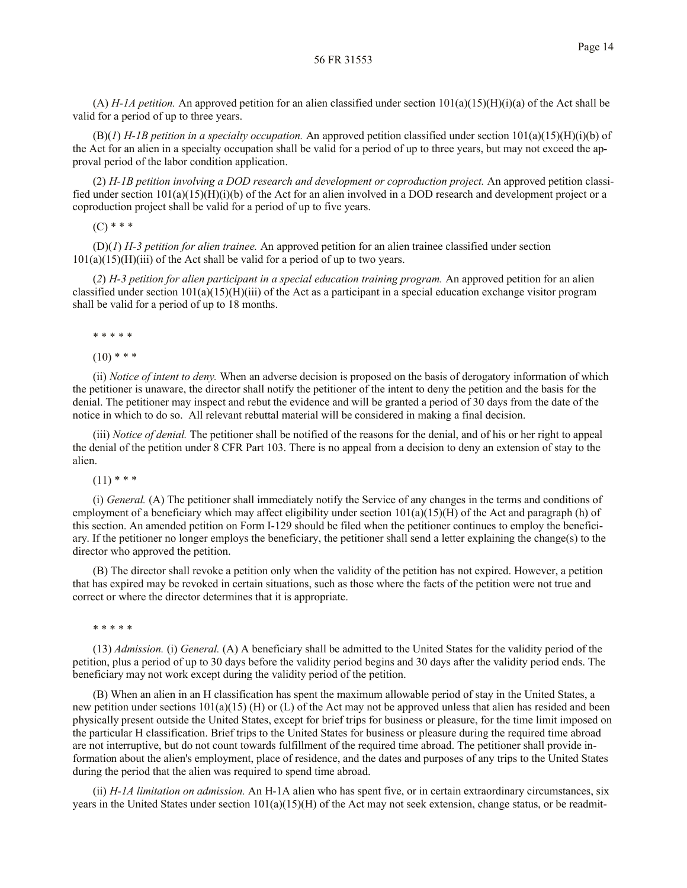(A) *H-1A petition.* An approved petition for an alien classified under section 101(a)(15)(H)(i)(a) of the Act shall be valid for a period of up to three years.

(B)(*1*) *H-1B petition in a specialty occupation.* An approved petition classified under section 101(a)(15)(H)(i)(b) of the Act for an alien in a specialty occupation shall be valid for a period of up to three years, but may not exceed the approval period of the labor condition application.

(*2*) *H-1B petition involving a DOD research and development or coproduction project.* An approved petition classified under section 101(a)(15)(H)(i)(b) of the Act for an alien involved in a DOD research and development project or a coproduction project shall be valid for a period of up to five years.

(C) * * *

(D)(*1*) *H-3 petition for alien trainee.* An approved petition for an alien trainee classified under section 101(a)(15)(H)(iii) of the Act shall be valid for a period of up to two years.

(*2*) *H-3 petition for alien participant in a special education training program.* An approved petition for an alien classified under section 101(a)(15)(H)(iii) of the Act as a participant in a special education exchange visitor program shall be valid for a period of up to 18 months.

* * * * *

(10) * * *

(ii) *Notice of intent to deny.* When an adverse decision is proposed on the basis of derogatory information of which the petitioner is unaware, the director shall notify the petitioner of the intent to deny the petition and the basis for the denial. The petitioner may inspect and rebut the evidence and will be granted a period of 30 days from the date of the notice in which to do so. All relevant rebuttal material will be considered in making a final decision.

(iii) *Notice of denial.* The petitioner shall be notified of the reasons for the denial, and of his or her right to appeal the denial of the petition under 8 CFR Part 103. There is no appeal from a decision to deny an extension of stay to the alien.

(11) * * *

(i) *General.* (A) The petitioner shall immediately notify the Service of any changes in the terms and conditions of employment of a beneficiary which may affect eligibility under section 101(a)(15)(H) of the Act and paragraph (h) of this section. An amended petition on Form I-129 should be filed when the petitioner continues to employ the beneficiary. If the petitioner no longer employs the beneficiary, the petitioner shall send a letter explaining the change(s) to the director who approved the petition.

(B) The director shall revoke a petition only when the validity of the petition has not expired. However, a petition that has expired may be revoked in certain situations, such as those where the facts of the petition were not true and correct or where the director determines that it is appropriate.

* * * * *

(13) *Admission.* (i) *General.* (A) A beneficiary shall be admitted to the United States for the validity period of the petition, plus a period of up to 30 days before the validity period begins and 30 days after the validity period ends. The beneficiary may not work except during the validity period of the petition.

(B) When an alien in an H classification has spent the maximum allowable period of stay in the United States, a new petition under sections 101(a)(15) (H) or (L) of the Act may not be approved unless that alien has resided and been physically present outside the United States, except for brief trips for business or pleasure, for the time limit imposed on the particular H classification. Brief trips to the United States for business or pleasure during the required time abroad are not interruptive, but do not count towards fulfillment of the required time abroad. The petitioner shall provide information about the alien's employment, place of residence, and the dates and purposes of any trips to the United States during the period that the alien was required to spend time abroad.

(ii) *H-1A limitation on admission.* An H-1A alien who has spent five, or in certain extraordinary circumstances, six years in the United States under section 101(a)(15)(H) of the Act may not seek extension, change status, or be readmit-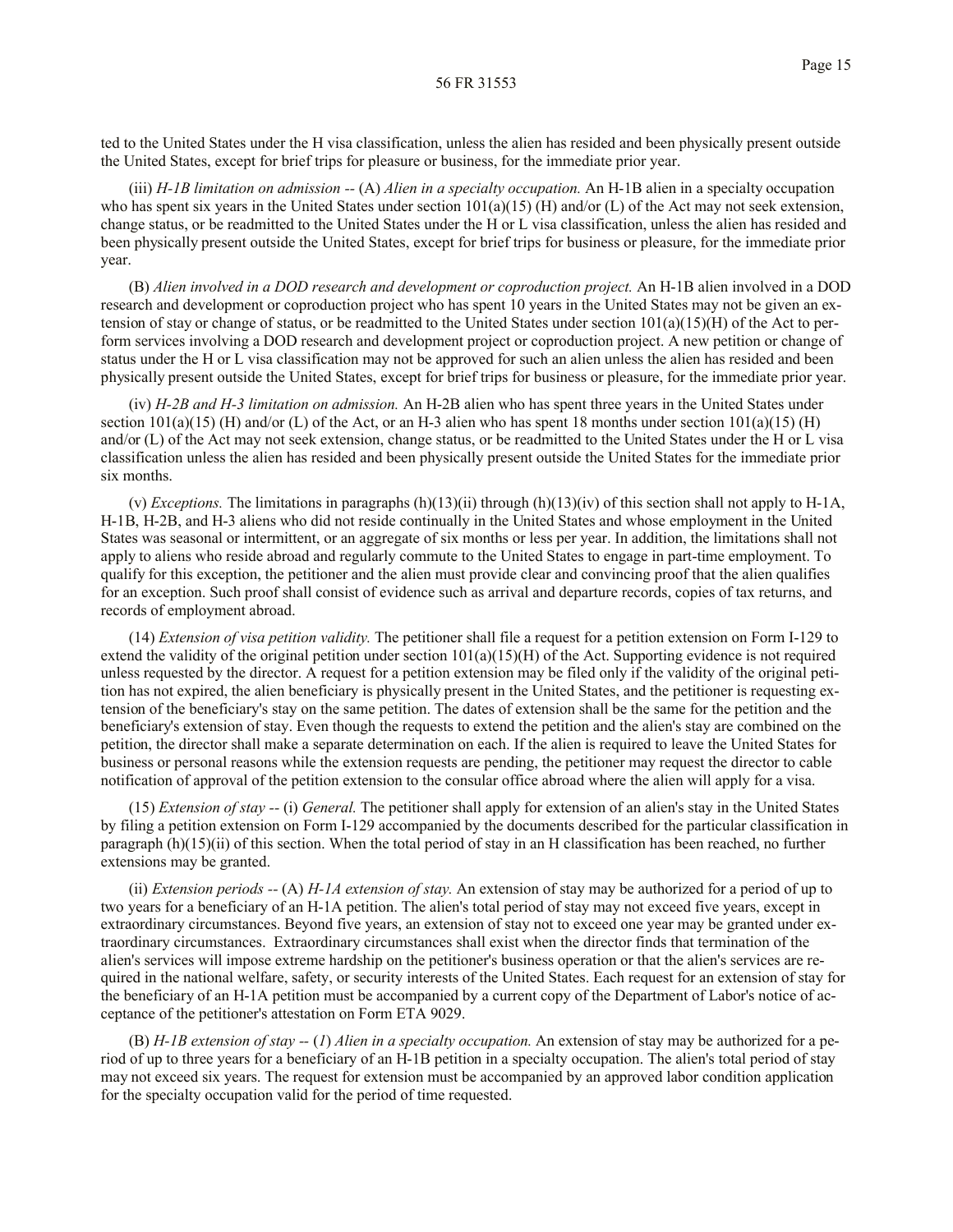ted to the United States under the H visa classification, unless the alien has resided and been physically present outside the United States, except for brief trips for pleasure or business, for the immediate prior year.

(iii) *H-1B limitation on admission --* (A) *Alien in a specialty occupation.* An H-1B alien in a specialty occupation who has spent six years in the United States under section 101(a)(15) (H) and/or (L) of the Act may not seek extension, change status, or be readmitted to the United States under the H or L visa classification, unless the alien has resided and been physically present outside the United States, except for brief trips for business or pleasure, for the immediate prior year.

(B) *Alien involved in a DOD research and development or coproduction project.* An H-1B alien involved in a DOD research and development or coproduction project who has spent 10 years in the United States may not be given an extension of stay or change of status, or be readmitted to the United States under section 101(a)(15)(H) of the Act to perform services involving a DOD research and development project or coproduction project. A new petition or change of status under the H or L visa classification may not be approved for such an alien unless the alien has resided and been physically present outside the United States, except for brief trips for business or pleasure, for the immediate prior year.

(iv) *H-2B and H-3 limitation on admission.* An H-2B alien who has spent three years in the United States under section 101(a)(15) (H) and/or (L) of the Act, or an H-3 alien who has spent 18 months under section 101(a)(15) (H) and/or (L) of the Act may not seek extension, change status, or be readmitted to the United States under the H or L visa classification unless the alien has resided and been physically present outside the United States for the immediate prior six months.

(v) *Exceptions.* The limitations in paragraphs (h)(13)(ii) through (h)(13)(iv) of this section shall not apply to H-1A, H-1B, H-2B, and H-3 aliens who did not reside continually in the United States and whose employment in the United States was seasonal or intermittent, or an aggregate of six months or less per year. In addition, the limitations shall not apply to aliens who reside abroad and regularly commute to the United States to engage in part-time employment. To qualify for this exception, the petitioner and the alien must provide clear and convincing proof that the alien qualifies for an exception. Such proof shall consist of evidence such as arrival and departure records, copies of tax returns, and records of employment abroad.

(14) *Extension of visa petition validity.* The petitioner shall file a request for a petition extension on Form I-129 to extend the validity of the original petition under section 101(a)(15)(H) of the Act. Supporting evidence is not required unless requested by the director. A request for a petition extension may be filed only if the validity of the original petition has not expired, the alien beneficiary is physically present in the United States, and the petitioner is requesting extension of the beneficiary's stay on the same petition. The dates of extension shall be the same for the petition and the beneficiary's extension of stay. Even though the requests to extend the petition and the alien's stay are combined on the petition, the director shall make a separate determination on each. If the alien is required to leave the United States for business or personal reasons while the extension requests are pending, the petitioner may request the director to cable notification of approval of the petition extension to the consular office abroad where the alien will apply for a visa.

(15) *Extension of stay --* (i) *General.* The petitioner shall apply for extension of an alien's stay in the United States by filing a petition extension on Form I-129 accompanied by the documents described for the particular classification in paragraph (h)(15)(ii) of this section. When the total period of stay in an H classification has been reached, no further extensions may be granted.

(ii) *Extension periods --* (A) *H-1A extension of stay.* An extension of stay may be authorized for a period of up to two years for a beneficiary of an H-1A petition. The alien's total period of stay may not exceed five years, except in extraordinary circumstances. Beyond five years, an extension of stay not to exceed one year may be granted under extraordinary circumstances. Extraordinary circumstances shall exist when the director finds that termination of the alien's services will impose extreme hardship on the petitioner's business operation or that the alien's services are required in the national welfare, safety, or security interests of the United States. Each request for an extension of stay for the beneficiary of an H-1A petition must be accompanied by a current copy of the Department of Labor's notice of acceptance of the petitioner's attestation on Form ETA 9029.

(B) *H-1B extension of stay --* (*1*) *Alien in a specialty occupation.* An extension of stay may be authorized for a period of up to three years for a beneficiary of an H-1B petition in a specialty occupation. The alien's total period of stay may not exceed six years. The request for extension must be accompanied by an approved labor condition application for the specialty occupation valid for the period of time requested.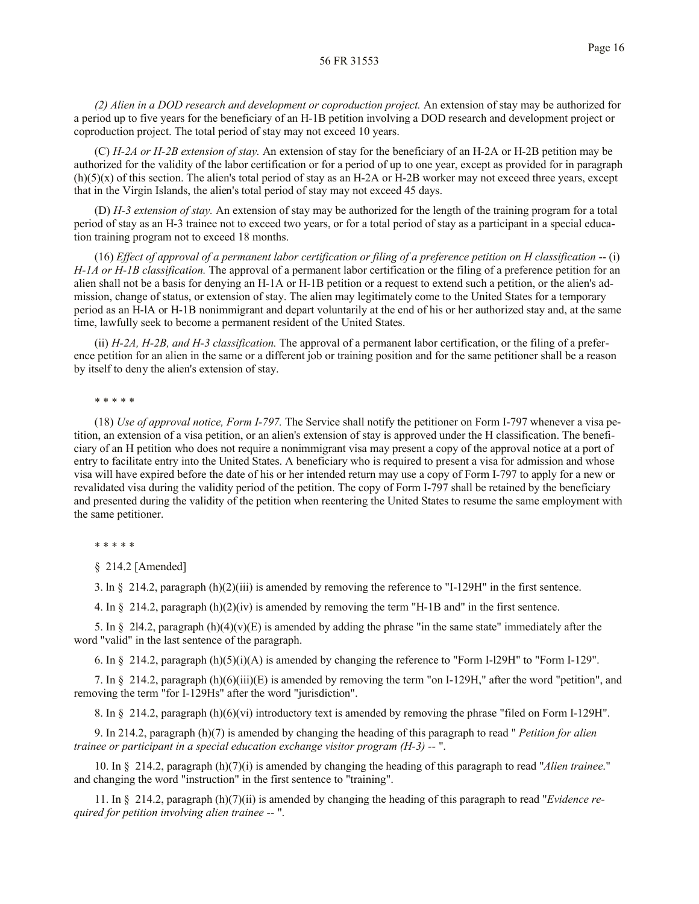*(2) Alien in a DOD research and development or coproduction project.* An extension of stay may be authorized for a period up to five years for the beneficiary of an H-1B petition involving a DOD research and development project or coproduction project. The total period of stay may not exceed 10 years.

(C) *H-2A or H-2B extension of stay.* An extension of stay for the beneficiary of an H-2A or H-2B petition may be authorized for the validity of the labor certification or for a period of up to one year, except as provided for in paragraph (h)(5)(x) of this section. The alien's total period of stay as an H-2A or H-2B worker may not exceed three years, except that in the Virgin Islands, the alien's total period of stay may not exceed 45 days.

(D) *H-3 extension of stay.* An extension of stay may be authorized for the length of the training program for a total period of stay as an H-3 trainee not to exceed two years, or for a total period of stay as a participant in a special education training program not to exceed 18 months.

(16) *Effect of approval of a permanent labor certification or filing of a preference petition on H classification* -- (i) *H-1A or H-1B classification.* The approval of a permanent labor certification or the filing of a preference petition for an alien shall not be a basis for denying an H-1A or H-1B petition or a request to extend such a petition, or the alien's admission, change of status, or extension of stay. The alien may legitimately come to the United States for a temporary period as an H-lA or H-1B nonimmigrant and depart voluntarily at the end of his or her authorized stay and, at the same time, lawfully seek to become a permanent resident of the United States.

(ii) *H-2A, H-2B, and H-3 classification.* The approval of a permanent labor certification, or the filing of a preference petition for an alien in the same or a different job or training position and for the same petitioner shall be a reason by itself to deny the alien's extension of stay.

\* \* \* \* \*

(18) *Use of approval notice, Form I-797.* The Service shall notify the petitioner on Form I-797 whenever a visa petition, an extension of a visa petition, or an alien's extension of stay is approved under the H classification. The beneficiary of an H petition who does not require a nonimmigrant visa may present a copy of the approval notice at a port of entry to facilitate entry into the United States. A beneficiary who is required to present a visa for admission and whose visa will have expired before the date of his or her intended return may use a copy of Form I-797 to apply for a new or revalidated visa during the validity period of the petition. The copy of Form I-797 shall be retained by the beneficiary and presented during the validity of the petition when reentering the United States to resume the same employment with the same petitioner.

\* \* \* \* \*

§ 214.2 [Amended]

3. ln § 214.2, paragraph (h)(2)(iii) is amended by removing the reference to "I-129H" in the first sentence.

4. In § 214.2, paragraph (h)(2)(iv) is amended by removing the term "H-1B and" in the first sentence.

5. In § 2l4.2, paragraph (h)(4)(v)(E) is amended by adding the phrase "in the same state" immediately after the word "valid" in the last sentence of the paragraph.

6. In § 214.2, paragraph (h)(5)(i)(A) is amended by changing the reference to "Form I-l29H" to "Form I-129".

7. In § 214.2, paragraph (h)(6)(iii)(E) is amended by removing the term "on I-129H," after the word "petition", and removing the term "for I-129Hs" after the word "jurisdiction".

8. In § 214.2, paragraph (h)(6)(vi) introductory text is amended by removing the phrase "filed on Form I-129H".

9. In 214.2, paragraph (h)(7) is amended by changing the heading of this paragraph to read " *Petition for alien trainee or participant in a special education exchange visitor program (H-3) --* ".

10. In § 214.2, paragraph (h)(7)(i) is amended by changing the heading of this paragraph to read "*Alien trainee*." and changing the word "instruction" in the first sentence to "training".

11. In § 214.2, paragraph (h)(7)(ii) is amended by changing the heading of this paragraph to read "*Evidence required for petition involving alien trainee --* ".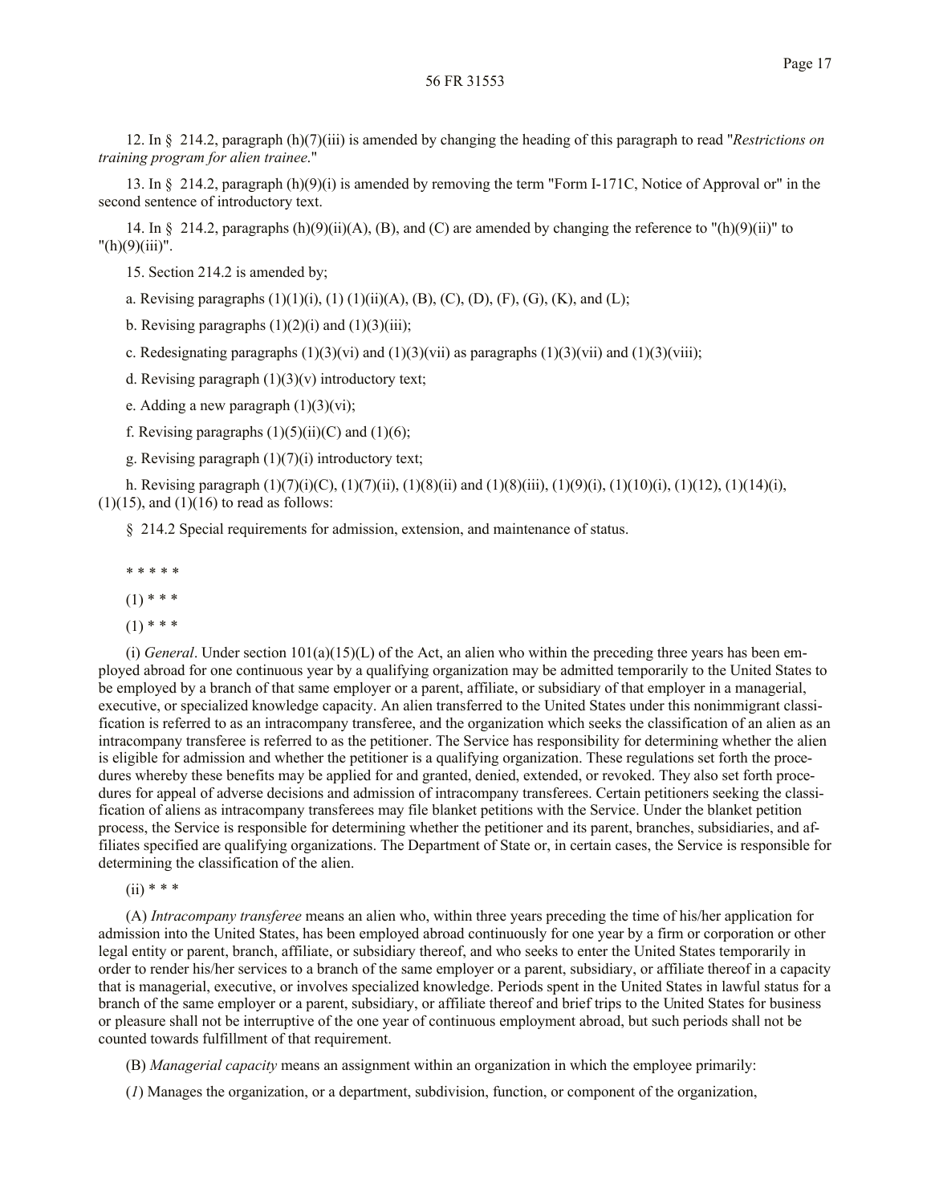12. In § 214.2, paragraph (h)(7)(iii) is amended by changing the heading of this paragraph to read "*Restrictions on training program for alien trainee*."

13. In § 214.2, paragraph (h)(9)(i) is amended by removing the term "Form I-171C, Notice of Approval or" in the second sentence of introductory text.

14. In § 214.2, paragraphs (h)(9)(ii)(A), (B), and (C) are amended by changing the reference to "(h)(9)(ii)" to "(h)(9)(iii)".

15. Section 214.2 is amended by;

a. Revising paragraphs (1)(1)(i), (1) (1)(ii)(A), (B), (C), (D), (F), (G), (K), and (L);

b. Revising paragraphs (1)(2)(i) and (1)(3)(iii);

c. Redesignating paragraphs (1)(3)(vi) and (1)(3)(vii) as paragraphs (1)(3)(vii) and (1)(3)(viii);

d. Revising paragraph (1)(3)(v) introductory text;

e. Adding a new paragraph (1)(3)(vi);

f. Revising paragraphs (1)(5)(ii)(C) and (1)(6);

g. Revising paragraph (1)(7)(i) introductory text;

h. Revising paragraph (1)(7)(i)(C), (1)(7)(ii), (1)(8)(ii) and (1)(8)(iii), (1)(9)(i), (1)(10)(i), (1)(12), (1)(14)(i), (1)(15), and (1)(16) to read as follows:

§ 214.2 Special requirements for admission, extension, and maintenance of status.

\* \* \* \* \*

(1) \* \* \*

(1) \* \* \*

(i) *General*. Under section 101(a)(15)(L) of the Act, an alien who within the preceding three years has been employed abroad for one continuous year by a qualifying organization may be admitted temporarily to the United States to be employed by a branch of that same employer or a parent, affiliate, or subsidiary of that employer in a managerial, executive, or specialized knowledge capacity. An alien transferred to the United States under this nonimmigrant classification is referred to as an intracompany transferee, and the organization which seeks the classification of an alien as an intracompany transferee is referred to as the petitioner. The Service has responsibility for determining whether the alien is eligible for admission and whether the petitioner is a qualifying organization. These regulations set forth the procedures whereby these benefits may be applied for and granted, denied, extended, or revoked. They also set forth procedures for appeal of adverse decisions and admission of intracompany transferees. Certain petitioners seeking the classification of aliens as intracompany transferees may file blanket petitions with the Service. Under the blanket petition process, the Service is responsible for determining whether the petitioner and its parent, branches, subsidiaries, and affiliates specified are qualifying organizations. The Department of State or, in certain cases, the Service is responsible for determining the classification of the alien.

(ii) \* \* \*

(A) *Intracompany transferee* means an alien who, within three years preceding the time of his/her application for admission into the United States, has been employed abroad continuously for one year by a firm or corporation or other legal entity or parent, branch, affiliate, or subsidiary thereof, and who seeks to enter the United States temporarily in order to render his/her services to a branch of the same employer or a parent, subsidiary, or affiliate thereof in a capacity that is managerial, executive, or involves specialized knowledge. Periods spent in the United States in lawful status for a branch of the same employer or a parent, subsidiary, or affiliate thereof and brief trips to the United States for business or pleasure shall not be interruptive of the one year of continuous employment abroad, but such periods shall not be counted towards fulfillment of that requirement.

(B) *Managerial capacity* means an assignment within an organization in which the employee primarily:

(*1*) Manages the organization, or a department, subdivision, function, or component of the organization,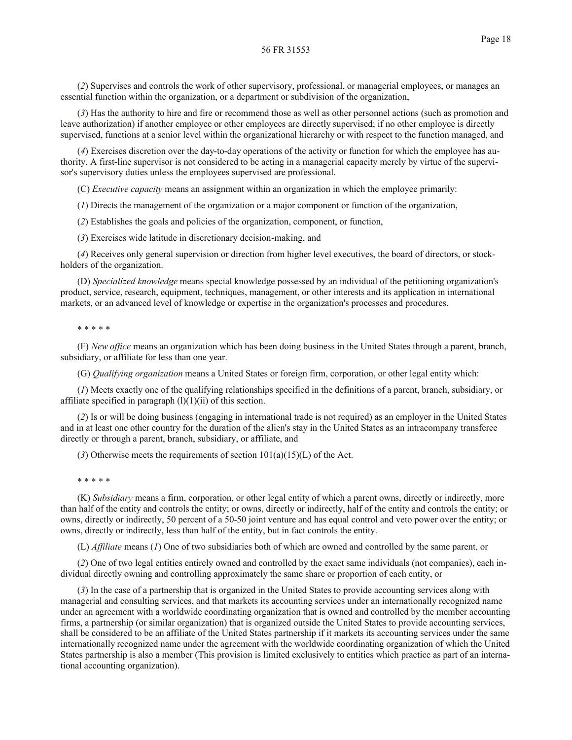(*2*) Supervises and controls the work of other supervisory, professional, or managerial employees, or manages an essential function within the organization, or a department or subdivision of the organization,

(*3*) Has the authority to hire and fire or recommend those as well as other personnel actions (such as promotion and leave authorization) if another employee or other employees are directly supervised; if no other employee is directly supervised, functions at a senior level within the organizational hierarchy or with respect to the function managed, and

(*4*) Exercises discretion over the day-to-day operations of the activity or function for which the employee has authority. A first-line supervisor is not considered to be acting in a managerial capacity merely by virtue of the supervisor's supervisory duties unless the employees supervised are professional.

(C) *Executive capacity* means an assignment within an organization in which the employee primarily:

(*1*) Directs the management of the organization or a major component or function of the organization,

(*2*) Establishes the goals and policies of the organization, component, or function,

(*3*) Exercises wide latitude in discretionary decision-making, and

(*4*) Receives only general supervision or direction from higher level executives, the board of directors, or stockholders of the organization.

(D) *Specialized knowledge* means special knowledge possessed by an individual of the petitioning organization's product, service, research, equipment, techniques, management, or other interests and its application in international markets, or an advanced level of knowledge or expertise in the organization's processes and procedures.

\* \* \* \* \*

(F) *New office* means an organization which has been doing business in the United States through a parent, branch, subsidiary, or affiliate for less than one year.

(G) *Qualifying organization* means a United States or foreign firm, corporation, or other legal entity which:

(*1*) Meets exactly one of the qualifying relationships specified in the definitions of a parent, branch, subsidiary, or affiliate specified in paragraph (l)(1)(ii) of this section.

(*2*) Is or will be doing business (engaging in international trade is not required) as an employer in the United States and in at least one other country for the duration of the alien's stay in the United States as an intracompany transferee directly or through a parent, branch, subsidiary, or affiliate, and

(*3*) Otherwise meets the requirements of section 101(a)(15)(L) of the Act.

\* \* \* \* \*

(K) *Subsidiary* means a firm, corporation, or other legal entity of which a parent owns, directly or indirectly, more than half of the entity and controls the entity; or owns, directly or indirectly, half of the entity and controls the entity; or owns, directly or indirectly, 50 percent of a 50-50 joint venture and has equal control and veto power over the entity; or owns, directly or indirectly, less than half of the entity, but in fact controls the entity.

(L) *Affiliate* means (*1*) One of two subsidiaries both of which are owned and controlled by the same parent, or

(*2*) One of two legal entities entirely owned and controlled by the exact same individuals (not companies), each individual directly owning and controlling approximately the same share or proportion of each entity, or

(*3*) In the case of a partnership that is organized in the United States to provide accounting services along with managerial and consulting services, and that markets its accounting services under an internationally recognized name under an agreement with a worldwide coordinating organization that is owned and controlled by the member accounting firms, a partnership (or similar organization) that is organized outside the United States to provide accounting services, shall be considered to be an affiliate of the United States partnership if it markets its accounting services under the same internationally recognized name under the agreement with the worldwide coordinating organization of which the United States partnership is also a member (This provision is limited exclusively to entities which practice as part of an international accounting organization).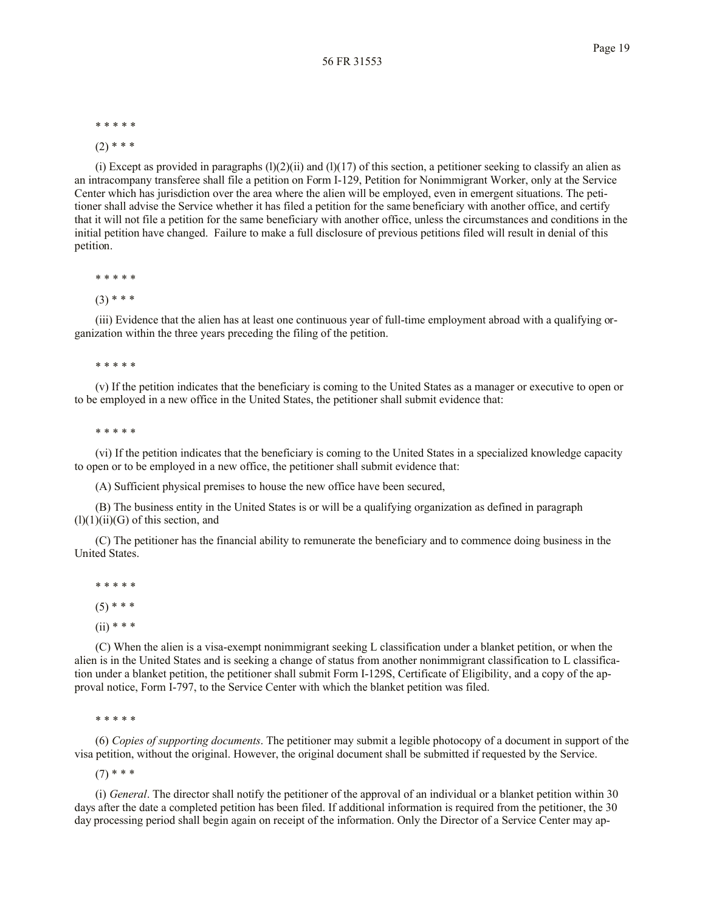* * * * *

(2) * * *

(i) Except as provided in paragraphs (l)(2)(ii) and (l)(17) of this section, a petitioner seeking to classify an alien as an intracompany transferee shall file a petition on Form I-129, Petition for Nonimmigrant Worker, only at the Service Center which has jurisdiction over the area where the alien will be employed, even in emergent situations. The petitioner shall advise the Service whether it has filed a petition for the same beneficiary with another office, and certify that it will not file a petition for the same beneficiary with another office, unless the circumstances and conditions in the initial petition have changed. Failure to make a full disclosure of previous petitions filed will result in denial of this petition.

* * * * *

(3) * * *

(iii) Evidence that the alien has at least one continuous year of full-time employment abroad with a qualifying organization within the three years preceding the filing of the petition.

* * * * *

(v) If the petition indicates that the beneficiary is coming to the United States as a manager or executive to open or to be employed in a new office in the United States, the petitioner shall submit evidence that:

* * * * *

(vi) If the petition indicates that the beneficiary is coming to the United States in a specialized knowledge capacity to open or to be employed in a new office, the petitioner shall submit evidence that:

(A) Sufficient physical premises to house the new office have been secured,

(B) The business entity in the United States is or will be a qualifying organization as defined in paragraph (l)(1)(ii)(G) of this section, and

(C) The petitioner has the financial ability to remunerate the beneficiary and to commence doing business in the United States.

* * * * *

(5) * * *

(ii) * * *

(C) When the alien is a visa-exempt nonimmigrant seeking L classification under a blanket petition, or when the alien is in the United States and is seeking a change of status from another nonimmigrant classification to L classification under a blanket petition, the petitioner shall submit Form I-129S, Certificate of Eligibility, and a copy of the approval notice, Form I-797, to the Service Center with which the blanket petition was filed.

* * * * *

(6) *Copies of supporting documents*. The petitioner may submit a legible photocopy of a document in support of the visa petition, without the original. However, the original document shall be submitted if requested by the Service.

(7) * * *

(i) *General*. The director shall notify the petitioner of the approval of an individual or a blanket petition within 30 days after the date a completed petition has been filed. If additional information is required from the petitioner, the 30 day processing period shall begin again on receipt of the information. Only the Director of a Service Center may ap-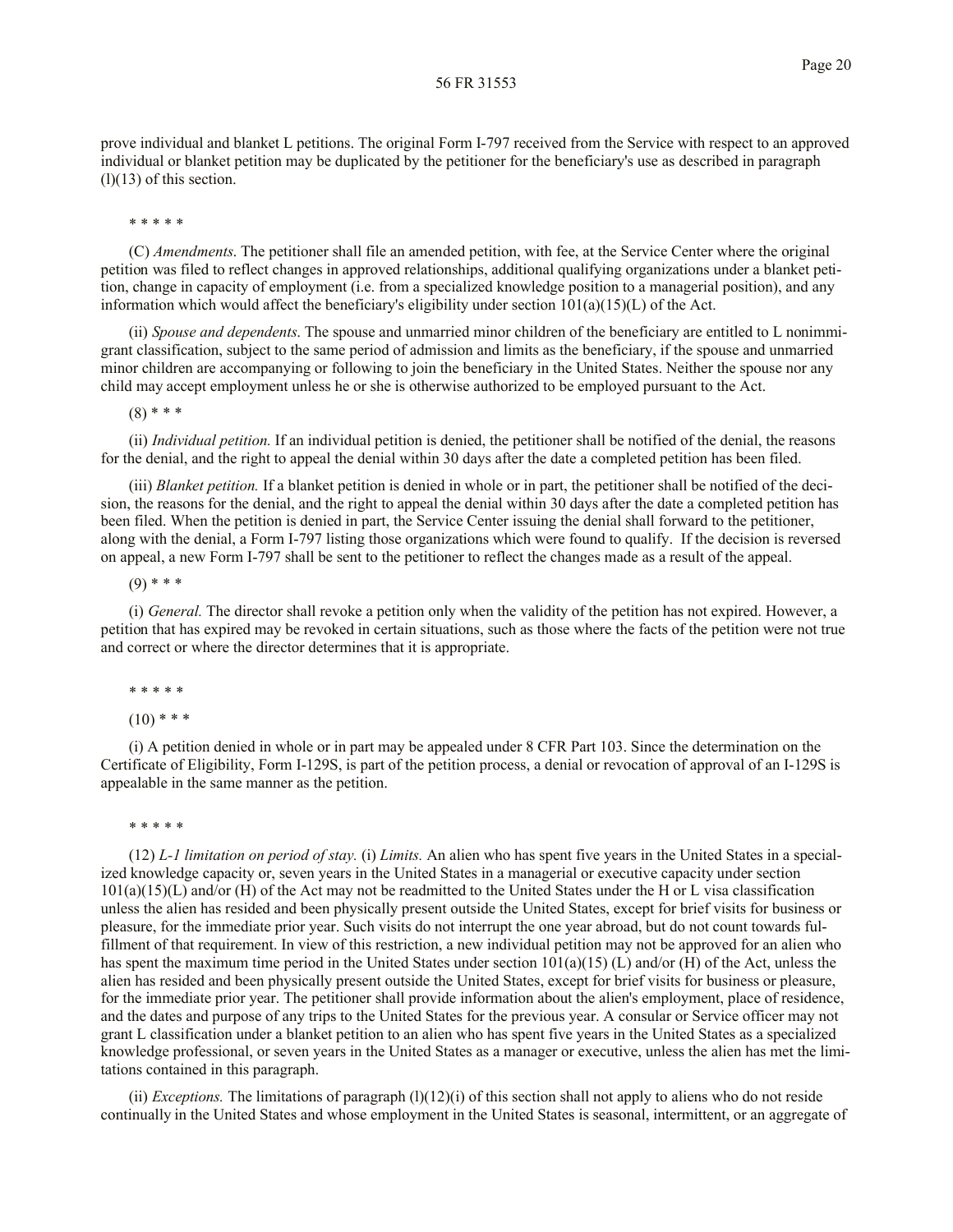prove individual and blanket L petitions. The original Form I-797 received from the Service with respect to an approved individual or blanket petition may be duplicated by the petitioner for the beneficiary's use as described in paragraph (l)(13) of this section.

* * * * *

(C) *Amendments.* The petitioner shall file an amended petition, with fee, at the Service Center where the original petition was filed to reflect changes in approved relationships, additional qualifying organizations under a blanket petition, change in capacity of employment (i.e. from a specialized knowledge position to a managerial position), and any information which would affect the beneficiary's eligibility under section 101(a)(15)(L) of the Act.

(ii) *Spouse and dependents.* The spouse and unmarried minor children of the beneficiary are entitled to L nonimmigrant classification, subject to the same period of admission and limits as the beneficiary, if the spouse and unmarried minor children are accompanying or following to join the beneficiary in the United States. Neither the spouse nor any child may accept employment unless he or she is otherwise authorized to be employed pursuant to the Act.

(8) * * *

(ii) *Individual petition.* If an individual petition is denied, the petitioner shall be notified of the denial, the reasons for the denial, and the right to appeal the denial within 30 days after the date a completed petition has been filed.

(iii) *Blanket petition.* If a blanket petition is denied in whole or in part, the petitioner shall be notified of the decision, the reasons for the denial, and the right to appeal the denial within 30 days after the date a completed petition has been filed. When the petition is denied in part, the Service Center issuing the denial shall forward to the petitioner, along with the denial, a Form I-797 listing those organizations which were found to qualify. If the decision is reversed on appeal, a new Form I-797 shall be sent to the petitioner to reflect the changes made as a result of the appeal.

(9) * * *

(i) *General.* The director shall revoke a petition only when the validity of the petition has not expired. However, a petition that has expired may be revoked in certain situations, such as those where the facts of the petition were not true and correct or where the director determines that it is appropriate.

* * * * *

(10) * * *

(i) A petition denied in whole or in part may be appealed under 8 CFR Part 103. Since the determination on the Certificate of Eligibility, Form I-129S, is part of the petition process, a denial or revocation of approval of an I-129S is appealable in the same manner as the petition.

* * * * *

(12) *L-1 limitation on period of stay.* (i) *Limits.* An alien who has spent five years in the United States in a specialized knowledge capacity or, seven years in the United States in a managerial or executive capacity under section 101(a)(15)(L) and/or (H) of the Act may not be readmitted to the United States under the H or L visa classification unless the alien has resided and been physically present outside the United States, except for brief visits for business or pleasure, for the immediate prior year. Such visits do not interrupt the one year abroad, but do not count towards fulfillment of that requirement. In view of this restriction, a new individual petition may not be approved for an alien who has spent the maximum time period in the United States under section 101(a)(15) (L) and/or (H) of the Act, unless the alien has resided and been physically present outside the United States, except for brief visits for business or pleasure, for the immediate prior year. The petitioner shall provide information about the alien's employment, place of residence, and the dates and purpose of any trips to the United States for the previous year. A consular or Service officer may not grant L classification under a blanket petition to an alien who has spent five years in the United States as a specialized knowledge professional, or seven years in the United States as a manager or executive, unless the alien has met the limitations contained in this paragraph.

(ii) *Exceptions.* The limitations of paragraph (l)(12)(i) of this section shall not apply to aliens who do not reside continually in the United States and whose employment in the United States is seasonal, intermittent, or an aggregate of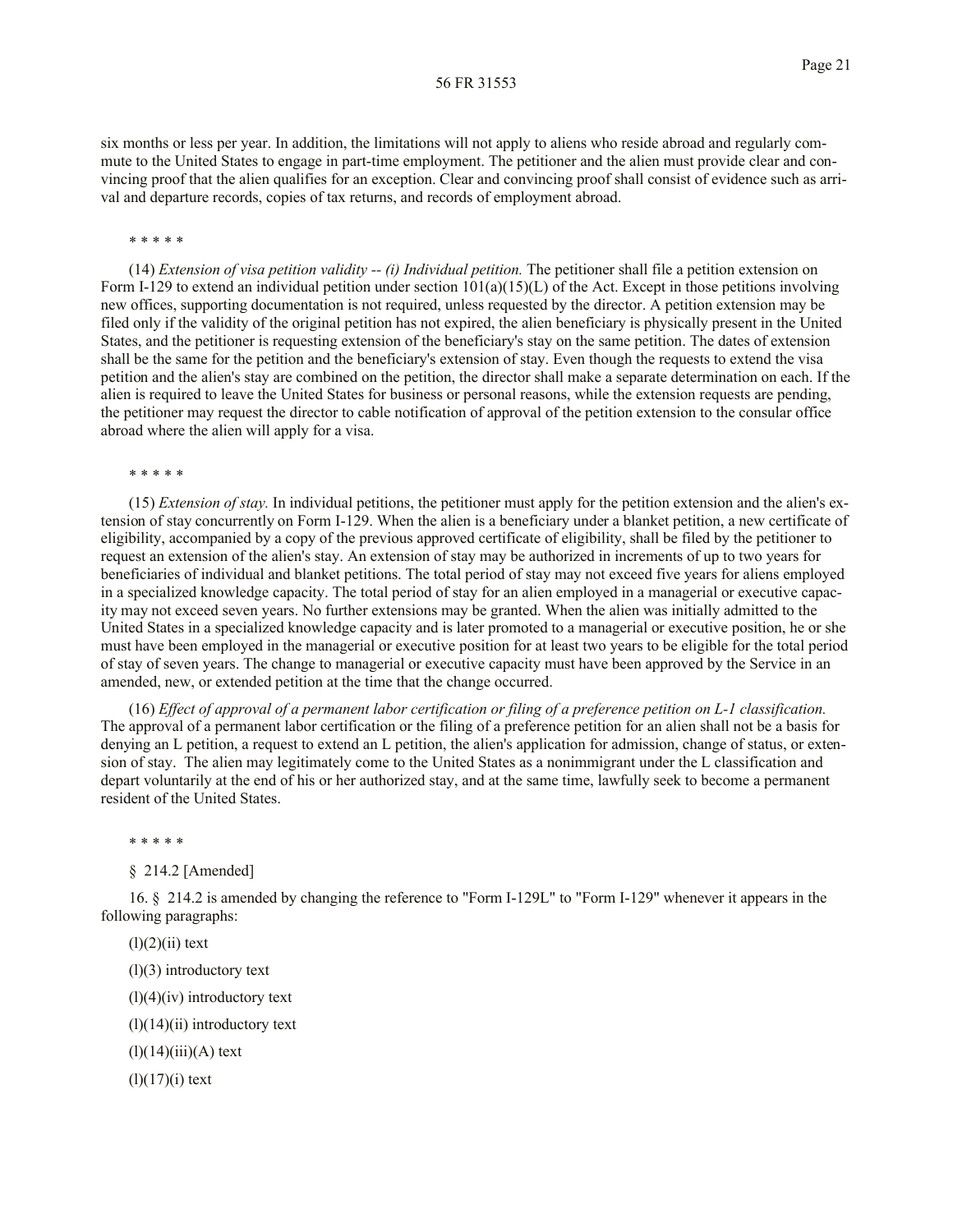six months or less per year. In addition, the limitations will not apply to aliens who reside abroad and regularly commute to the United States to engage in part-time employment. The petitioner and the alien must provide clear and convincing proof that the alien qualifies for an exception. Clear and convincing proof shall consist of evidence such as arrival and departure records, copies of tax returns, and records of employment abroad.

* * * * *

(14) *Extension of visa petition validity -- (i) Individual petition.* The petitioner shall file a petition extension on Form I-129 to extend an individual petition under section 101(a)(15)(L) of the Act. Except in those petitions involving new offices, supporting documentation is not required, unless requested by the director. A petition extension may be filed only if the validity of the original petition has not expired, the alien beneficiary is physically present in the United States, and the petitioner is requesting extension of the beneficiary's stay on the same petition. The dates of extension shall be the same for the petition and the beneficiary's extension of stay. Even though the requests to extend the visa petition and the alien's stay are combined on the petition, the director shall make a separate determination on each. If the alien is required to leave the United States for business or personal reasons, while the extension requests are pending, the petitioner may request the director to cable notification of approval of the petition extension to the consular office abroad where the alien will apply for a visa.

* * * * *

(15) *Extension of stay.* In individual petitions, the petitioner must apply for the petition extension and the alien's extension of stay concurrently on Form I-129. When the alien is a beneficiary under a blanket petition, a new certificate of eligibility, accompanied by a copy of the previous approved certificate of eligibility, shall be filed by the petitioner to request an extension of the alien's stay. An extension of stay may be authorized in increments of up to two years for beneficiaries of individual and blanket petitions. The total period of stay may not exceed five years for aliens employed in a specialized knowledge capacity. The total period of stay for an alien employed in a managerial or executive capacity may not exceed seven years. No further extensions may be granted. When the alien was initially admitted to the United States in a specialized knowledge capacity and is later promoted to a managerial or executive position, he or she must have been employed in the managerial or executive position for at least two years to be eligible for the total period of stay of seven years. The change to managerial or executive capacity must have been approved by the Service in an amended, new, or extended petition at the time that the change occurred.

(16) *Effect of approval of a permanent labor certification or filing of a preference petition on L-1 classification.* The approval of a permanent labor certification or the filing of a preference petition for an alien shall not be a basis for denying an L petition, a request to extend an L petition, the alien's application for admission, change of status, or extension of stay. The alien may legitimately come to the United States as a nonimmigrant under the L classification and depart voluntarily at the end of his or her authorized stay, and at the same time, lawfully seek to become a permanent resident of the United States.

* * * * *

§ 214.2 [Amended]

16. § 214.2 is amended by changing the reference to "Form I-129L" to "Form I-129" whenever it appears in the following paragraphs:

(l)(2)(ii) text

(l)(3) introductory text

(l)(4)(iv) introductory text

(l)(14)(ii) introductory text

(l)(14)(iii)(A) text

(l)(17)(i) text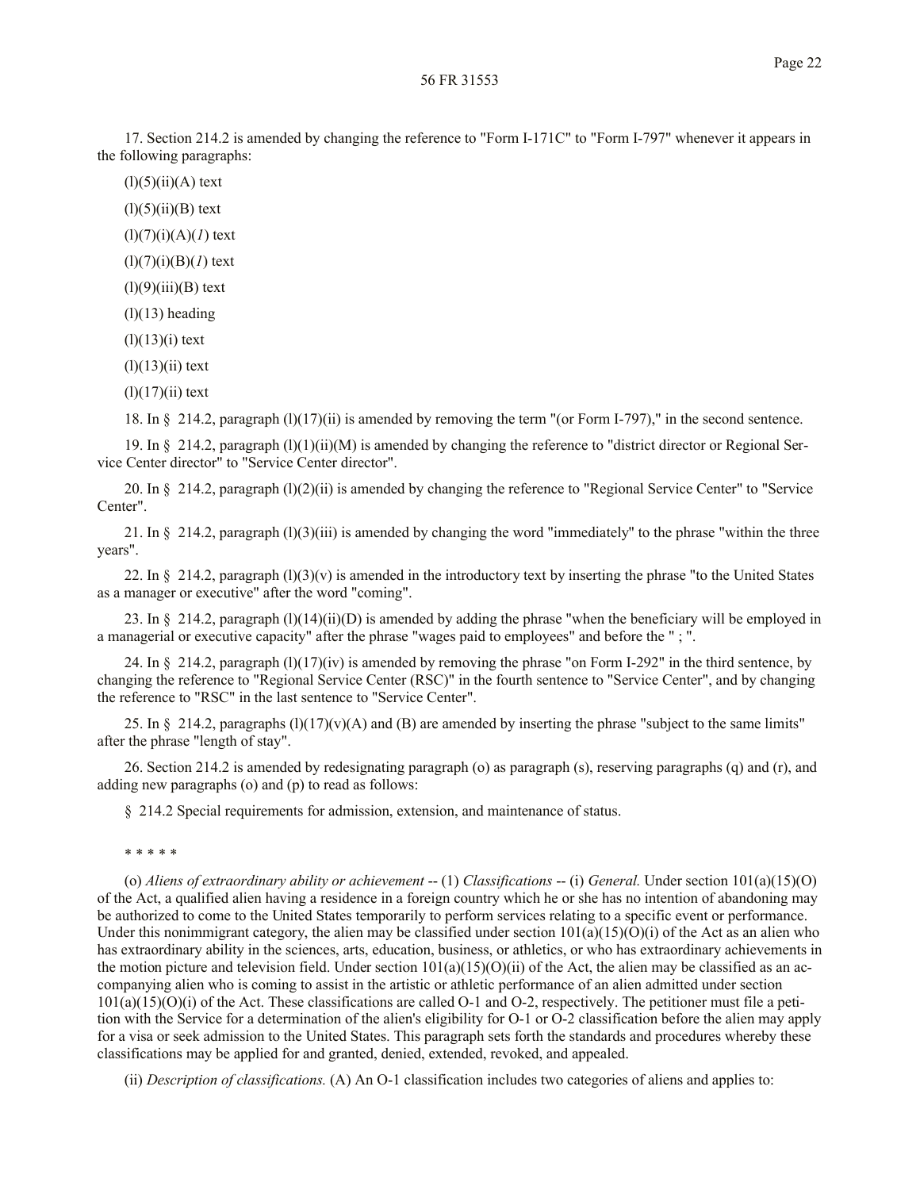17. Section 214.2 is amended by changing the reference to "Form I-171C" to "Form I-797" whenever it appears in the following paragraphs:

(l)(5)(ii)(A) text

(l)(5)(ii)(B) text

(l)(7)(i)(A)(*1*) text

(l)(7)(i)(B)(*1*) text

(l)(9)(iii)(B) text

(l)(13) heading

(l)(13)(i) text

(l)(13)(ii) text

(l)(17)(ii) text

18. In § 214.2, paragraph (l)(17)(ii) is amended by removing the term "(or Form I-797)," in the second sentence.

19. In § 214.2, paragraph (l)(1)(ii)(M) is amended by changing the reference to "district director or Regional Service Center director" to "Service Center director".

20. In § 214.2, paragraph (l)(2)(ii) is amended by changing the reference to "Regional Service Center" to "Service Center".

21. In § 214.2, paragraph (l)(3)(iii) is amended by changing the word "immediately" to the phrase "within the three years".

22. In § 214.2, paragraph (l)(3)(v) is amended in the introductory text by inserting the phrase "to the United States as a manager or executive" after the word "coming".

23. In § 214.2, paragraph (l)(14)(ii)(D) is amended by adding the phrase "when the beneficiary will be employed in a managerial or executive capacity" after the phrase "wages paid to employees" and before the " ; ".

24. In § 214.2, paragraph (l)(17)(iv) is amended by removing the phrase "on Form I-292" in the third sentence, by changing the reference to "Regional Service Center (RSC)" in the fourth sentence to "Service Center", and by changing the reference to "RSC" in the last sentence to "Service Center".

25. In § 214.2, paragraphs (l)(17)(v)(A) and (B) are amended by inserting the phrase "subject to the same limits" after the phrase "length of stay".

26. Section 214.2 is amended by redesignating paragraph (o) as paragraph (s), reserving paragraphs (q) and (r), and adding new paragraphs (o) and (p) to read as follows:

§ 214.2 Special requirements for admission, extension, and maintenance of status.

\* \* \* \* \*

(o) *Aliens of extraordinary ability or achievement* -- (1) *Classifications* -- (i) *General.* Under section 101(a)(15)(O) of the Act, a qualified alien having a residence in a foreign country which he or she has no intention of abandoning may be authorized to come to the United States temporarily to perform services relating to a specific event or performance. Under this nonimmigrant category, the alien may be classified under section 101(a)(15)(O)(i) of the Act as an alien who has extraordinary ability in the sciences, arts, education, business, or athletics, or who has extraordinary achievements in the motion picture and television field. Under section 101(a)(15)(O)(ii) of the Act, the alien may be classified as an accompanying alien who is coming to assist in the artistic or athletic performance of an alien admitted under section 101(a)(15)(O)(i) of the Act. These classifications are called O-1 and O-2, respectively. The petitioner must file a petition with the Service for a determination of the alien's eligibility for O-1 or O-2 classification before the alien may apply for a visa or seek admission to the United States. This paragraph sets forth the standards and procedures whereby these classifications may be applied for and granted, denied, extended, revoked, and appealed.

(ii) *Description of classifications.* (A) An O-1 classification includes two categories of aliens and applies to: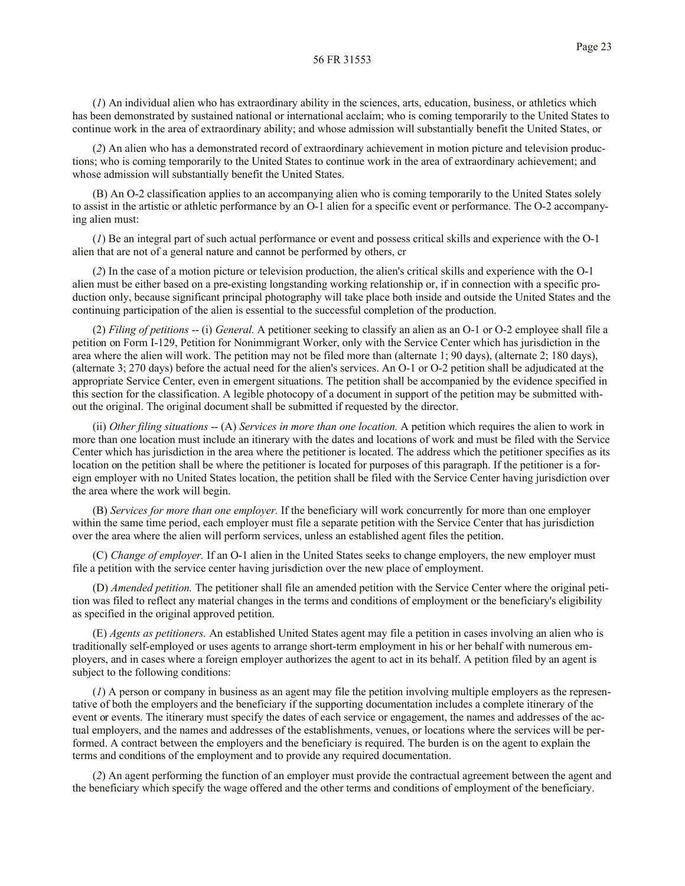(*1*) An individual alien who has extraordinary ability in the sciences, arts, education, business, or athletics which has been demonstrated by sustained national or international acclaim; who is coming temporarily to the United States to continue work in the area of extraordinary ability; and whose admission will substantially benefit the United States, or

(*2*) An alien who has a demonstrated record of extraordinary achievement in motion picture and television productions; who is coming temporarily to the United States to continue work in the area of extraordinary achievement; and whose admission will substantially benefit the United States.

(B) An O-2 classification applies to an accompanying alien who is coming temporarily to the United States solely to assist in the artistic or athletic performance by an O-1 alien for a specific event or performance. The O-2 accompanying alien must:

(*1*) Be an integral part of such actual performance or event and possess critical skills and experience with the O-1 alien that are not of a general nature and cannot be performed by others, cr

(*2*) In the case of a motion picture or television production, the alien's critical skills and experience with the O-1 alien must be either based on a pre-existing longstanding working relationship or, if in connection with a specific production only, because significant principal photography will take place both inside and outside the United States and the continuing participation of the alien is essential to the successful completion of the production.

(2) *Filing of petitions* -- (i) *General.* A petitioner seeking to classify an alien as an O-1 or O-2 employee shall file a petition on Form I-129, Petition for Nonimmigrant Worker, only with the Service Center which has jurisdiction in the area where the alien will work. The petition may not be filed more than (alternate 1; 90 days), (alternate 2; 180 days), (alternate 3; 270 days) before the actual need for the alien's services. An O-1 or O-2 petition shall be adjudicated at the appropriate Service Center, even in emergent situations. The petition shall be accompanied by the evidence specified in this section for the classification. A legible photocopy of a document in support of the petition may be submitted without the original. The original document shall be submitted if requested by the director.

(ii) *Other filing situations* -- (A) *Services in more than one location.* A petition which requires the alien to work in more than one location must include an itinerary with the dates and locations of work and must be filed with the Service Center which has jurisdiction in the area where the petitioner is located. The address which the petitioner specifies as its location on the petition shall be where the petitioner is located for purposes of this paragraph. If the petitioner is a foreign employer with no United States location, the petition shall be filed with the Service Center having jurisdiction over the area where the work will begin.

(B) *Services for more than one employer.* If the beneficiary will work concurrently for more than one employer within the same time period, each employer must file a separate petition with the Service Center that has jurisdiction over the area where the alien will perform services, unless an established agent files the petition.

(C) *Change of employer.* If an O-1 alien in the United States seeks to change employers, the new employer must file a petition with the service center having jurisdiction over the new place of employment.

(D) *Amended petition.* The petitioner shall file an amended petition with the Service Center where the original petition was filed to reflect any material changes in the terms and conditions of employment or the beneficiary's eligibility as specified in the original approved petition.

(E) *Agents as petitioners.* An established United States agent may file a petition in cases involving an alien who is traditionally self-employed or uses agents to arrange short-term employment in his or her behalf with numerous employers, and in cases where a foreign employer authorizes the agent to act in its behalf. A petition filed by an agent is subject to the following conditions:

(*1*) A person or company in business as an agent may file the petition involving multiple employers as the representative of both the employers and the beneficiary if the supporting documentation includes a complete itinerary of the event or events. The itinerary must specify the dates of each service or engagement, the names and addresses of the actual employers, and the names and addresses of the establishments, venues, or locations where the services will be performed. A contract between the employers and the beneficiary is required. The burden is on the agent to explain the terms and conditions of the employment and to provide any required documentation.

(*2*) An agent performing the function of an employer must provide the contractual agreement between the agent and the beneficiary which specify the wage offered and the other terms and conditions of employment of the beneficiary.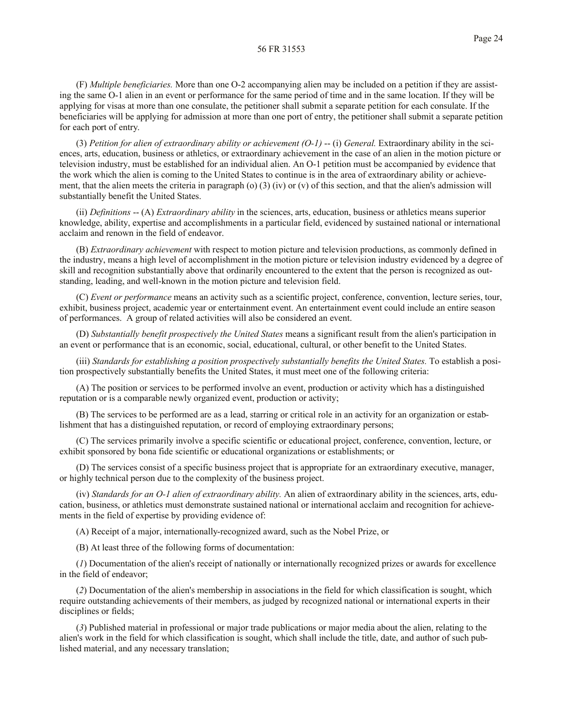(F) *Multiple beneficiaries.* More than one O-2 accompanying alien may be included on a petition if they are assisting the same O-1 alien in an event or performance for the same period of time and in the same location. If they will be applying for visas at more than one consulate, the petitioner shall submit a separate petition for each consulate. If the beneficiaries will be applying for admission at more than one port of entry, the petitioner shall submit a separate petition for each port of entry.

(3) *Petition for alien of extraordinary ability or achievement (O-1)* -- (i) *General.* Extraordinary ability in the sciences, arts, education, business or athletics, or extraordinary achievement in the case of an alien in the motion picture or television industry, must be established for an individual alien. An O-1 petition must be accompanied by evidence that the work which the alien is coming to the United States to continue is in the area of extraordinary ability or achievement, that the alien meets the criteria in paragraph (o) (3) (iv) or (v) of this section, and that the alien's admission will substantially benefit the United States.

(ii) *Definitions* -- (A) *Extraordinary ability* in the sciences, arts, education, business or athletics means superior knowledge, ability, expertise and accomplishments in a particular field, evidenced by sustained national or international acclaim and renown in the field of endeavor.

(B) *Extraordinary achievement* with respect to motion picture and television productions, as commonly defined in the industry, means a high level of accomplishment in the motion picture or television industry evidenced by a degree of skill and recognition substantially above that ordinarily encountered to the extent that the person is recognized as outstanding, leading, and well-known in the motion picture and television field.

(C) *Event or performance* means an activity such as a scientific project, conference, convention, lecture series, tour, exhibit, business project, academic year or entertainment event. An entertainment event could include an entire season of performances. A group of related activities will also be considered an event.

(D) *Substantially benefit prospectively the United States* means a significant result from the alien's participation in an event or performance that is an economic, social, educational, cultural, or other benefit to the United States.

(iii) *Standards for establishing a position prospectively substantially benefits the United States.* To establish a position prospectively substantially benefits the United States, it must meet one of the following criteria:

(A) The position or services to be performed involve an event, production or activity which has a distinguished reputation or is a comparable newly organized event, production or activity;

(B) The services to be performed are as a lead, starring or critical role in an activity for an organization or establishment that has a distinguished reputation, or record of employing extraordinary persons;

(C) The services primarily involve a specific scientific or educational project, conference, convention, lecture, or exhibit sponsored by bona fide scientific or educational organizations or establishments; or

(D) The services consist of a specific business project that is appropriate for an extraordinary executive, manager, or highly technical person due to the complexity of the business project.

(iv) *Standards for an O-1 alien of extraordinary ability.* An alien of extraordinary ability in the sciences, arts, education, business, or athletics must demonstrate sustained national or international acclaim and recognition for achievements in the field of expertise by providing evidence of:

(A) Receipt of a major, internationally-recognized award, such as the Nobel Prize, or

(B) At least three of the following forms of documentation:

(*1*) Documentation of the alien's receipt of nationally or internationally recognized prizes or awards for excellence in the field of endeavor;

(*2*) Documentation of the alien's membership in associations in the field for which classification is sought, which require outstanding achievements of their members, as judged by recognized national or international experts in their disciplines or fields;

(*3*) Published material in professional or major trade publications or major media about the alien, relating to the alien's work in the field for which classification is sought, which shall include the title, date, and author of such published material, and any necessary translation;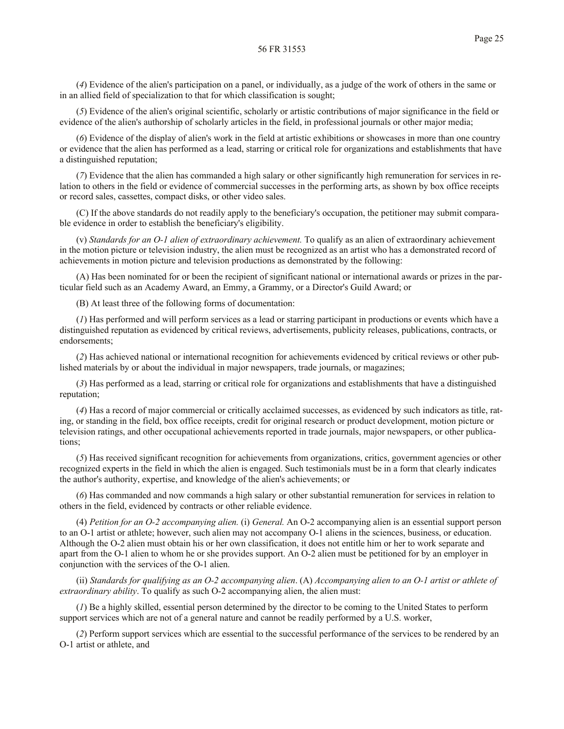(*4*) Evidence of the alien's participation on a panel, or individually, as a judge of the work of others in the same or in an allied field of specialization to that for which classification is sought;

(*5*) Evidence of the alien's original scientific, scholarly or artistic contributions of major significance in the field or evidence of the alien's authorship of scholarly articles in the field, in professional journals or other major media;

(*6*) Evidence of the display of alien's work in the field at artistic exhibitions or showcases in more than one country or evidence that the alien has performed as a lead, starring or critical role for organizations and establishments that have a distinguished reputation;

(*7*) Evidence that the alien has commanded a high salary or other significantly high remuneration for services in relation to others in the field or evidence of commercial successes in the performing arts, as shown by box office receipts or record sales, cassettes, compact disks, or other video sales.

(C) If the above standards do not readily apply to the beneficiary's occupation, the petitioner may submit comparable evidence in order to establish the beneficiary's eligibility.

(v) *Standards for an O-1 alien of extraordinary achievement.* To qualify as an alien of extraordinary achievement in the motion picture or television industry, the alien must be recognized as an artist who has a demonstrated record of achievements in motion picture and television productions as demonstrated by the following:

(A) Has been nominated for or been the recipient of significant national or international awards or prizes in the particular field such as an Academy Award, an Emmy, a Grammy, or a Director's Guild Award; or

(B) At least three of the following forms of documentation:

(*1*) Has performed and will perform services as a lead or starring participant in productions or events which have a distinguished reputation as evidenced by critical reviews, advertisements, publicity releases, publications, contracts, or endorsements;

(*2*) Has achieved national or international recognition for achievements evidenced by critical reviews or other published materials by or about the individual in major newspapers, trade journals, or magazines;

(*3*) Has performed as a lead, starring or critical role for organizations and establishments that have a distinguished reputation;

(*4*) Has a record of major commercial or critically acclaimed successes, as evidenced by such indicators as title, rating, or standing in the field, box office receipts, credit for original research or product development, motion picture or television ratings, and other occupational achievements reported in trade journals, major newspapers, or other publications;

(*5*) Has received significant recognition for achievements from organizations, critics, government agencies or other recognized experts in the field in which the alien is engaged. Such testimonials must be in a form that clearly indicates the author's authority, expertise, and knowledge of the alien's achievements; or

(*6*) Has commanded and now commands a high salary or other substantial remuneration for services in relation to others in the field, evidenced by contracts or other reliable evidence.

(4) *Petition for an O-2 accompanying alien.* (i) *General.* An O-2 accompanying alien is an essential support person to an O-1 artist or athlete; however, such alien may not accompany O-1 aliens in the sciences, business, or education. Although the O-2 alien must obtain his or her own classification, it does not entitle him or her to work separate and apart from the O-1 alien to whom he or she provides support. An O-2 alien must be petitioned for by an employer in conjunction with the services of the O-1 alien.

(ii) *Standards for qualifying as an O-2 accompanying alien*. (A) *Accompanying alien to an O-1 artist or athlete of extraordinary ability*. To qualify as such O-2 accompanying alien, the alien must:

(*1*) Be a highly skilled, essential person determined by the director to be coming to the United States to perform support services which are not of a general nature and cannot be readily performed by a U.S. worker,

(*2*) Perform support services which are essential to the successful performance of the services to be rendered by an O-1 artist or athlete, and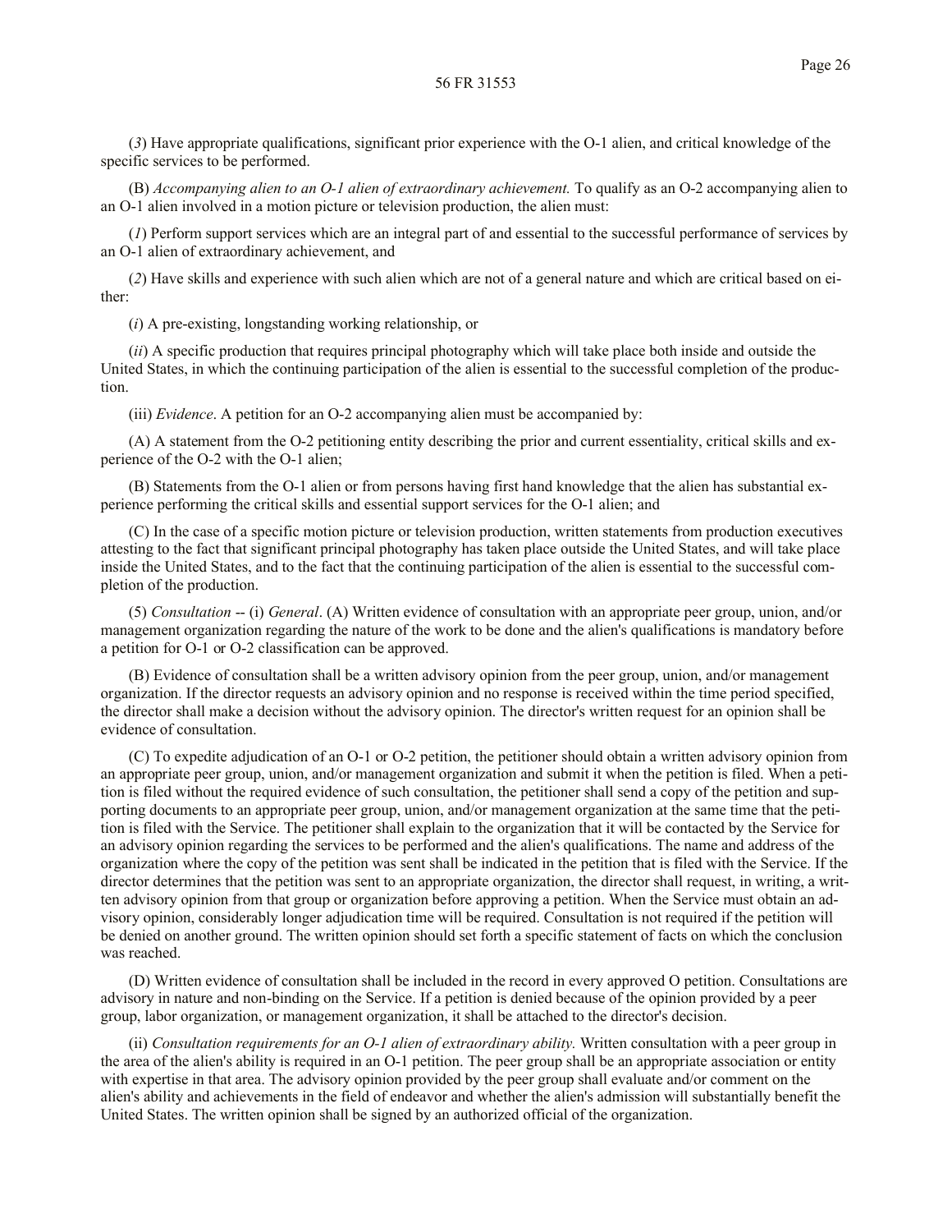(*3*) Have appropriate qualifications, significant prior experience with the O-1 alien, and critical knowledge of the specific services to be performed.

(B) *Accompanying alien to an O-1 alien of extraordinary achievement.* To qualify as an O-2 accompanying alien to an O-1 alien involved in a motion picture or television production, the alien must:

(*1*) Perform support services which are an integral part of and essential to the successful performance of services by an O-1 alien of extraordinary achievement, and

(*2*) Have skills and experience with such alien which are not of a general nature and which are critical based on either:

(*i*) A pre-existing, longstanding working relationship, or

(*ii*) A specific production that requires principal photography which will take place both inside and outside the United States, in which the continuing participation of the alien is essential to the successful completion of the production.

(iii) *Evidence*. A petition for an O-2 accompanying alien must be accompanied by:

(A) A statement from the O-2 petitioning entity describing the prior and current essentiality, critical skills and experience of the O-2 with the O-1 alien;

(B) Statements from the O-1 alien or from persons having first hand knowledge that the alien has substantial experience performing the critical skills and essential support services for the O-1 alien; and

(C) In the case of a specific motion picture or television production, written statements from production executives attesting to the fact that significant principal photography has taken place outside the United States, and will take place inside the United States, and to the fact that the continuing participation of the alien is essential to the successful completion of the production.

(5) *Consultation* -- (i) *General*. (A) Written evidence of consultation with an appropriate peer group, union, and/or management organization regarding the nature of the work to be done and the alien's qualifications is mandatory before a petition for O-1 or O-2 classification can be approved.

(B) Evidence of consultation shall be a written advisory opinion from the peer group, union, and/or management organization. If the director requests an advisory opinion and no response is received within the time period specified, the director shall make a decision without the advisory opinion. The director's written request for an opinion shall be evidence of consultation.

(C) To expedite adjudication of an O-1 or O-2 petition, the petitioner should obtain a written advisory opinion from an appropriate peer group, union, and/or management organization and submit it when the petition is filed. When a petition is filed without the required evidence of such consultation, the petitioner shall send a copy of the petition and supporting documents to an appropriate peer group, union, and/or management organization at the same time that the petition is filed with the Service. The petitioner shall explain to the organization that it will be contacted by the Service for an advisory opinion regarding the services to be performed and the alien's qualifications. The name and address of the organization where the copy of the petition was sent shall be indicated in the petition that is filed with the Service. If the director determines that the petition was sent to an appropriate organization, the director shall request, in writing, a written advisory opinion from that group or organization before approving a petition. When the Service must obtain an advisory opinion, considerably longer adjudication time will be required. Consultation is not required if the petition will be denied on another ground. The written opinion should set forth a specific statement of facts on which the conclusion was reached.

(D) Written evidence of consultation shall be included in the record in every approved O petition. Consultations are advisory in nature and non-binding on the Service. If a petition is denied because of the opinion provided by a peer group, labor organization, or management organization, it shall be attached to the director's decision.

(ii) *Consultation requirements for an O-1 alien of extraordinary ability.* Written consultation with a peer group in the area of the alien's ability is required in an O-1 petition. The peer group shall be an appropriate association or entity with expertise in that area. The advisory opinion provided by the peer group shall evaluate and/or comment on the alien's ability and achievements in the field of endeavor and whether the alien's admission will substantially benefit the United States. The written opinion shall be signed by an authorized official of the organization.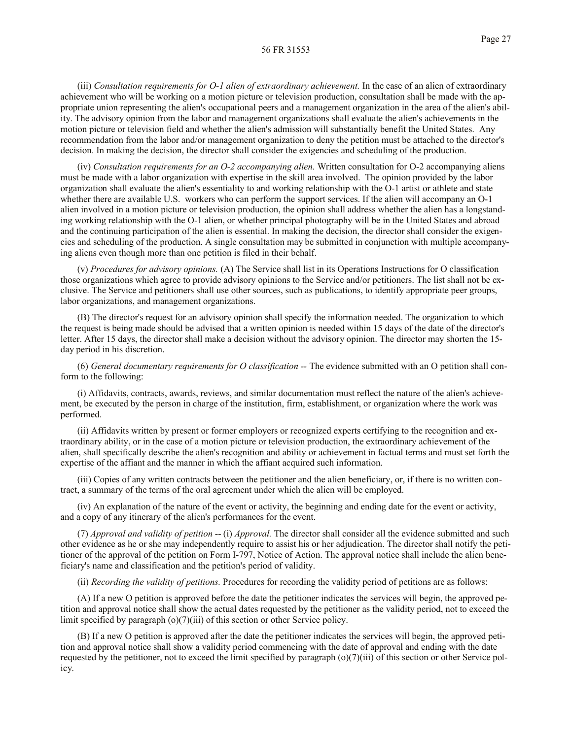56 FR 31553

(iii) *Consultation requirements for O-1 alien of extraordinary achievement.* In the case of an alien of extraordinary achievement who will be working on a motion picture or television production, consultation shall be made with the appropriate union representing the alien's occupational peers and a management organization in the area of the alien's ability. The advisory opinion from the labor and management organizations shall evaluate the alien's achievements in the motion picture or television field and whether the alien's admission will substantially benefit the United States. Any recommendation from the labor and/or management organization to deny the petition must be attached to the director's decision. In making the decision, the director shall consider the exigencies and scheduling of the production.

(iv) *Consultation requirements for an O-2 accompanying alien.* Written consultation for O-2 accompanying aliens must be made with a labor organization with expertise in the skill area involved. The opinion provided by the labor organization shall evaluate the alien's essentiality to and working relationship with the O-1 artist or athlete and state whether there are available U.S. workers who can perform the support services. If the alien will accompany an O-1 alien involved in a motion picture or television production, the opinion shall address whether the alien has a longstanding working relationship with the O-1 alien, or whether principal photography will be in the United States and abroad and the continuing participation of the alien is essential. In making the decision, the director shall consider the exigencies and scheduling of the production. A single consultation may be submitted in conjunction with multiple accompanying aliens even though more than one petition is filed in their behalf.

(v) *Procedures for advisory opinions.* (A) The Service shall list in its Operations Instructions for O classification those organizations which agree to provide advisory opinions to the Service and/or petitioners. The list shall not be exclusive. The Service and petitioners shall use other sources, such as publications, to identify appropriate peer groups, labor organizations, and management organizations.

(B) The director's request for an advisory opinion shall specify the information needed. The organization to which the request is being made should be advised that a written opinion is needed within 15 days of the date of the director's letter. After 15 days, the director shall make a decision without the advisory opinion. The director may shorten the 15-day period in his discretion.

(6) *General documentary requirements for O classification* -- The evidence submitted with an O petition shall conform to the following:

(i) Affidavits, contracts, awards, reviews, and similar documentation must reflect the nature of the alien's achievement, be executed by the person in charge of the institution, firm, establishment, or organization where the work was performed.

(ii) Affidavits written by present or former employers or recognized experts certifying to the recognition and extraordinary ability, or in the case of a motion picture or television production, the extraordinary achievement of the alien, shall specifically describe the alien's recognition and ability or achievement in factual terms and must set forth the expertise of the affiant and the manner in which the affiant acquired such information.

(iii) Copies of any written contracts between the petitioner and the alien beneficiary, or, if there is no written contract, a summary of the terms of the oral agreement under which the alien will be employed.

(iv) An explanation of the nature of the event or activity, the beginning and ending date for the event or activity, and a copy of any itinerary of the alien's performances for the event.

(7) *Approval and validity of petition* -- (i) *Approval.* The director shall consider all the evidence submitted and such other evidence as he or she may independently require to assist his or her adjudication. The director shall notify the petitioner of the approval of the petition on Form I-797, Notice of Action. The approval notice shall include the alien beneficiary's name and classification and the petition's period of validity.

(ii) *Recording the validity of petitions.* Procedures for recording the validity period of petitions are as follows:

(A) If a new O petition is approved before the date the petitioner indicates the services will begin, the approved petition and approval notice shall show the actual dates requested by the petitioner as the validity period, not to exceed the limit specified by paragraph (o)(7)(iii) of this section or other Service policy.

(B) If a new O petition is approved after the date the petitioner indicates the services will begin, the approved petition and approval notice shall show a validity period commencing with the date of approval and ending with the date requested by the petitioner, not to exceed the limit specified by paragraph (o)(7)(iii) of this section or other Service policy.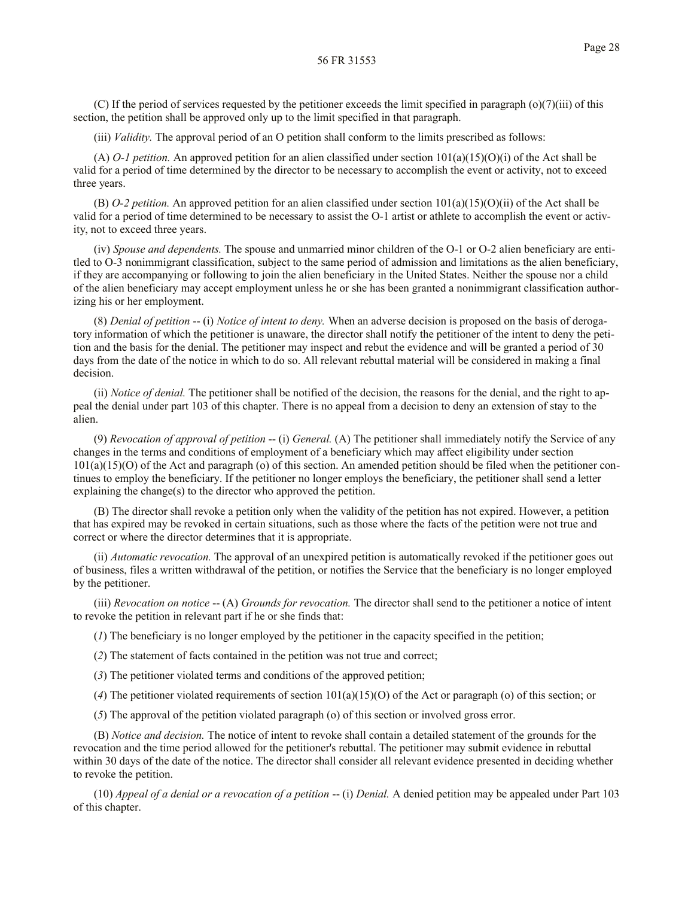(C) If the period of services requested by the petitioner exceeds the limit specified in paragraph (o)(7)(iii) of this section, the petition shall be approved only up to the limit specified in that paragraph.

(iii) *Validity.* The approval period of an O petition shall conform to the limits prescribed as follows:

(A) *O-1 petition.* An approved petition for an alien classified under section 101(a)(15)(O)(i) of the Act shall be valid for a period of time determined by the director to be necessary to accomplish the event or activity, not to exceed three years.

(B) *O-2 petition.* An approved petition for an alien classified under section 101(a)(15)(O)(ii) of the Act shall be valid for a period of time determined to be necessary to assist the O-1 artist or athlete to accomplish the event or activity, not to exceed three years.

(iv) *Spouse and dependents.* The spouse and unmarried minor children of the O-1 or O-2 alien beneficiary are entitled to O-3 nonimmigrant classification, subject to the same period of admission and limitations as the alien beneficiary, if they are accompanying or following to join the alien beneficiary in the United States. Neither the spouse nor a child of the alien beneficiary may accept employment unless he or she has been granted a nonimmigrant classification authorizing his or her employment.

(8) *Denial of petition* -- (i) *Notice of intent to deny.* When an adverse decision is proposed on the basis of derogatory information of which the petitioner is unaware, the director shall notify the petitioner of the intent to deny the petition and the basis for the denial. The petitioner may inspect and rebut the evidence and will be granted a period of 30 days from the date of the notice in which to do so. All relevant rebuttal material will be considered in making a final decision.

(ii) *Notice of denial.* The petitioner shall be notified of the decision, the reasons for the denial, and the right to appeal the denial under part 103 of this chapter. There is no appeal from a decision to deny an extension of stay to the alien.

(9) *Revocation of approval of petition* -- (i) *General.* (A) The petitioner shall immediately notify the Service of any changes in the terms and conditions of employment of a beneficiary which may affect eligibility under section 101(a)(15)(O) of the Act and paragraph (o) of this section. An amended petition should be filed when the petitioner continues to employ the beneficiary. If the petitioner no longer employs the beneficiary, the petitioner shall send a letter explaining the change(s) to the director who approved the petition.

(B) The director shall revoke a petition only when the validity of the petition has not expired. However, a petition that has expired may be revoked in certain situations, such as those where the facts of the petition were not true and correct or where the director determines that it is appropriate.

(ii) *Automatic revocation.* The approval of an unexpired petition is automatically revoked if the petitioner goes out of business, files a written withdrawal of the petition, or notifies the Service that the beneficiary is no longer employed by the petitioner.

(iii) *Revocation on notice* -- (A) *Grounds for revocation.* The director shall send to the petitioner a notice of intent to revoke the petition in relevant part if he or she finds that:

(*1*) The beneficiary is no longer employed by the petitioner in the capacity specified in the petition;

(*2*) The statement of facts contained in the petition was not true and correct;

(*3*) The petitioner violated terms and conditions of the approved petition;

(*4*) The petitioner violated requirements of section 101(a)(15)(O) of the Act or paragraph (o) of this section; or

(*5*) The approval of the petition violated paragraph (o) of this section or involved gross error.

(B) *Notice and decision.* The notice of intent to revoke shall contain a detailed statement of the grounds for the revocation and the time period allowed for the petitioner's rebuttal. The petitioner may submit evidence in rebuttal within 30 days of the date of the notice. The director shall consider all relevant evidence presented in deciding whether to revoke the petition.

(10) *Appeal of a denial or a revocation of a petition* -- (i) *Denial.* A denied petition may be appealed under Part 103 of this chapter.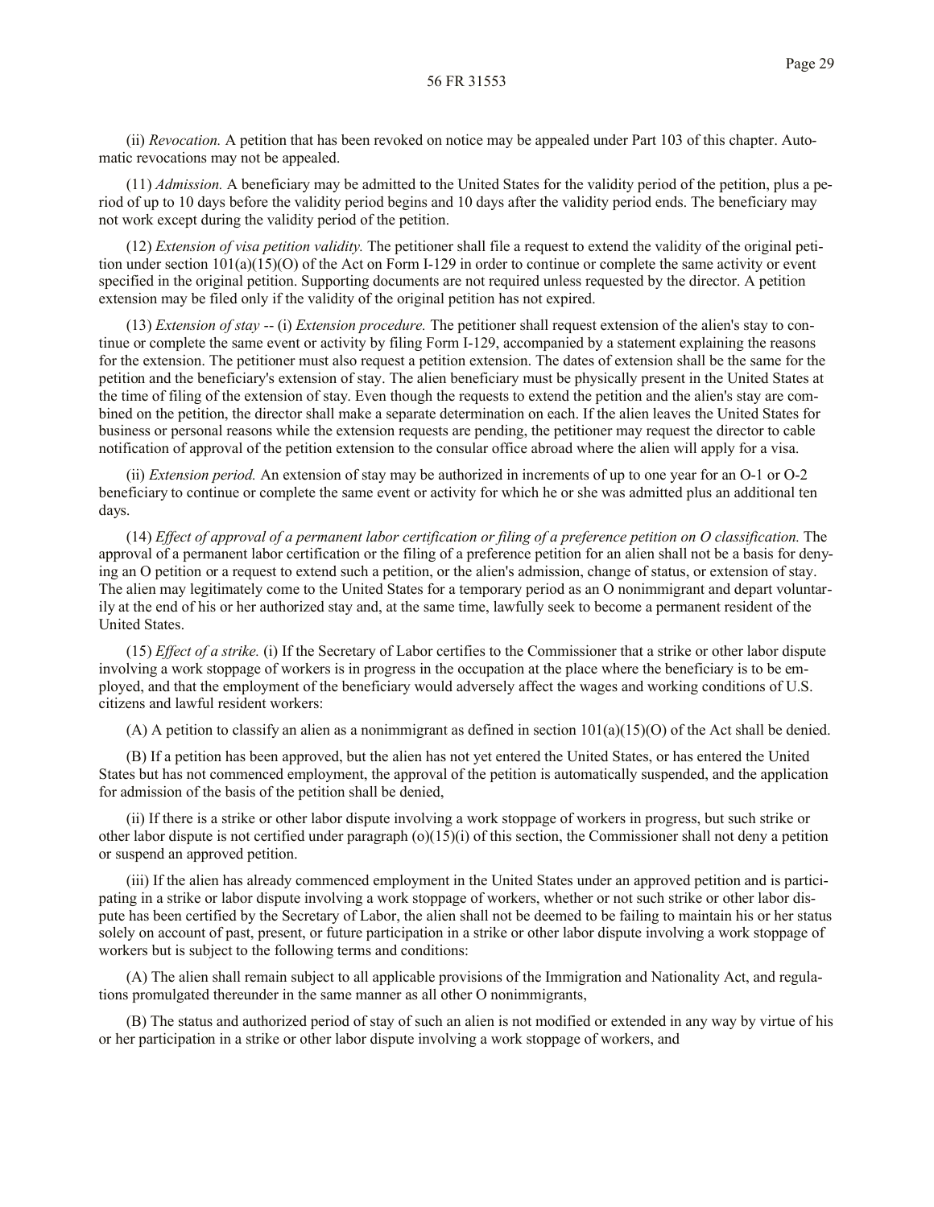(ii) *Revocation.* A petition that has been revoked on notice may be appealed under Part 103 of this chapter. Automatic revocations may not be appealed.

(11) *Admission.* A beneficiary may be admitted to the United States for the validity period of the petition, plus a period of up to 10 days before the validity period begins and 10 days after the validity period ends. The beneficiary may not work except during the validity period of the petition.

(12) *Extension of visa petition validity.* The petitioner shall file a request to extend the validity of the original petition under section 101(a)(15)(O) of the Act on Form I-129 in order to continue or complete the same activity or event specified in the original petition. Supporting documents are not required unless requested by the director. A petition extension may be filed only if the validity of the original petition has not expired.

(13) *Extension of stay* -- (i) *Extension procedure.* The petitioner shall request extension of the alien's stay to continue or complete the same event or activity by filing Form I-129, accompanied by a statement explaining the reasons for the extension. The petitioner must also request a petition extension. The dates of extension shall be the same for the petition and the beneficiary's extension of stay. The alien beneficiary must be physically present in the United States at the time of filing of the extension of stay. Even though the requests to extend the petition and the alien's stay are combined on the petition, the director shall make a separate determination on each. If the alien leaves the United States for business or personal reasons while the extension requests are pending, the petitioner may request the director to cable notification of approval of the petition extension to the consular office abroad where the alien will apply for a visa.

(ii) *Extension period.* An extension of stay may be authorized in increments of up to one year for an O-1 or O-2 beneficiary to continue or complete the same event or activity for which he or she was admitted plus an additional ten days.

(14) *Effect of approval of a permanent labor certification or filing of a preference petition on O classification.* The approval of a permanent labor certification or the filing of a preference petition for an alien shall not be a basis for denying an O petition or a request to extend such a petition, or the alien's admission, change of status, or extension of stay. The alien may legitimately come to the United States for a temporary period as an O nonimmigrant and depart voluntarily at the end of his or her authorized stay and, at the same time, lawfully seek to become a permanent resident of the United States.

(15) *Effect of a strike.* (i) If the Secretary of Labor certifies to the Commissioner that a strike or other labor dispute involving a work stoppage of workers is in progress in the occupation at the place where the beneficiary is to be employed, and that the employment of the beneficiary would adversely affect the wages and working conditions of U.S. citizens and lawful resident workers:

(A) A petition to classify an alien as a nonimmigrant as defined in section 101(a)(15)(O) of the Act shall be denied.

(B) If a petition has been approved, but the alien has not yet entered the United States, or has entered the United States but has not commenced employment, the approval of the petition is automatically suspended, and the application for admission of the basis of the petition shall be denied,

(ii) If there is a strike or other labor dispute involving a work stoppage of workers in progress, but such strike or other labor dispute is not certified under paragraph (o)(15)(i) of this section, the Commissioner shall not deny a petition or suspend an approved petition.

(iii) If the alien has already commenced employment in the United States under an approved petition and is participating in a strike or labor dispute involving a work stoppage of workers, whether or not such strike or other labor dispute has been certified by the Secretary of Labor, the alien shall not be deemed to be failing to maintain his or her status solely on account of past, present, or future participation in a strike or other labor dispute involving a work stoppage of workers but is subject to the following terms and conditions:

(A) The alien shall remain subject to all applicable provisions of the Immigration and Nationality Act, and regulations promulgated thereunder in the same manner as all other O nonimmigrants,

(B) The status and authorized period of stay of such an alien is not modified or extended in any way by virtue of his or her participation in a strike or other labor dispute involving a work stoppage of workers, and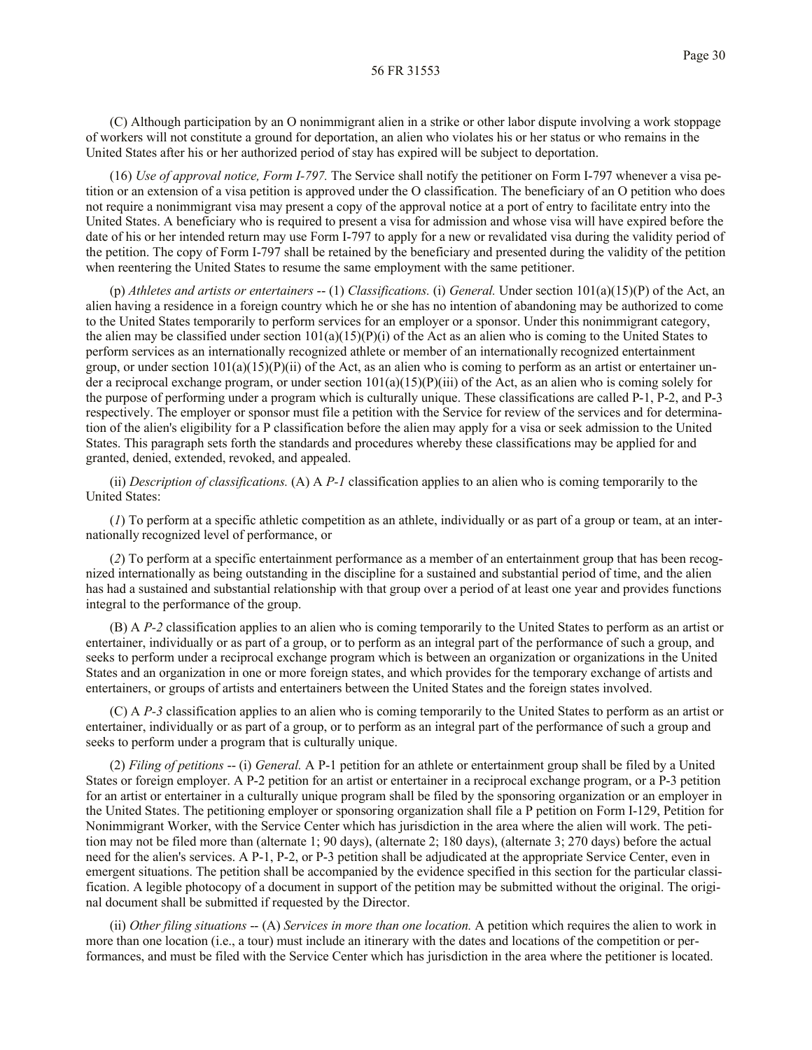(C) Although participation by an O nonimmigrant alien in a strike or other labor dispute involving a work stoppage of workers will not constitute a ground for deportation, an alien who violates his or her status or who remains in the United States after his or her authorized period of stay has expired will be subject to deportation.

(16) *Use of approval notice, Form I-797.* The Service shall notify the petitioner on Form I-797 whenever a visa petition or an extension of a visa petition is approved under the O classification. The beneficiary of an O petition who does not require a nonimmigrant visa may present a copy of the approval notice at a port of entry to facilitate entry into the United States. A beneficiary who is required to present a visa for admission and whose visa will have expired before the date of his or her intended return may use Form I-797 to apply for a new or revalidated visa during the validity period of the petition. The copy of Form I-797 shall be retained by the beneficiary and presented during the validity of the petition when reentering the United States to resume the same employment with the same petitioner.

(p) *Athletes and artists or entertainers* -- (1) *Classifications.* (i) *General.* Under section 101(a)(15)(P) of the Act, an alien having a residence in a foreign country which he or she has no intention of abandoning may be authorized to come to the United States temporarily to perform services for an employer or a sponsor. Under this nonimmigrant category, the alien may be classified under section 101(a)(15)(P)(i) of the Act as an alien who is coming to the United States to perform services as an internationally recognized athlete or member of an internationally recognized entertainment group, or under section 101(a)(15)(P)(ii) of the Act, as an alien who is coming to perform as an artist or entertainer under a reciprocal exchange program, or under section 101(a)(15)(P)(iii) of the Act, as an alien who is coming solely for the purpose of performing under a program which is culturally unique. These classifications are called P-1, P-2, and P-3 respectively. The employer or sponsor must file a petition with the Service for review of the services and for determination of the alien's eligibility for a P classification before the alien may apply for a visa or seek admission to the United States. This paragraph sets forth the standards and procedures whereby these classifications may be applied for and granted, denied, extended, revoked, and appealed.

(ii) *Description of classifications.* (A) A *P-1* classification applies to an alien who is coming temporarily to the United States:

(*1*) To perform at a specific athletic competition as an athlete, individually or as part of a group or team, at an internationally recognized level of performance, or

(*2*) To perform at a specific entertainment performance as a member of an entertainment group that has been recognized internationally as being outstanding in the discipline for a sustained and substantial period of time, and the alien has had a sustained and substantial relationship with that group over a period of at least one year and provides functions integral to the performance of the group.

(B) A *P-2* classification applies to an alien who is coming temporarily to the United States to perform as an artist or entertainer, individually or as part of a group, or to perform as an integral part of the performance of such a group, and seeks to perform under a reciprocal exchange program which is between an organization or organizations in the United States and an organization in one or more foreign states, and which provides for the temporary exchange of artists and entertainers, or groups of artists and entertainers between the United States and the foreign states involved.

(C) A *P-3* classification applies to an alien who is coming temporarily to the United States to perform as an artist or entertainer, individually or as part of a group, or to perform as an integral part of the performance of such a group and seeks to perform under a program that is culturally unique.

(2) *Filing of petitions* -- (i) *General.* A P-1 petition for an athlete or entertainment group shall be filed by a United States or foreign employer. A P-2 petition for an artist or entertainer in a reciprocal exchange program, or a P-3 petition for an artist or entertainer in a culturally unique program shall be filed by the sponsoring organization or an employer in the United States. The petitioning employer or sponsoring organization shall file a P petition on Form I-129, Petition for Nonimmigrant Worker, with the Service Center which has jurisdiction in the area where the alien will work. The petition may not be filed more than (alternate 1; 90 days), (alternate 2; 180 days), (alternate 3; 270 days) before the actual need for the alien's services. A P-1, P-2, or P-3 petition shall be adjudicated at the appropriate Service Center, even in emergent situations. The petition shall be accompanied by the evidence specified in this section for the particular classification. A legible photocopy of a document in support of the petition may be submitted without the original. The original document shall be submitted if requested by the Director.

(ii) *Other filing situations* -- (A) *Services in more than one location.* A petition which requires the alien to work in more than one location (i.e., a tour) must include an itinerary with the dates and locations of the competition or performances, and must be filed with the Service Center which has jurisdiction in the area where the petitioner is located.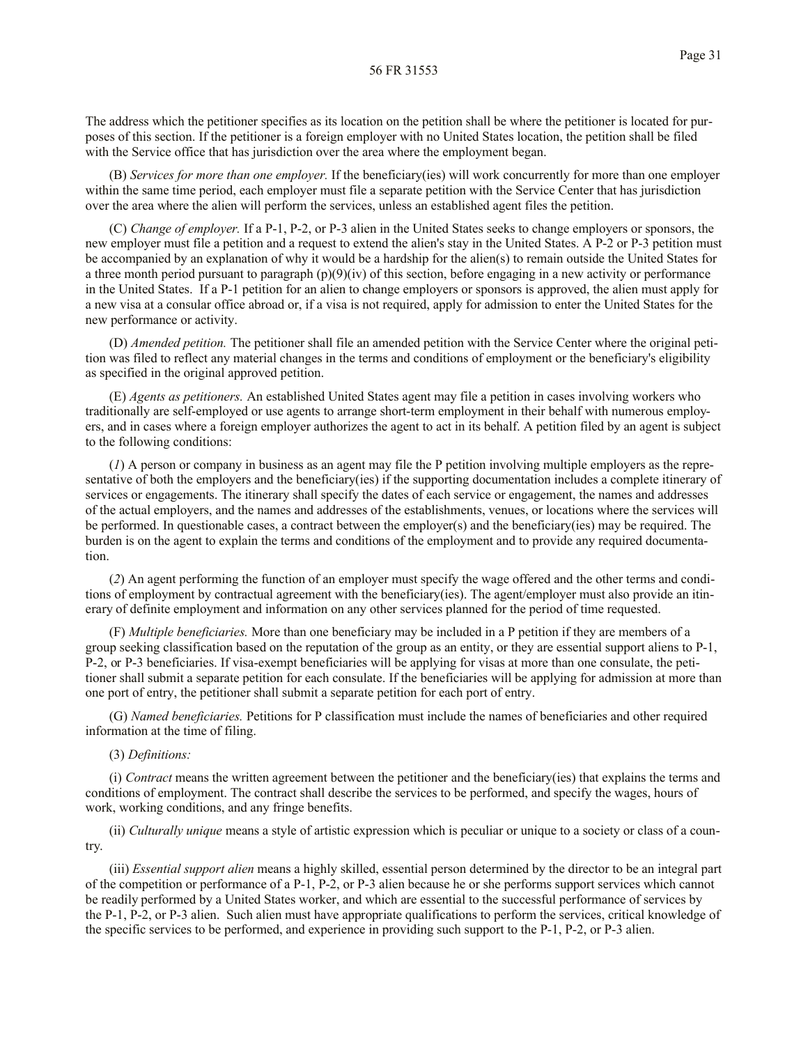The address which the petitioner specifies as its location on the petition shall be where the petitioner is located for purposes of this section. If the petitioner is a foreign employer with no United States location, the petition shall be filed with the Service office that has jurisdiction over the area where the employment began.

(B) *Services for more than one employer.* If the beneficiary(ies) will work concurrently for more than one employer within the same time period, each employer must file a separate petition with the Service Center that has jurisdiction over the area where the alien will perform the services, unless an established agent files the petition.

(C) *Change of employer.* If a P-1, P-2, or P-3 alien in the United States seeks to change employers or sponsors, the new employer must file a petition and a request to extend the alien's stay in the United States. A P-2 or P-3 petition must be accompanied by an explanation of why it would be a hardship for the alien(s) to remain outside the United States for a three month period pursuant to paragraph (p)(9)(iv) of this section, before engaging in a new activity or performance in the United States. If a P-1 petition for an alien to change employers or sponsors is approved, the alien must apply for a new visa at a consular office abroad or, if a visa is not required, apply for admission to enter the United States for the new performance or activity.

(D) *Amended petition.* The petitioner shall file an amended petition with the Service Center where the original petition was filed to reflect any material changes in the terms and conditions of employment or the beneficiary's eligibility as specified in the original approved petition.

(E) *Agents as petitioners.* An established United States agent may file a petition in cases involving workers who traditionally are self-employed or use agents to arrange short-term employment in their behalf with numerous employers, and in cases where a foreign employer authorizes the agent to act in its behalf. A petition filed by an agent is subject to the following conditions:

(*1*) A person or company in business as an agent may file the P petition involving multiple employers as the representative of both the employers and the beneficiary(ies) if the supporting documentation includes a complete itinerary of services or engagements. The itinerary shall specify the dates of each service or engagement, the names and addresses of the actual employers, and the names and addresses of the establishments, venues, or locations where the services will be performed. In questionable cases, a contract between the employer(s) and the beneficiary(ies) may be required. The burden is on the agent to explain the terms and conditions of the employment and to provide any required documentation.

(*2*) An agent performing the function of an employer must specify the wage offered and the other terms and conditions of employment by contractual agreement with the beneficiary(ies). The agent/employer must also provide an itinerary of definite employment and information on any other services planned for the period of time requested.

(F) *Multiple beneficiaries.* More than one beneficiary may be included in a P petition if they are members of a group seeking classification based on the reputation of the group as an entity, or they are essential support aliens to P-1, P-2, or P-3 beneficiaries. If visa-exempt beneficiaries will be applying for visas at more than one consulate, the petitioner shall submit a separate petition for each consulate. If the beneficiaries will be applying for admission at more than one port of entry, the petitioner shall submit a separate petition for each port of entry.

(G) *Named beneficiaries.* Petitions for P classification must include the names of beneficiaries and other required information at the time of filing.

(3) *Definitions:*

(i) *Contract* means the written agreement between the petitioner and the beneficiary(ies) that explains the terms and conditions of employment. The contract shall describe the services to be performed, and specify the wages, hours of work, working conditions, and any fringe benefits.

(ii) *Culturally unique* means a style of artistic expression which is peculiar or unique to a society or class of a country.

(iii) *Essential support alien* means a highly skilled, essential person determined by the director to be an integral part of the competition or performance of a P-1, P-2, or P-3 alien because he or she performs support services which cannot be readily performed by a United States worker, and which are essential to the successful performance of services by the P-1, P-2, or P-3 alien. Such alien must have appropriate qualifications to perform the services, critical knowledge of the specific services to be performed, and experience in providing such support to the P-1, P-2, or P-3 alien.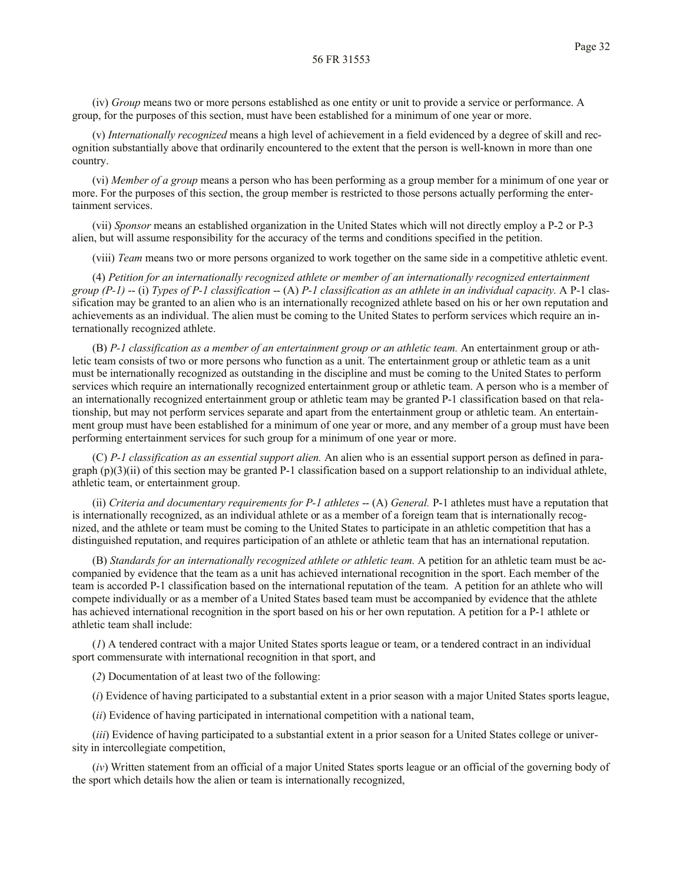(iv) *Group* means two or more persons established as one entity or unit to provide a service or performance. A group, for the purposes of this section, must have been established for a minimum of one year or more.

(v) *Internationally recognized* means a high level of achievement in a field evidenced by a degree of skill and recognition substantially above that ordinarily encountered to the extent that the person is well-known in more than one country.

(vi) *Member of a group* means a person who has been performing as a group member for a minimum of one year or more. For the purposes of this section, the group member is restricted to those persons actually performing the entertainment services.

(vii) *Sponsor* means an established organization in the United States which will not directly employ a P-2 or P-3 alien, but will assume responsibility for the accuracy of the terms and conditions specified in the petition.

(viii) *Team* means two or more persons organized to work together on the same side in a competitive athletic event.

(4) *Petition for an internationally recognized athlete or member of an internationally recognized entertainment group (P-1)* -- (i) *Types of P-1 classification* -- (A) *P-1 classification as an athlete in an individual capacity.* A P-1 classification may be granted to an alien who is an internationally recognized athlete based on his or her own reputation and achievements as an individual. The alien must be coming to the United States to perform services which require an internationally recognized athlete.

(B) *P-1 classification as a member of an entertainment group or an athletic team.* An entertainment group or athletic team consists of two or more persons who function as a unit. The entertainment group or athletic team as a unit must be internationally recognized as outstanding in the discipline and must be coming to the United States to perform services which require an internationally recognized entertainment group or athletic team. A person who is a member of an internationally recognized entertainment group or athletic team may be granted P-1 classification based on that relationship, but may not perform services separate and apart from the entertainment group or athletic team. An entertainment group must have been established for a minimum of one year or more, and any member of a group must have been performing entertainment services for such group for a minimum of one year or more.

(C) *P-1 classification as an essential support alien.* An alien who is an essential support person as defined in paragraph (p)(3)(ii) of this section may be granted P-1 classification based on a support relationship to an individual athlete, athletic team, or entertainment group.

(ii) *Criteria and documentary requirements for P-1 athletes* -- (A) *General.* P-1 athletes must have a reputation that is internationally recognized, as an individual athlete or as a member of a foreign team that is internationally recognized, and the athlete or team must be coming to the United States to participate in an athletic competition that has a distinguished reputation, and requires participation of an athlete or athletic team that has an international reputation.

(B) *Standards for an internationally recognized athlete or athletic team.* A petition for an athletic team must be accompanied by evidence that the team as a unit has achieved international recognition in the sport. Each member of the team is accorded P-1 classification based on the international reputation of the team. A petition for an athlete who will compete individually or as a member of a United States based team must be accompanied by evidence that the athlete has achieved international recognition in the sport based on his or her own reputation. A petition for a P-1 athlete or athletic team shall include:

(*1*) A tendered contract with a major United States sports league or team, or a tendered contract in an individual sport commensurate with international recognition in that sport, and

(*2*) Documentation of at least two of the following:

(*i*) Evidence of having participated to a substantial extent in a prior season with a major United States sports league,

(*ii*) Evidence of having participated in international competition with a national team,

(*iii*) Evidence of having participated to a substantial extent in a prior season for a United States college or university in intercollegiate competition,

(*iv*) Written statement from an official of a major United States sports league or an official of the governing body of the sport which details how the alien or team is internationally recognized,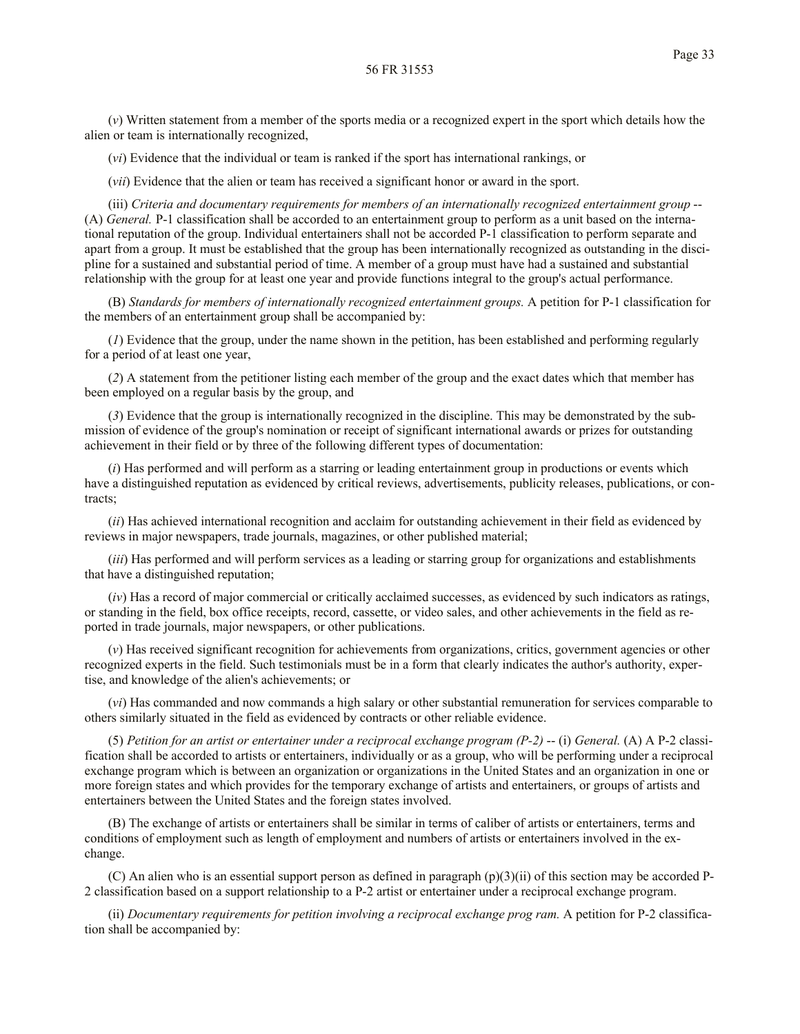(*v*) Written statement from a member of the sports media or a recognized expert in the sport which details how the alien or team is internationally recognized,

(*vi*) Evidence that the individual or team is ranked if the sport has international rankings, or

(*vii*) Evidence that the alien or team has received a significant honor or award in the sport.

(iii) *Criteria and documentary requirements for members of an internationally recognized entertainment group* -- (A) *General.* P-1 classification shall be accorded to an entertainment group to perform as a unit based on the international reputation of the group. Individual entertainers shall not be accorded P-1 classification to perform separate and apart from a group. It must be established that the group has been internationally recognized as outstanding in the discipline for a sustained and substantial period of time. A member of a group must have had a sustained and substantial relationship with the group for at least one year and provide functions integral to the group's actual performance.

(B) *Standards for members of internationally recognized entertainment groups.* A petition for P-1 classification for the members of an entertainment group shall be accompanied by:

(*1*) Evidence that the group, under the name shown in the petition, has been established and performing regularly for a period of at least one year,

(*2*) A statement from the petitioner listing each member of the group and the exact dates which that member has been employed on a regular basis by the group, and

(*3*) Evidence that the group is internationally recognized in the discipline. This may be demonstrated by the submission of evidence of the group's nomination or receipt of significant international awards or prizes for outstanding achievement in their field or by three of the following different types of documentation:

(*i*) Has performed and will perform as a starring or leading entertainment group in productions or events which have a distinguished reputation as evidenced by critical reviews, advertisements, publicity releases, publications, or contracts;

(*ii*) Has achieved international recognition and acclaim for outstanding achievement in their field as evidenced by reviews in major newspapers, trade journals, magazines, or other published material;

(*iii*) Has performed and will perform services as a leading or starring group for organizations and establishments that have a distinguished reputation;

(*iv*) Has a record of major commercial or critically acclaimed successes, as evidenced by such indicators as ratings, or standing in the field, box office receipts, record, cassette, or video sales, and other achievements in the field as reported in trade journals, major newspapers, or other publications.

(*v*) Has received significant recognition for achievements from organizations, critics, government agencies or other recognized experts in the field. Such testimonials must be in a form that clearly indicates the author's authority, expertise, and knowledge of the alien's achievements; or

(*vi*) Has commanded and now commands a high salary or other substantial remuneration for services comparable to others similarly situated in the field as evidenced by contracts or other reliable evidence.

(5) *Petition for an artist or entertainer under a reciprocal exchange program (P-2)* -- (i) *General.* (A) A P-2 classification shall be accorded to artists or entertainers, individually or as a group, who will be performing under a reciprocal exchange program which is between an organization or organizations in the United States and an organization in one or more foreign states and which provides for the temporary exchange of artists and entertainers, or groups of artists and entertainers between the United States and the foreign states involved.

(B) The exchange of artists or entertainers shall be similar in terms of caliber of artists or entertainers, terms and conditions of employment such as length of employment and numbers of artists or entertainers involved in the exchange.

(C) An alien who is an essential support person as defined in paragraph (p)(3)(ii) of this section may be accorded P-2 classification based on a support relationship to a P-2 artist or entertainer under a reciprocal exchange program.

(ii) *Documentary requirements for petition involving a reciprocal exchange prog ram.* A petition for P-2 classification shall be accompanied by: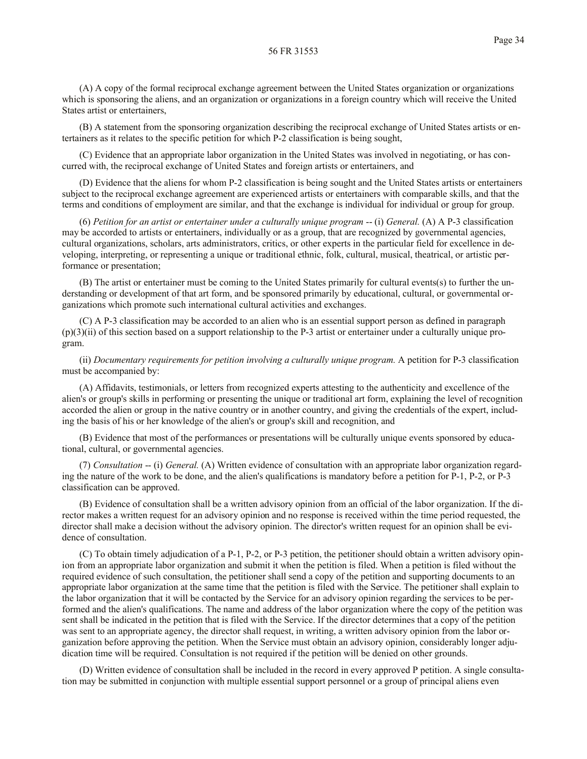(A) A copy of the formal reciprocal exchange agreement between the United States organization or organizations which is sponsoring the aliens, and an organization or organizations in a foreign country which will receive the United States artist or entertainers,

(B) A statement from the sponsoring organization describing the reciprocal exchange of United States artists or entertainers as it relates to the specific petition for which P-2 classification is being sought,

(C) Evidence that an appropriate labor organization in the United States was involved in negotiating, or has concurred with, the reciprocal exchange of United States and foreign artists or entertainers, and

(D) Evidence that the aliens for whom P-2 classification is being sought and the United States artists or entertainers subject to the reciprocal exchange agreement are experienced artists or entertainers with comparable skills, and that the terms and conditions of employment are similar, and that the exchange is individual for individual or group for group.

(6) *Petition for an artist or entertainer under a culturally unique program* -- (i) *General.* (A) A P-3 classification may be accorded to artists or entertainers, individually or as a group, that are recognized by governmental agencies, cultural organizations, scholars, arts administrators, critics, or other experts in the particular field for excellence in developing, interpreting, or representing a unique or traditional ethnic, folk, cultural, musical, theatrical, or artistic performance or presentation;

(B) The artist or entertainer must be coming to the United States primarily for cultural events(s) to further the understanding or development of that art form, and be sponsored primarily by educational, cultural, or governmental organizations which promote such international cultural activities and exchanges.

(C) A P-3 classification may be accorded to an alien who is an essential support person as defined in paragraph (p)(3)(ii) of this section based on a support relationship to the P-3 artist or entertainer under a culturally unique program.

(ii) *Documentary requirements for petition involving a culturally unique program.* A petition for P-3 classification must be accompanied by:

(A) Affidavits, testimonials, or letters from recognized experts attesting to the authenticity and excellence of the alien's or group's skills in performing or presenting the unique or traditional art form, explaining the level of recognition accorded the alien or group in the native country or in another country, and giving the credentials of the expert, including the basis of his or her knowledge of the alien's or group's skill and recognition, and

(B) Evidence that most of the performances or presentations will be culturally unique events sponsored by educational, cultural, or governmental agencies.

(7) *Consultation* -- (i) *General.* (A) Written evidence of consultation with an appropriate labor organization regarding the nature of the work to be done, and the alien's qualifications is mandatory before a petition for P-1, P-2, or P-3 classification can be approved.

(B) Evidence of consultation shall be a written advisory opinion from an official of the labor organization. If the director makes a written request for an advisory opinion and no response is received within the time period requested, the director shall make a decision without the advisory opinion. The director's written request for an opinion shall be evidence of consultation.

(C) To obtain timely adjudication of a P-1, P-2, or P-3 petition, the petitioner should obtain a written advisory opinion from an appropriate labor organization and submit it when the petition is filed. When a petition is filed without the required evidence of such consultation, the petitioner shall send a copy of the petition and supporting documents to an appropriate labor organization at the same time that the petition is filed with the Service. The petitioner shall explain to the labor organization that it will be contacted by the Service for an advisory opinion regarding the services to be performed and the alien's qualifications. The name and address of the labor organization where the copy of the petition was sent shall be indicated in the petition that is filed with the Service. If the director determines that a copy of the petition was sent to an appropriate agency, the director shall request, in writing, a written advisory opinion from the labor organization before approving the petition. When the Service must obtain an advisory opinion, considerably longer adjudication time will be required. Consultation is not required if the petition will be denied on other grounds.

(D) Written evidence of consultation shall be included in the record in every approved P petition. A single consultation may be submitted in conjunction with multiple essential support personnel or a group of principal aliens even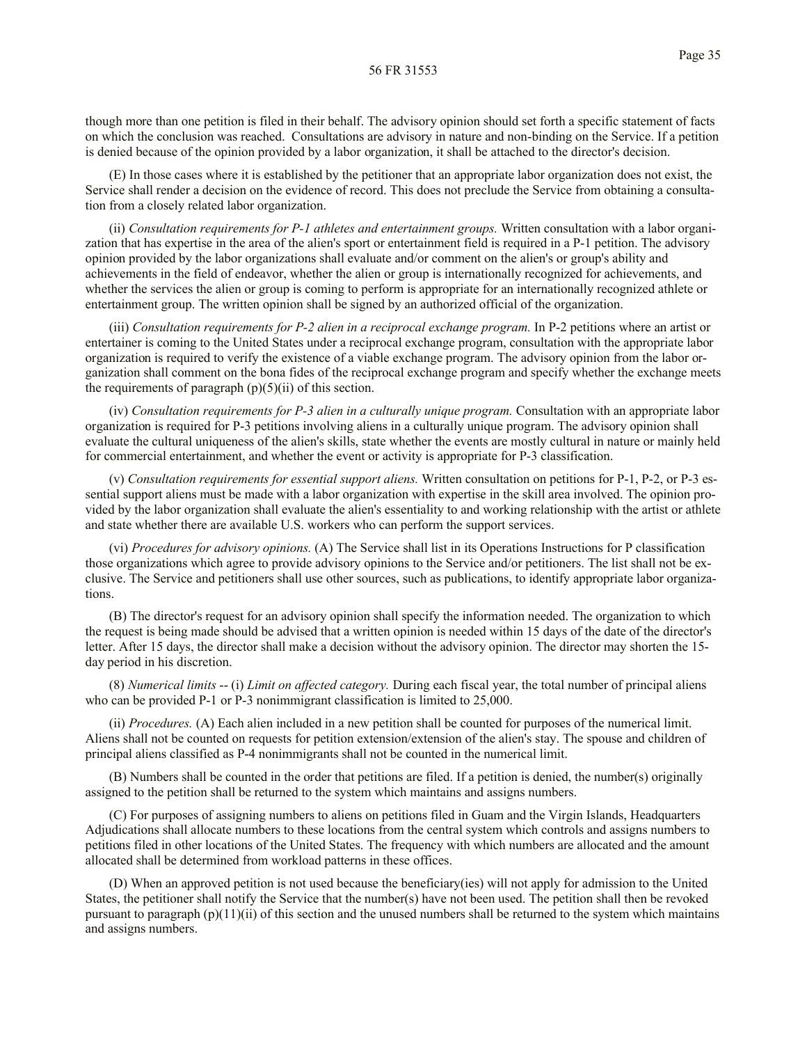though more than one petition is filed in their behalf. The advisory opinion should set forth a specific statement of facts on which the conclusion was reached. Consultations are advisory in nature and non-binding on the Service. If a petition is denied because of the opinion provided by a labor organization, it shall be attached to the director's decision.

(E) In those cases where it is established by the petitioner that an appropriate labor organization does not exist, the Service shall render a decision on the evidence of record. This does not preclude the Service from obtaining a consultation from a closely related labor organization.

(ii) *Consultation requirements for P-1 athletes and entertainment groups.* Written consultation with a labor organization that has expertise in the area of the alien's sport or entertainment field is required in a P-1 petition. The advisory opinion provided by the labor organizations shall evaluate and/or comment on the alien's or group's ability and achievements in the field of endeavor, whether the alien or group is internationally recognized for achievements, and whether the services the alien or group is coming to perform is appropriate for an internationally recognized athlete or entertainment group. The written opinion shall be signed by an authorized official of the organization.

(iii) *Consultation requirements for P-2 alien in a reciprocal exchange program.* In P-2 petitions where an artist or entertainer is coming to the United States under a reciprocal exchange program, consultation with the appropriate labor organization is required to verify the existence of a viable exchange program. The advisory opinion from the labor organization shall comment on the bona fides of the reciprocal exchange program and specify whether the exchange meets the requirements of paragraph (p)(5)(ii) of this section.

(iv) *Consultation requirements for P-3 alien in a culturally unique program.* Consultation with an appropriate labor organization is required for P-3 petitions involving aliens in a culturally unique program. The advisory opinion shall evaluate the cultural uniqueness of the alien's skills, state whether the events are mostly cultural in nature or mainly held for commercial entertainment, and whether the event or activity is appropriate for P-3 classification.

(v) *Consultation requirements for essential support aliens.* Written consultation on petitions for P-1, P-2, or P-3 essential support aliens must be made with a labor organization with expertise in the skill area involved. The opinion provided by the labor organization shall evaluate the alien's essentiality to and working relationship with the artist or athlete and state whether there are available U.S. workers who can perform the support services.

(vi) *Procedures for advisory opinions.* (A) The Service shall list in its Operations Instructions for P classification those organizations which agree to provide advisory opinions to the Service and/or petitioners. The list shall not be exclusive. The Service and petitioners shall use other sources, such as publications, to identify appropriate labor organizations.

(B) The director's request for an advisory opinion shall specify the information needed. The organization to which the request is being made should be advised that a written opinion is needed within 15 days of the date of the director's letter. After 15 days, the director shall make a decision without the advisory opinion. The director may shorten the 15-day period in his discretion.

(8) *Numerical limits* -- (i) *Limit on affected category.* During each fiscal year, the total number of principal aliens who can be provided P-1 or P-3 nonimmigrant classification is limited to 25,000.

(ii) *Procedures.* (A) Each alien included in a new petition shall be counted for purposes of the numerical limit. Aliens shall not be counted on requests for petition extension/extension of the alien's stay. The spouse and children of principal aliens classified as P-4 nonimmigrants shall not be counted in the numerical limit.

(B) Numbers shall be counted in the order that petitions are filed. If a petition is denied, the number(s) originally assigned to the petition shall be returned to the system which maintains and assigns numbers.

(C) For purposes of assigning numbers to aliens on petitions filed in Guam and the Virgin Islands, Headquarters Adjudications shall allocate numbers to these locations from the central system which controls and assigns numbers to petitions filed in other locations of the United States. The frequency with which numbers are allocated and the amount allocated shall be determined from workload patterns in these offices.

(D) When an approved petition is not used because the beneficiary(ies) will not apply for admission to the United States, the petitioner shall notify the Service that the number(s) have not been used. The petition shall then be revoked pursuant to paragraph (p)(11)(ii) of this section and the unused numbers shall be returned to the system which maintains and assigns numbers.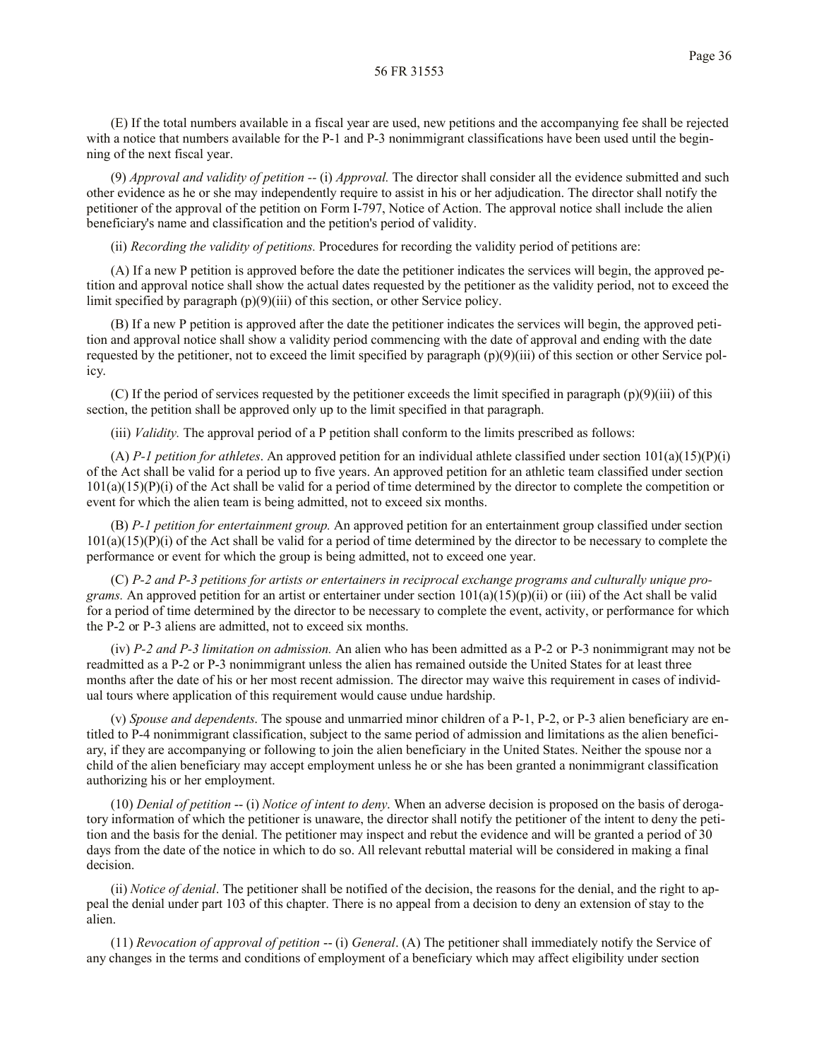(E) If the total numbers available in a fiscal year are used, new petitions and the accompanying fee shall be rejected with a notice that numbers available for the P-1 and P-3 nonimmigrant classifications have been used until the beginning of the next fiscal year.

(9) *Approval and validity of petition* -- (i) *Approval.* The director shall consider all the evidence submitted and such other evidence as he or she may independently require to assist in his or her adjudication. The director shall notify the petitioner of the approval of the petition on Form I-797, Notice of Action. The approval notice shall include the alien beneficiary's name and classification and the petition's period of validity.

(ii) *Recording the validity of petitions.* Procedures for recording the validity period of petitions are:

(A) If a new P petition is approved before the date the petitioner indicates the services will begin, the approved petition and approval notice shall show the actual dates requested by the petitioner as the validity period, not to exceed the limit specified by paragraph (p)(9)(iii) of this section, or other Service policy.

(B) If a new P petition is approved after the date the petitioner indicates the services will begin, the approved petition and approval notice shall show a validity period commencing with the date of approval and ending with the date requested by the petitioner, not to exceed the limit specified by paragraph (p)(9)(iii) of this section or other Service policy.

(C) If the period of services requested by the petitioner exceeds the limit specified in paragraph (p)(9)(iii) of this section, the petition shall be approved only up to the limit specified in that paragraph.

(iii) *Validity.* The approval period of a P petition shall conform to the limits prescribed as follows:

(A) *P-1 petition for athletes*. An approved petition for an individual athlete classified under section 101(a)(15)(P)(i) of the Act shall be valid for a period up to five years. An approved petition for an athletic team classified under section 101(a)(15)(P)(i) of the Act shall be valid for a period of time determined by the director to complete the competition or event for which the alien team is being admitted, not to exceed six months.

(B) *P-1 petition for entertainment group.* An approved petition for an entertainment group classified under section 101(a)(15)(P)(i) of the Act shall be valid for a period of time determined by the director to be necessary to complete the performance or event for which the group is being admitted, not to exceed one year.

(C) *P-2 and P-3 petitions for artists or entertainers in reciprocal exchange programs and culturally unique programs.* An approved petition for an artist or entertainer under section 101(a)(15)(p)(ii) or (iii) of the Act shall be valid for a period of time determined by the director to be necessary to complete the event, activity, or performance for which the P-2 or P-3 aliens are admitted, not to exceed six months.

(iv) *P-2 and P-3 limitation on admission.* An alien who has been admitted as a P-2 or P-3 nonimmigrant may not be readmitted as a P-2 or P-3 nonimmigrant unless the alien has remained outside the United States for at least three months after the date of his or her most recent admission. The director may waive this requirement in cases of individual tours where application of this requirement would cause undue hardship.

(v) *Spouse and dependents.* The spouse and unmarried minor children of a P-1, P-2, or P-3 alien beneficiary are entitled to P-4 nonimmigrant classification, subject to the same period of admission and limitations as the alien beneficiary, if they are accompanying or following to join the alien beneficiary in the United States. Neither the spouse nor a child of the alien beneficiary may accept employment unless he or she has been granted a nonimmigrant classification authorizing his or her employment.

(10) *Denial of petition* -- (i) *Notice of intent to deny.* When an adverse decision is proposed on the basis of derogatory information of which the petitioner is unaware, the director shall notify the petitioner of the intent to deny the petition and the basis for the denial. The petitioner may inspect and rebut the evidence and will be granted a period of 30 days from the date of the notice in which to do so. All relevant rebuttal material will be considered in making a final decision.

(ii) *Notice of denial*. The petitioner shall be notified of the decision, the reasons for the denial, and the right to appeal the denial under part 103 of this chapter. There is no appeal from a decision to deny an extension of stay to the alien.

(11) *Revocation of approval of petition* -- (i) *General*. (A) The petitioner shall immediately notify the Service of any changes in the terms and conditions of employment of a beneficiary which may affect eligibility under section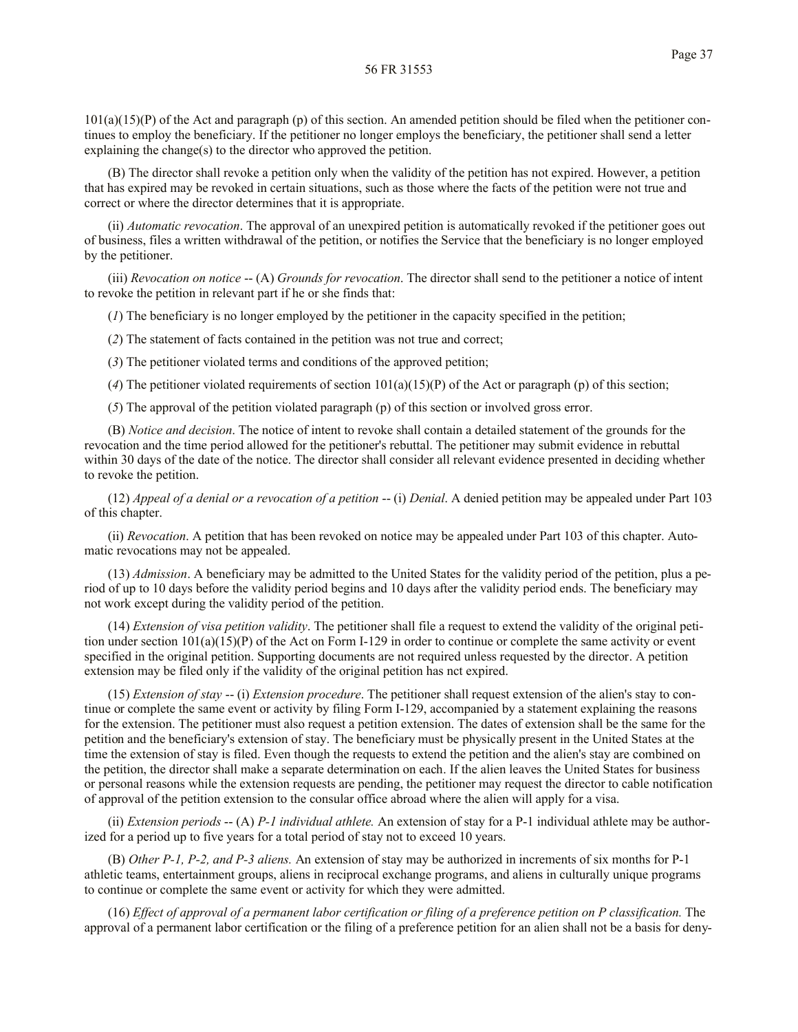101(a)(15)(P) of the Act and paragraph (p) of this section. An amended petition should be filed when the petitioner continues to employ the beneficiary. If the petitioner no longer employs the beneficiary, the petitioner shall send a letter explaining the change(s) to the director who approved the petition.

(B) The director shall revoke a petition only when the validity of the petition has not expired. However, a petition that has expired may be revoked in certain situations, such as those where the facts of the petition were not true and correct or where the director determines that it is appropriate.

(ii) *Automatic revocation*. The approval of an unexpired petition is automatically revoked if the petitioner goes out of business, files a written withdrawal of the petition, or notifies the Service that the beneficiary is no longer employed by the petitioner.

(iii) *Revocation on notice* -- (A) *Grounds for revocation*. The director shall send to the petitioner a notice of intent to revoke the petition in relevant part if he or she finds that:

(*1*) The beneficiary is no longer employed by the petitioner in the capacity specified in the petition;

(*2*) The statement of facts contained in the petition was not true and correct;

(*3*) The petitioner violated terms and conditions of the approved petition;

(*4*) The petitioner violated requirements of section 101(a)(15)(P) of the Act or paragraph (p) of this section;

(*5*) The approval of the petition violated paragraph (p) of this section or involved gross error.

(B) *Notice and decision*. The notice of intent to revoke shall contain a detailed statement of the grounds for the revocation and the time period allowed for the petitioner's rebuttal. The petitioner may submit evidence in rebuttal within 30 days of the date of the notice. The director shall consider all relevant evidence presented in deciding whether to revoke the petition.

(12) *Appeal of a denial or a revocation of a petition* -- (i) *Denial*. A denied petition may be appealed under Part 103 of this chapter.

(ii) *Revocation*. A petition that has been revoked on notice may be appealed under Part 103 of this chapter. Automatic revocations may not be appealed.

(13) *Admission*. A beneficiary may be admitted to the United States for the validity period of the petition, plus a period of up to 10 days before the validity period begins and 10 days after the validity period ends. The beneficiary may not work except during the validity period of the petition.

(14) *Extension of visa petition validity*. The petitioner shall file a request to extend the validity of the original petition under section 101(a)(15)(P) of the Act on Form I-129 in order to continue or complete the same activity or event specified in the original petition. Supporting documents are not required unless requested by the director. A petition extension may be filed only if the validity of the original petition has nct expired.

(15) *Extension of stay* -- (i) *Extension procedure*. The petitioner shall request extension of the alien's stay to continue or complete the same event or activity by filing Form I-129, accompanied by a statement explaining the reasons for the extension. The petitioner must also request a petition extension. The dates of extension shall be the same for the petition and the beneficiary's extension of stay. The beneficiary must be physically present in the United States at the time the extension of stay is filed. Even though the requests to extend the petition and the alien's stay are combined on the petition, the director shall make a separate determination on each. If the alien leaves the United States for business or personal reasons while the extension requests are pending, the petitioner may request the director to cable notification of approval of the petition extension to the consular office abroad where the alien will apply for a visa.

(ii) *Extension periods* -- (A) *P-1 individual athlete.* An extension of stay for a P-1 individual athlete may be authorized for a period up to five years for a total period of stay not to exceed 10 years.

(B) *Other P-1, P-2, and P-3 aliens.* An extension of stay may be authorized in increments of six months for P-1 athletic teams, entertainment groups, aliens in reciprocal exchange programs, and aliens in culturally unique programs to continue or complete the same event or activity for which they were admitted.

(16) *Effect of approval of a permanent labor certification or filing of a preference petition on P classification.* The approval of a permanent labor certification or the filing of a preference petition for an alien shall not be a basis for deny-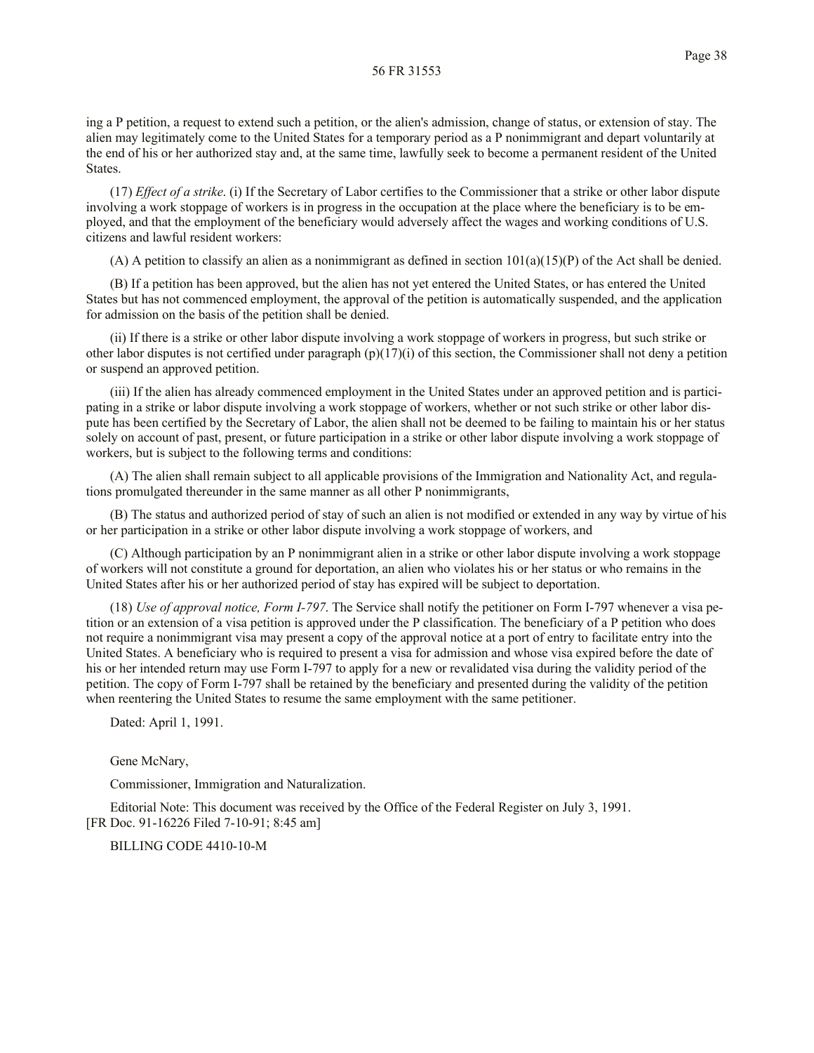ing a P petition, a request to extend such a petition, or the alien's admission, change of status, or extension of stay. The alien may legitimately come to the United States for a temporary period as a P nonimmigrant and depart voluntarily at the end of his or her authorized stay and, at the same time, lawfully seek to become a permanent resident of the United States.

(17) *Effect of a strike*. (i) If the Secretary of Labor certifies to the Commissioner that a strike or other labor dispute involving a work stoppage of workers is in progress in the occupation at the place where the beneficiary is to be employed, and that the employment of the beneficiary would adversely affect the wages and working conditions of U.S. citizens and lawful resident workers:

(A) A petition to classify an alien as a nonimmigrant as defined in section 101(a)(15)(P) of the Act shall be denied.

(B) If a petition has been approved, but the alien has not yet entered the United States, or has entered the United States but has not commenced employment, the approval of the petition is automatically suspended, and the application for admission on the basis of the petition shall be denied.

(ii) If there is a strike or other labor dispute involving a work stoppage of workers in progress, but such strike or other labor disputes is not certified under paragraph (p)(17)(i) of this section, the Commissioner shall not deny a petition or suspend an approved petition.

(iii) If the alien has already commenced employment in the United States under an approved petition and is participating in a strike or labor dispute involving a work stoppage of workers, whether or not such strike or other labor dispute has been certified by the Secretary of Labor, the alien shall not be deemed to be failing to maintain his or her status solely on account of past, present, or future participation in a strike or other labor dispute involving a work stoppage of workers, but is subject to the following terms and conditions:

(A) The alien shall remain subject to all applicable provisions of the Immigration and Nationality Act, and regulations promulgated thereunder in the same manner as all other P nonimmigrants,

(B) The status and authorized period of stay of such an alien is not modified or extended in any way by virtue of his or her participation in a strike or other labor dispute involving a work stoppage of workers, and

(C) Although participation by an P nonimmigrant alien in a strike or other labor dispute involving a work stoppage of workers will not constitute a ground for deportation, an alien who violates his or her status or who remains in the United States after his or her authorized period of stay has expired will be subject to deportation.

(18) *Use of approval notice, Form I-797*. The Service shall notify the petitioner on Form I-797 whenever a visa petition or an extension of a visa petition is approved under the P classification. The beneficiary of a P petition who does not require a nonimmigrant visa may present a copy of the approval notice at a port of entry to facilitate entry into the United States. A beneficiary who is required to present a visa for admission and whose visa expired before the date of his or her intended return may use Form I-797 to apply for a new or revalidated visa during the validity period of the petition. The copy of Form I-797 shall be retained by the beneficiary and presented during the validity of the petition when reentering the United States to resume the same employment with the same petitioner.

Dated: April 1, 1991.

Gene McNary,

Commissioner, Immigration and Naturalization.

Editorial Note: This document was received by the Office of the Federal Register on July 3, 1991.
[FR Doc. 91-16226 Filed 7-10-91; 8:45 am]

BILLING CODE 4410-10-M